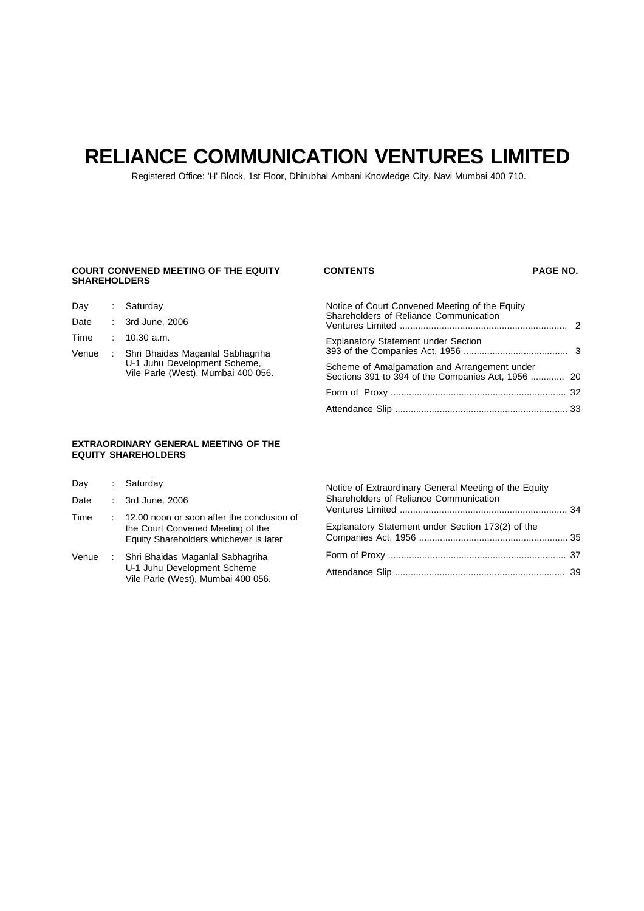# RELIANCE COMMUNICATION VENTURES LIMITED

Registered Office: 'H' Block, 1st Floor, Dhirubhai Ambani Knowledge City, Navi Mumbai 400 710.

**COURT CONVENED MEETING OF THE EQUITY SHAREHOLDERS**

| | | |
|---|---|---|
| Day | : | Saturday |
| Date | : | 3rd June, 2006 |
| Time | : | 10.30 a.m. |
| Venue | : | Shri Bhaidas Maganlal Sabhagriha U-1 Juhu Development Scheme, Vile Parle (West), Mumbai 400 056. |

| CONTENTS | PAGE NO. |
|---|---|
| Notice of Court Convened Meeting of the Equity Shareholders of Reliance Communication Ventures Limited | 2 |
| Explanatory Statement under Section 393 of the Companies Act, 1956 | 3 |
| Scheme of Amalgamation and Arrangement under Sections 391 to 394 of the Companies Act, 1956 | 20 |
| Form of Proxy | 32 |
| Attendance Slip | 33 |

**EXTRAORDINARY GENERAL MEETING OF THE EQUITY SHAREHOLDERS**

| | | |
|---|---|---|
| Day | : | Saturday |
| Date | : | 3rd June, 2006 |
| Time | : | 12.00 noon or soon after the conclusion of the Court Convened Meeting of the Equity Shareholders whichever is later |
| Venue | : | Shri Bhaidas Maganlal Sabhagriha U-1 Juhu Development Scheme Vile Parle (West), Mumbai 400 056. |

| | |
|---|---|
| Notice of Extraordinary General Meeting of the Equity Shareholders of Reliance Communication Ventures Limited | 34 |
| Explanatory Statement under Section 173(2) of the Companies Act, 1956 | 35 |
| Form of Proxy | 37 |
| Attendance Slip | 39 |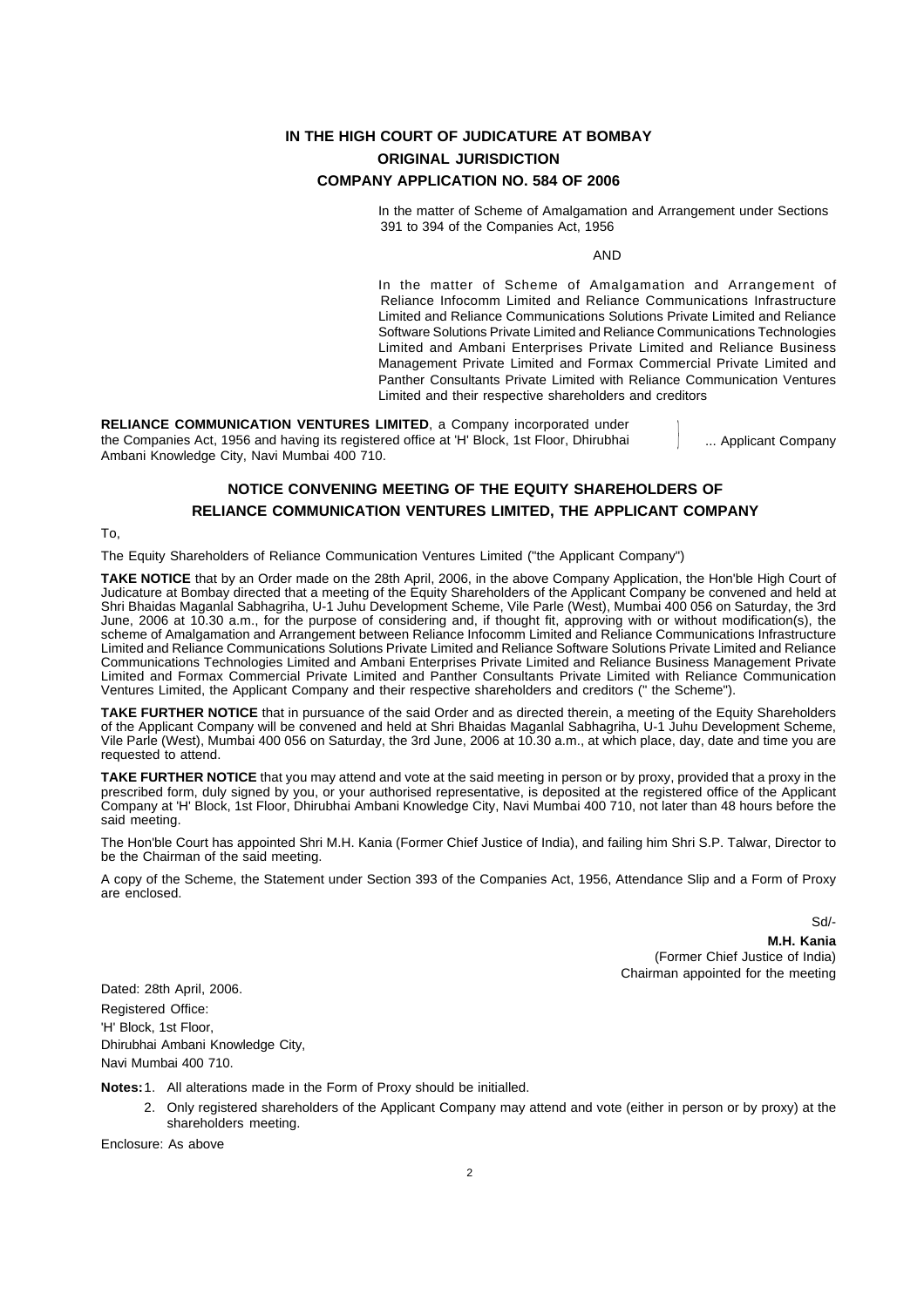# IN THE HIGH COURT OF JUDICATURE AT BOMBAY

## ORIGINAL JURISDICTION

## COMPANY APPLICATION NO. 584 OF 2006

In the matter of Scheme of Amalgamation and Arrangement under Sections 391 to 394 of the Companies Act, 1956

AND

In the matter of Scheme of Amalgamation and Arrangement of Reliance Infocomm Limited and Reliance Communications Infrastructure Limited and Reliance Communications Solutions Private Limited and Reliance Software Solutions Private Limited and Reliance Communications Technologies Limited and Ambani Enterprises Private Limited and Reliance Business Management Private Limited and Formax Commercial Private Limited and Panther Consultants Private Limited with Reliance Communication Ventures Limited and their respective shareholders and creditors

**RELIANCE COMMUNICATION VENTURES LIMITED**, a Company incorporated under the Companies Act, 1956 and having its registered office at 'H' Block, 1st Floor, Dhirubhai Ambani Knowledge City, Navi Mumbai 400 710. ... Applicant Company

## NOTICE CONVENING MEETING OF THE EQUITY SHAREHOLDERS OF RELIANCE COMMUNICATION VENTURES LIMITED, THE APPLICANT COMPANY

To,

The Equity Shareholders of Reliance Communication Ventures Limited ("the Applicant Company")

**TAKE NOTICE** that by an Order made on the 28th April, 2006, in the above Company Application, the Hon'ble High Court of Judicature at Bombay directed that a meeting of the Equity Shareholders of the Applicant Company be convened and held at Shri Bhaidas Maganlal Sabhagriha, U-1 Juhu Development Scheme, Vile Parle (West), Mumbai 400 056 on Saturday, the 3rd June, 2006 at 10.30 a.m., for the purpose of considering and, if thought fit, approving with or without modification(s), the scheme of Amalgamation and Arrangement between Reliance Infocomm Limited and Reliance Communications Infrastructure Limited and Reliance Communications Solutions Private Limited and Reliance Software Solutions Private Limited and Reliance Communications Technologies Limited and Ambani Enterprises Private Limited and Reliance Business Management Private Limited and Formax Commercial Private Limited and Panther Consultants Private Limited with Reliance Communication Ventures Limited, the Applicant Company and their respective shareholders and creditors (" the Scheme").

**TAKE FURTHER NOTICE** that in pursuance of the said Order and as directed therein, a meeting of the Equity Shareholders of the Applicant Company will be convened and held at Shri Bhaidas Maganlal Sabhagriha, U-1 Juhu Development Scheme, Vile Parle (West), Mumbai 400 056 on Saturday, the 3rd June, 2006 at 10.30 a.m., at which place, day, date and time you are requested to attend.

**TAKE FURTHER NOTICE** that you may attend and vote at the said meeting in person or by proxy, provided that a proxy in the prescribed form, duly signed by you, or your authorised representative, is deposited at the registered office of the Applicant Company at 'H' Block, 1st Floor, Dhirubhai Ambani Knowledge City, Navi Mumbai 400 710, not later than 48 hours before the said meeting.

The Hon'ble Court has appointed Shri M.H. Kania (Former Chief Justice of India), and failing him Shri S.P. Talwar, Director to be the Chairman of the said meeting.

A copy of the Scheme, the Statement under Section 393 of the Companies Act, 1956, Attendance Slip and a Form of Proxy are enclosed.

Sd/-

**M.H. Kania**
(Former Chief Justice of India)
Chairman appointed for the meeting

Dated: 28th April, 2006.

Registered Office:
'H' Block, 1st Floor,
Dhirubhai Ambani Knowledge City,
Navi Mumbai 400 710.

**Notes:**

1. All alterations made in the Form of Proxy should be initialled.
2. Only registered shareholders of the Applicant Company may attend and vote (either in person or by proxy) at the shareholders meeting.

Enclosure: As above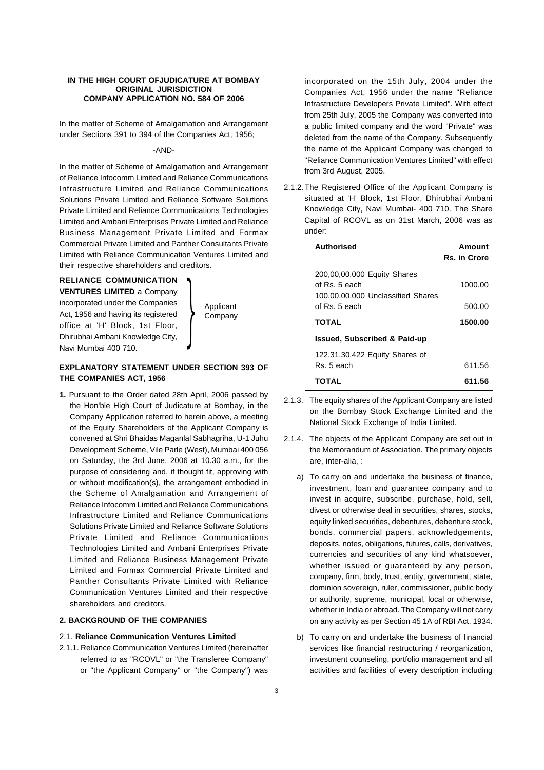**IN THE HIGH COURT OFJUDICATURE AT BOMBAY**
**ORIGINAL JURISDICTION**
**COMPANY APPLICATION NO. 584 OF 2006**

In the matter of Scheme of Amalgamation and Arrangement under Sections 391 to 394 of the Companies Act, 1956;

-AND-

In the matter of Scheme of Amalgamation and Arrangement of Reliance Infocomm Limited and Reliance Communications Infrastructure Limited and Reliance Communications Solutions Private Limited and Reliance Software Solutions Private Limited and Reliance Communications Technologies Limited and Ambani Enterprises Private Limited and Reliance Business Management Private Limited and Formax Commercial Private Limited and Panther Consultants Private Limited with Reliance Communication Ventures Limited and their respective shareholders and creditors.

**RELIANCE COMMUNICATION VENTURES LIMITED** a Company incorporated under the Companies Act, 1956 and having its registered office at 'H' Block, 1st Floor, Dhirubhai Ambani Knowledge City, Navi Mumbai 400 710. } Applicant Company

**EXPLANATORY STATEMENT UNDER SECTION 393 OF THE COMPANIES ACT, 1956**

**1.** Pursuant to the Order dated 28th April, 2006 passed by the Hon'ble High Court of Judicature at Bombay, in the Company Application referred to herein above, a meeting of the Equity Shareholders of the Applicant Company is convened at Shri Bhaidas Maganlal Sabhagriha, U-1 Juhu Development Scheme, Vile Parle (West), Mumbai 400 056 on Saturday, the 3rd June, 2006 at 10.30 a.m., for the purpose of considering and, if thought fit, approving with or without modification(s), the arrangement embodied in the Scheme of Amalgamation and Arrangement of Reliance Infocomm Limited and Reliance Communications Infrastructure Limited and Reliance Communications Solutions Private Limited and Reliance Software Solutions Private Limited and Reliance Communications Technologies Limited and Ambani Enterprises Private Limited and Reliance Business Management Private Limited and Formax Commercial Private Limited and Panther Consultants Private Limited with Reliance Communication Ventures Limited and their respective shareholders and creditors.

**2. BACKGROUND OF THE COMPANIES**

2.1. **Reliance Communication Ventures Limited**

2.1.1. Reliance Communication Ventures Limited (hereinafter referred to as "RCOVL" or "the Transferee Company" or "the Applicant Company" or "the Company") was incorporated on the 15th July, 2004 under the Companies Act, 1956 under the name "Reliance Infrastructure Developers Private Limited". With effect from 25th July, 2005 the Company was converted into a public limited company and the word "Private" was deleted from the name of the Company. Subsequently the name of the Applicant Company was changed to "Reliance Communication Ventures Limited" with effect from 3rd August, 2005.

2.1.2. The Registered Office of the Applicant Company is situated at 'H' Block, 1st Floor, Dhirubhai Ambani Knowledge City, Navi Mumbai- 400 710. The Share Capital of RCOVL as on 31st March, 2006 was as under:

| **Authorised** | **Amount Rs. in Crore** |
|---|---|
| 200,00,00,000 Equity Shares of Rs. 5 each | 1000.00 |
| 100,00,00,000 Unclassified Shares of Rs. 5 each | 500.00 |
| **TOTAL** | **1500.00** |
| **Issued, Subscribed & Paid-up** | |
| 122,31,30,422 Equity Shares of Rs. 5 each | 611.56 |
| **TOTAL** | **611.56** |

2.1.3. The equity shares of the Applicant Company are listed on the Bombay Stock Exchange Limited and the National Stock Exchange of India Limited.

2.1.4. The objects of the Applicant Company are set out in the Memorandum of Association. The primary objects are, inter-alia, :

a) To carry on and undertake the business of finance, investment, loan and guarantee company and to invest in acquire, subscribe, purchase, hold, sell, divest or otherwise deal in securities, shares, stocks, equity linked securities, debentures, debenture stock, bonds, commercial papers, acknowledgements, deposits, notes, obligations, futures, calls, derivatives, currencies and securities of any kind whatsoever, whether issued or guaranteed by any person, company, firm, body, trust, entity, government, state, dominion sovereign, ruler, commissioner, public body or authority, supreme, municipal, local or otherwise, whether in India or abroad. The Company will not carry on any activity as per Section 45 1A of RBI Act, 1934.

b) To carry on and undertake the business of financial services like financial restructuring / reorganization, investment counseling, portfolio management and all activities and facilities of every description including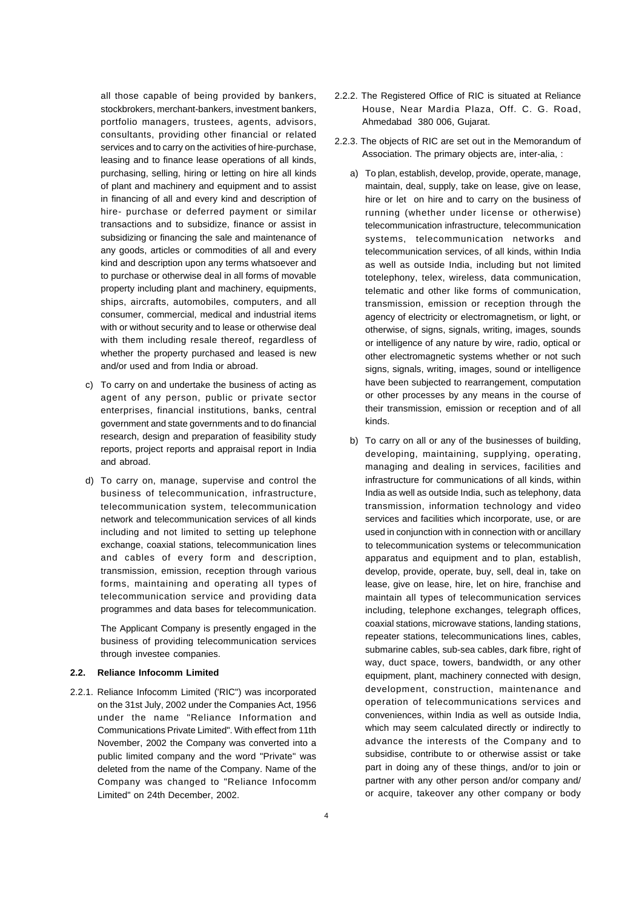all those capable of being provided by bankers, stockbrokers, merchant-bankers, investment bankers, portfolio managers, trustees, agents, advisors, consultants, providing other financial or related services and to carry on the activities of hire-purchase, leasing and to finance lease operations of all kinds, purchasing, selling, hiring or letting on hire all kinds of plant and machinery and equipment and to assist in financing of all and every kind and description of hire- purchase or deferred payment or similar transactions and to subsidize, finance or assist in subsidizing or financing the sale and maintenance of any goods, articles or commodities of all and every kind and description upon any terms whatsoever and to purchase or otherwise deal in all forms of movable property including plant and machinery, equipments, ships, aircrafts, automobiles, computers, and all consumer, commercial, medical and industrial items with or without security and to lease or otherwise deal with them including resale thereof, regardless of whether the property purchased and leased is new and/or used and from India or abroad.

c) To carry on and undertake the business of acting as agent of any person, public or private sector enterprises, financial institutions, banks, central government and state governments and to do financial research, design and preparation of feasibility study reports, project reports and appraisal report in India and abroad.

d) To carry on, manage, supervise and control the business of telecommunication, infrastructure, telecommunication system, telecommunication network and telecommunication services of all kinds including and not limited to setting up telephone exchange, coaxial stations, telecommunication lines and cables of every form and description, transmission, emission, reception through various forms, maintaining and operating all types of telecommunication service and providing data programmes and data bases for telecommunication.

The Applicant Company is presently engaged in the business of providing telecommunication services through investee companies.

**2.2. Reliance Infocomm Limited**

2.2.1. Reliance Infocomm Limited ('RIC") was incorporated on the 31st July, 2002 under the Companies Act, 1956 under the name "Reliance Information and Communications Private Limited". With effect from 11th November, 2002 the Company was converted into a public limited company and the word "Private" was deleted from the name of the Company. Name of the Company was changed to "Reliance Infocomm Limited" on 24th December, 2002.

2.2.2. The Registered Office of RIC is situated at Reliance House, Near Mardia Plaza, Off. C. G. Road, Ahmedabad 380 006, Gujarat.

2.2.3. The objects of RIC are set out in the Memorandum of Association. The primary objects are, inter-alia, :

a) To plan, establish, develop, provide, operate, manage, maintain, deal, supply, take on lease, give on lease, hire or let on hire and to carry on the business of running (whether under license or otherwise) telecommunication infrastructure, telecommunication systems, telecommunication networks and telecommunication services, of all kinds, within India as well as outside India, including but not limited totelephony, telex, wireless, data communication, telematic and other like forms of communication, transmission, emission or reception through the agency of electricity or electromagnetism, or light, or otherwise, of signs, signals, writing, images, sounds or intelligence of any nature by wire, radio, optical or other electromagnetic systems whether or not such signs, signals, writing, images, sound or intelligence have been subjected to rearrangement, computation or other processes by any means in the course of their transmission, emission or reception and of all kinds.

b) To carry on all or any of the businesses of building, developing, maintaining, supplying, operating, managing and dealing in services, facilities and infrastructure for communications of all kinds, within India as well as outside India, such as telephony, data transmission, information technology and video services and facilities which incorporate, use, or are used in conjunction with in connection with or ancillary to telecommunication systems or telecommunication apparatus and equipment and to plan, establish, develop, provide, operate, buy, sell, deal in, take on lease, give on lease, hire, let on hire, franchise and maintain all types of telecommunication services including, telephone exchanges, telegraph offices, coaxial stations, microwave stations, landing stations, repeater stations, telecommunications lines, cables, submarine cables, sub-sea cables, dark fibre, right of way, duct space, towers, bandwidth, or any other equipment, plant, machinery connected with design, development, construction, maintenance and operation of telecommunications services and conveniences, within India as well as outside India, which may seem calculated directly or indirectly to advance the interests of the Company and to subsidise, contribute to or otherwise assist or take part in doing any of these things, and/or to join or partner with any other person and/or company and/ or acquire, takeover any other company or body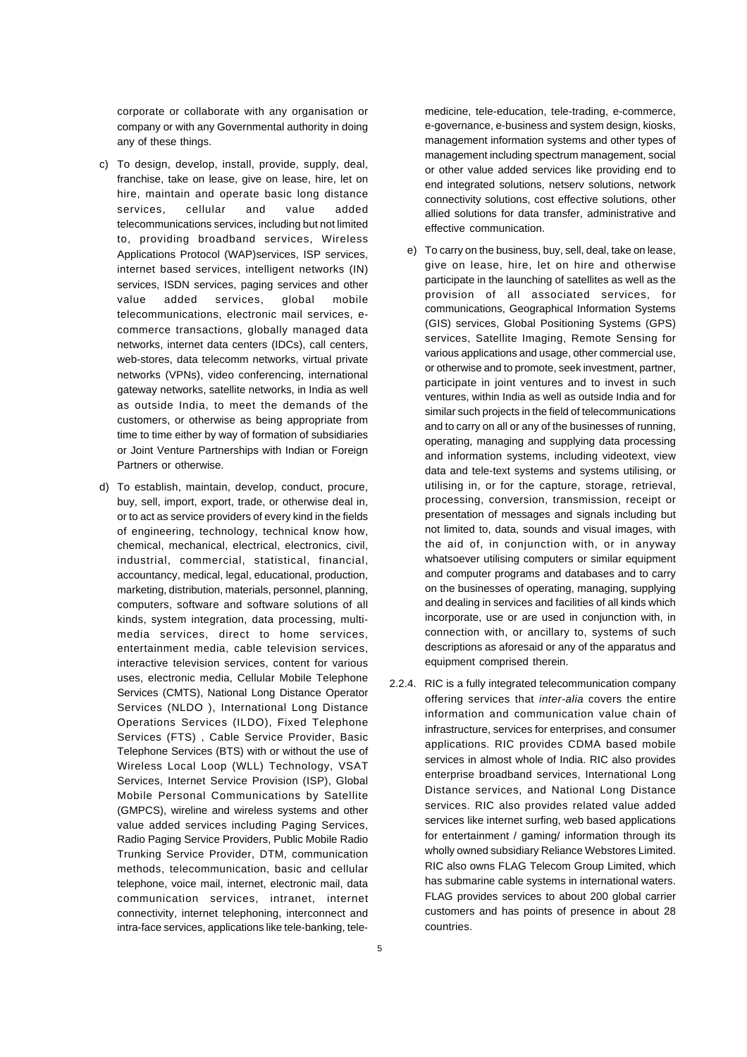corporate or collaborate with any organisation or company or with any Governmental authority in doing any of these things.

c) To design, develop, install, provide, supply, deal, franchise, take on lease, give on lease, hire, let on hire, maintain and operate basic long distance services, cellular and value added telecommunications services, including but not limited to, providing broadband services, Wireless Applications Protocol (WAP)services, ISP services, internet based services, intelligent networks (IN) services, ISDN services, paging services and other value added services, global mobile telecommunications, electronic mail services, e-commerce transactions, globally managed data networks, internet data centers (IDCs), call centers, web-stores, data telecomm networks, virtual private networks (VPNs), video conferencing, international gateway networks, satellite networks, in India as well as outside India, to meet the demands of the customers, or otherwise as being appropriate from time to time either by way of formation of subsidiaries or Joint Venture Partnerships with Indian or Foreign Partners or otherwise.

d) To establish, maintain, develop, conduct, procure, buy, sell, import, export, trade, or otherwise deal in, or to act as service providers of every kind in the fields of engineering, technology, technical know how, chemical, mechanical, electrical, electronics, civil, industrial, commercial, statistical, financial, accountancy, medical, legal, educational, production, marketing, distribution, materials, personnel, planning, computers, software and software solutions of all kinds, system integration, data processing, multi-media services, direct to home services, entertainment media, cable television services, interactive television services, content for various uses, electronic media, Cellular Mobile Telephone Services (CMTS), National Long Distance Operator Services (NLDO ), International Long Distance Operations Services (ILDO), Fixed Telephone Services (FTS) , Cable Service Provider, Basic Telephone Services (BTS) with or without the use of Wireless Local Loop (WLL) Technology, VSAT Services, Internet Service Provision (ISP), Global Mobile Personal Communications by Satellite (GMPCS), wireline and wireless systems and other value added services including Paging Services, Radio Paging Service Providers, Public Mobile Radio Trunking Service Provider, DTM, communication methods, telecommunication, basic and cellular telephone, voice mail, internet, electronic mail, data communication services, intranet, internet connectivity, internet telephoning, interconnect and intra-face services, applications like tele-banking, tele-medicine, tele-education, tele-trading, e-commerce, e-governance, e-business and system design, kiosks, management information systems and other types of management including spectrum management, social or other value added services like providing end to end integrated solutions, netserv solutions, network connectivity solutions, cost effective solutions, other allied solutions for data transfer, administrative and effective communication.

e) To carry on the business, buy, sell, deal, take on lease, give on lease, hire, let on hire and otherwise participate in the launching of satellites as well as the provision of all associated services, for communications, Geographical Information Systems (GIS) services, Global Positioning Systems (GPS) services, Satellite Imaging, Remote Sensing for various applications and usage, other commercial use, or otherwise and to promote, seek investment, partner, participate in joint ventures and to invest in such ventures, within India as well as outside India and for similar such projects in the field of telecommunications and to carry on all or any of the businesses of running, operating, managing and supplying data processing and information systems, including videotext, view data and tele-text systems and systems utilising, or utilising in, or for the capture, storage, retrieval, processing, conversion, transmission, receipt or presentation of messages and signals including but not limited to, data, sounds and visual images, with the aid of, in conjunction with, or in anyway whatsoever utilising computers or similar equipment and computer programs and databases and to carry on the businesses of operating, managing, supplying and dealing in services and facilities of all kinds which incorporate, use or are used in conjunction with, in connection with, or ancillary to, systems of such descriptions as aforesaid or any of the apparatus and equipment comprised therein.

2.2.4. RIC is a fully integrated telecommunication company offering services that *inter-alia* covers the entire information and communication value chain of infrastructure, services for enterprises, and consumer applications. RIC provides CDMA based mobile services in almost whole of India. RIC also provides enterprise broadband services, International Long Distance services, and National Long Distance services. RIC also provides related value added services like internet surfing, web based applications for entertainment / gaming/ information through its wholly owned subsidiary Reliance Webstores Limited. RIC also owns FLAG Telecom Group Limited, which has submarine cable systems in international waters. FLAG provides services to about 200 global carrier customers and has points of presence in about 28 countries.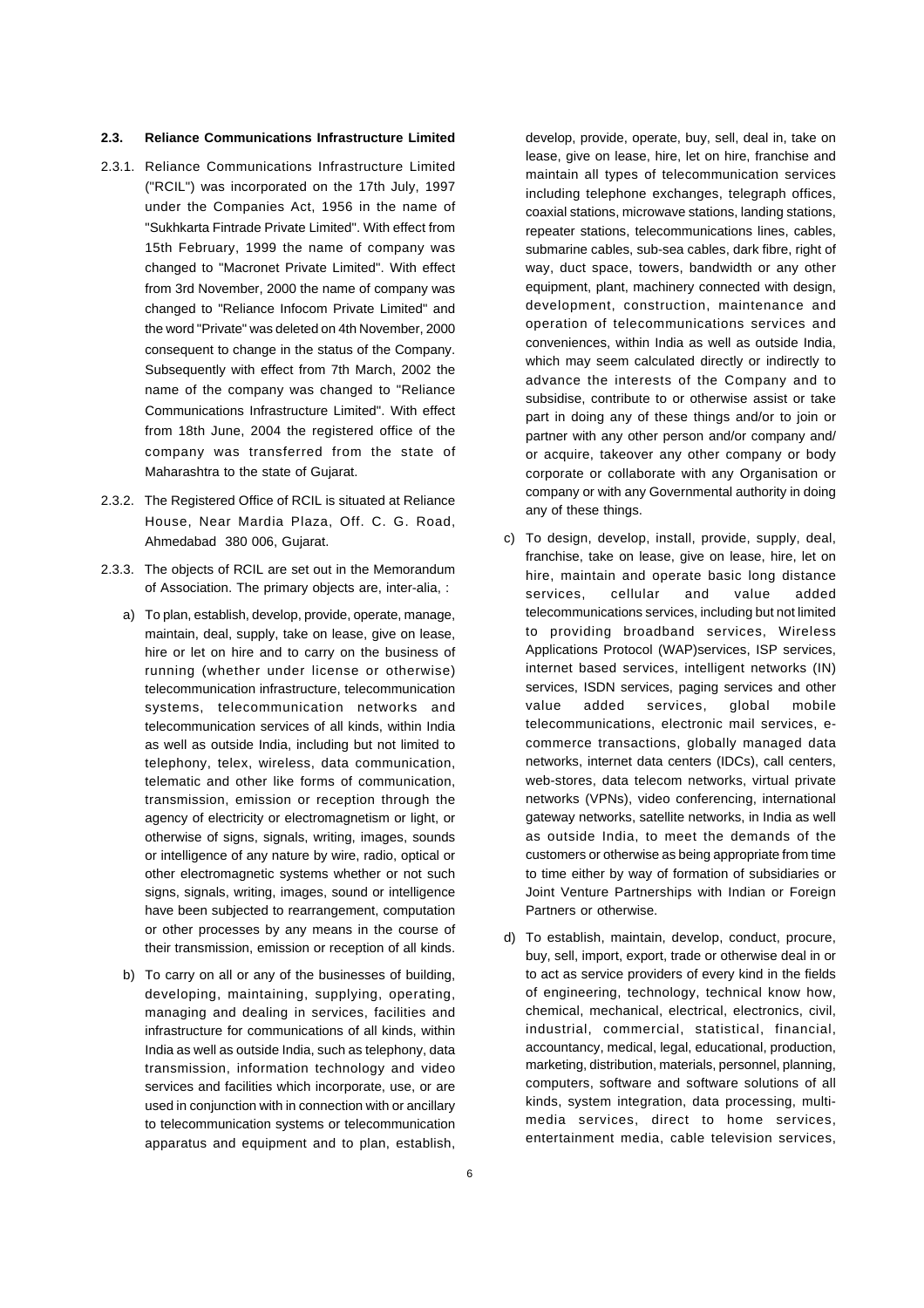## 2.3. Reliance Communications Infrastructure Limited

2.3.1. Reliance Communications Infrastructure Limited ("RCIL") was incorporated on the 17th July, 1997 under the Companies Act, 1956 in the name of "Sukhkarta Fintrade Private Limited". With effect from 15th February, 1999 the name of company was changed to "Macronet Private Limited". With effect from 3rd November, 2000 the name of company was changed to "Reliance Infocom Private Limited" and the word "Private" was deleted on 4th November, 2000 consequent to change in the status of the Company. Subsequently with effect from 7th March, 2002 the name of the company was changed to "Reliance Communications Infrastructure Limited". With effect from 18th June, 2004 the registered office of the company was transferred from the state of Maharashtra to the state of Gujarat.

2.3.2. The Registered Office of RCIL is situated at Reliance House, Near Mardia Plaza, Off. C. G. Road, Ahmedabad 380 006, Gujarat.

2.3.3. The objects of RCIL are set out in the Memorandum of Association. The primary objects are, inter-alia, :

a) To plan, establish, develop, provide, operate, manage, maintain, deal, supply, take on lease, give on lease, hire or let on hire and to carry on the business of running (whether under license or otherwise) telecommunication infrastructure, telecommunication systems, telecommunication networks and telecommunication services of all kinds, within India as well as outside India, including but not limited to telephony, telex, wireless, data communication, telematic and other like forms of communication, transmission, emission or reception through the agency of electricity or electromagnetism or light, or otherwise of signs, signals, writing, images, sounds or intelligence of any nature by wire, radio, optical or other electromagnetic systems whether or not such signs, signals, writing, images, sound or intelligence have been subjected to rearrangement, computation or other processes by any means in the course of their transmission, emission or reception of all kinds.

b) To carry on all or any of the businesses of building, developing, maintaining, supplying, operating, managing and dealing in services, facilities and infrastructure for communications of all kinds, within India as well as outside India, such as telephony, data transmission, information technology and video services and facilities which incorporate, use, or are used in conjunction with in connection with or ancillary to telecommunication systems or telecommunication apparatus and equipment and to plan, establish, develop, provide, operate, buy, sell, deal in, take on lease, give on lease, hire, let on hire, franchise and maintain all types of telecommunication services including telephone exchanges, telegraph offices, coaxial stations, microwave stations, landing stations, repeater stations, telecommunications lines, cables, submarine cables, sub-sea cables, dark fibre, right of way, duct space, towers, bandwidth or any other equipment, plant, machinery connected with design, development, construction, maintenance and operation of telecommunications services and conveniences, within India as well as outside India, which may seem calculated directly or indirectly to advance the interests of the Company and to subsidise, contribute to or otherwise assist or take part in doing any of these things and/or to join or partner with any other person and/or company and/ or acquire, takeover any other company or body corporate or collaborate with any Organisation or company or with any Governmental authority in doing any of these things.

c) To design, develop, install, provide, supply, deal, franchise, take on lease, give on lease, hire, let on hire, maintain and operate basic long distance services, cellular and value added telecommunications services, including but not limited to providing broadband services, Wireless Applications Protocol (WAP)services, ISP services, internet based services, intelligent networks (IN) services, ISDN services, paging services and other value added services, global mobile telecommunications, electronic mail services, e-commerce transactions, globally managed data networks, internet data centers (IDCs), call centers, web-stores, data telecom networks, virtual private networks (VPNs), video conferencing, international gateway networks, satellite networks, in India as well as outside India, to meet the demands of the customers or otherwise as being appropriate from time to time either by way of formation of subsidiaries or Joint Venture Partnerships with Indian or Foreign Partners or otherwise.

d) To establish, maintain, develop, conduct, procure, buy, sell, import, export, trade or otherwise deal in or to act as service providers of every kind in the fields of engineering, technology, technical know how, chemical, mechanical, electrical, electronics, civil, industrial, commercial, statistical, financial, accountancy, medical, legal, educational, production, marketing, distribution, materials, personnel, planning, computers, software and software solutions of all kinds, system integration, data processing, multi-media services, direct to home services, entertainment media, cable television services,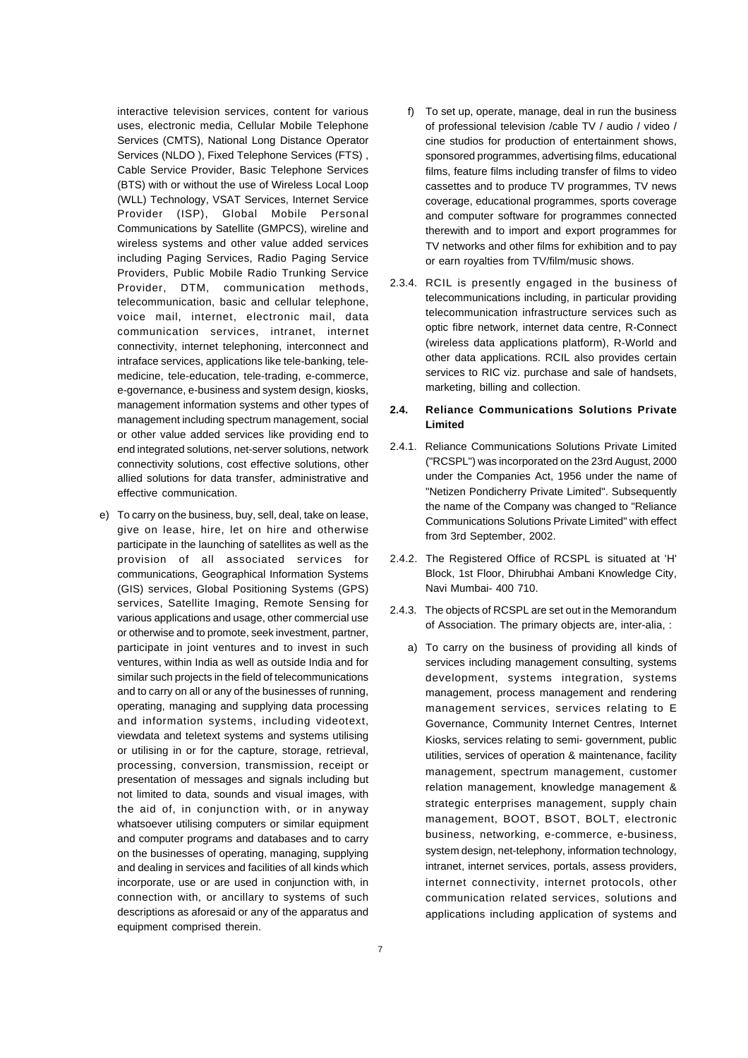interactive television services, content for various uses, electronic media, Cellular Mobile Telephone Services (CMTS), National Long Distance Operator Services (NLDO ), Fixed Telephone Services (FTS) , Cable Service Provider, Basic Telephone Services (BTS) with or without the use of Wireless Local Loop (WLL) Technology, VSAT Services, Internet Service Provider (ISP), Global Mobile Personal Communications by Satellite (GMPCS), wireline and wireless systems and other value added services including Paging Services, Radio Paging Service Providers, Public Mobile Radio Trunking Service Provider, DTM, communication methods, telecommunication, basic and cellular telephone, voice mail, internet, electronic mail, data communication services, intranet, internet connectivity, internet telephoning, interconnect and intraface services, applications like tele-banking, tele-medicine, tele-education, tele-trading, e-commerce, e-governance, e-business and system design, kiosks, management information systems and other types of management including spectrum management, social or other value added services like providing end to end integrated solutions, net-server solutions, network connectivity solutions, cost effective solutions, other allied solutions for data transfer, administrative and effective communication.

e) To carry on the business, buy, sell, deal, take on lease, give on lease, hire, let on hire and otherwise participate in the launching of satellites as well as the provision of all associated services for communications, Geographical Information Systems (GIS) services, Global Positioning Systems (GPS) services, Satellite Imaging, Remote Sensing for various applications and usage, other commercial use or otherwise and to promote, seek investment, partner, participate in joint ventures and to invest in such ventures, within India as well as outside India and for similar such projects in the field of telecommunications and to carry on all or any of the businesses of running, operating, managing and supplying data processing and information systems, including videotext, viewdata and teletext systems and systems utilising or utilising in or for the capture, storage, retrieval, processing, conversion, transmission, receipt or presentation of messages and signals including but not limited to data, sounds and visual images, with the aid of, in conjunction with, or in anyway whatsoever utilising computers or similar equipment and computer programs and databases and to carry on the businesses of operating, managing, supplying and dealing in services and facilities of all kinds which incorporate, use or are used in conjunction with, in connection with, or ancillary to systems of such descriptions as aforesaid or any of the apparatus and equipment comprised therein.

f) To set up, operate, manage, deal in run the business of professional television /cable TV / audio / video / cine studios for production of entertainment shows, sponsored programmes, advertising films, educational films, feature films including transfer of films to video cassettes and to produce TV programmes, TV news coverage, educational programmes, sports coverage and computer software for programmes connected therewith and to import and export programmes for TV networks and other films for exhibition and to pay or earn royalties from TV/film/music shows.

2.3.4. RCIL is presently engaged in the business of telecommunications including, in particular providing telecommunication infrastructure services such as optic fibre network, internet data centre, R-Connect (wireless data applications platform), R-World and other data applications. RCIL also provides certain services to RIC viz. purchase and sale of handsets, marketing, billing and collection.

**2.4. Reliance Communications Solutions Private Limited**

2.4.1. Reliance Communications Solutions Private Limited ("RCSPL") was incorporated on the 23rd August, 2000 under the Companies Act, 1956 under the name of "Netizen Pondicherry Private Limited". Subsequently the name of the Company was changed to "Reliance Communications Solutions Private Limited" with effect from 3rd September, 2002.

2.4.2. The Registered Office of RCSPL is situated at 'H' Block, 1st Floor, Dhirubhai Ambani Knowledge City, Navi Mumbai- 400 710.

2.4.3. The objects of RCSPL are set out in the Memorandum of Association. The primary objects are, inter-alia, :

a) To carry on the business of providing all kinds of services including management consulting, systems development, systems integration, systems management, process management and rendering management services, services relating to E Governance, Community Internet Centres, Internet Kiosks, services relating to semi- government, public utilities, services of operation & maintenance, facility management, spectrum management, customer relation management, knowledge management & strategic enterprises management, supply chain management, BOOT, BSOT, BOLT, electronic business, networking, e-commerce, e-business, system design, net-telephony, information technology, intranet, internet services, portals, assess providers, internet connectivity, internet protocols, other communication related services, solutions and applications including application of systems and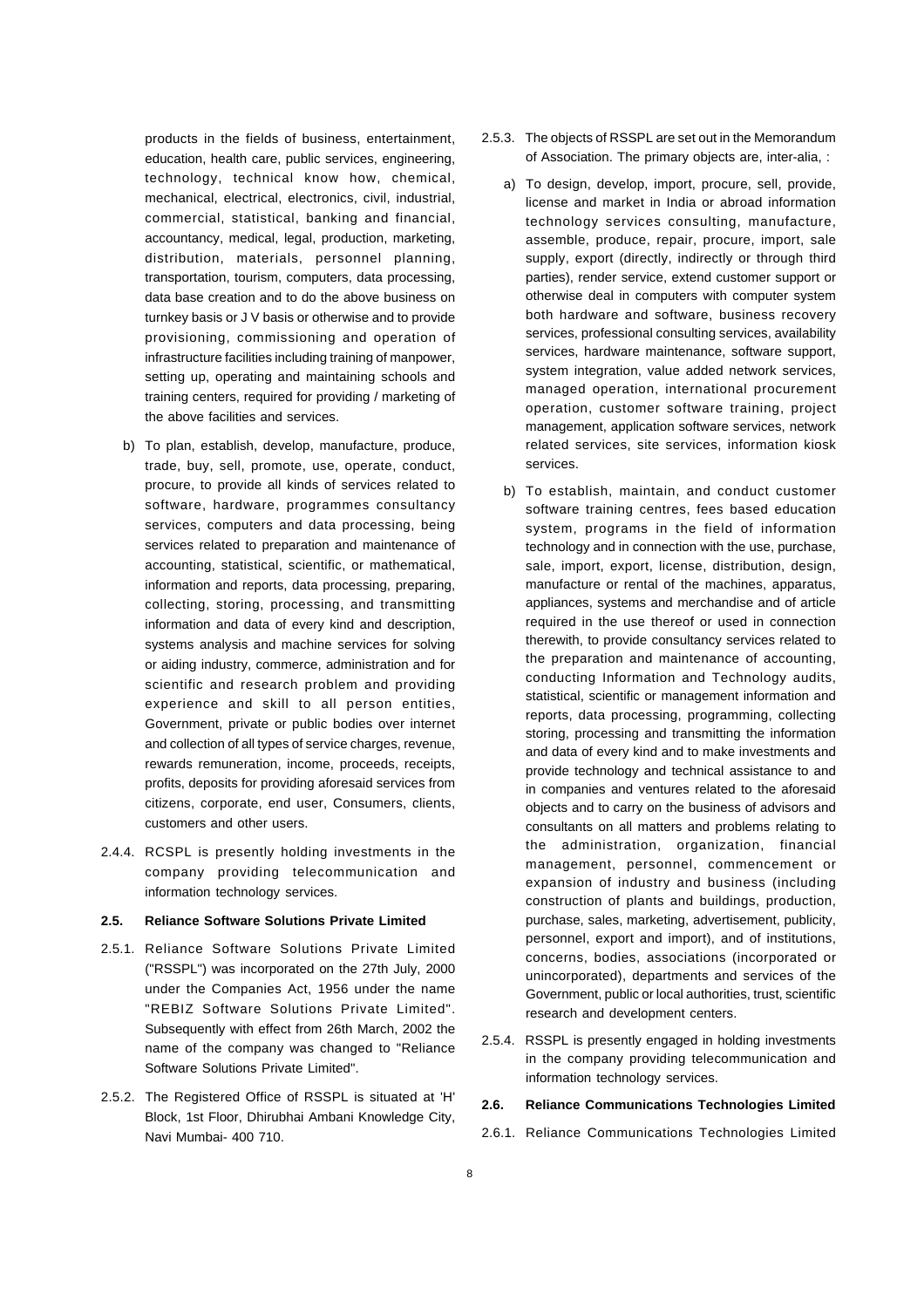products in the fields of business, entertainment, education, health care, public services, engineering, technology, technical know how, chemical, mechanical, electrical, electronics, civil, industrial, commercial, statistical, banking and financial, accountancy, medical, legal, production, marketing, distribution, materials, personnel planning, transportation, tourism, computers, data processing, data base creation and to do the above business on turnkey basis or J V basis or otherwise and to provide provisioning, commissioning and operation of infrastructure facilities including training of manpower, setting up, operating and maintaining schools and training centers, required for providing / marketing of the above facilities and services.

b) To plan, establish, develop, manufacture, produce, trade, buy, sell, promote, use, operate, conduct, procure, to provide all kinds of services related to software, hardware, programmes consultancy services, computers and data processing, being services related to preparation and maintenance of accounting, statistical, scientific, or mathematical, information and reports, data processing, preparing, collecting, storing, processing, and transmitting information and data of every kind and description, systems analysis and machine services for solving or aiding industry, commerce, administration and for scientific and research problem and providing experience and skill to all person entities, Government, private or public bodies over internet and collection of all types of service charges, revenue, rewards remuneration, income, proceeds, receipts, profits, deposits for providing aforesaid services from citizens, corporate, end user, Consumers, clients, customers and other users.

2.4.4. RCSPL is presently holding investments in the company providing telecommunication and information technology services.

**2.5. Reliance Software Solutions Private Limited**

2.5.1. Reliance Software Solutions Private Limited ("RSSPL") was incorporated on the 27th July, 2000 under the Companies Act, 1956 under the name "REBIZ Software Solutions Private Limited". Subsequently with effect from 26th March, 2002 the name of the company was changed to "Reliance Software Solutions Private Limited".

2.5.2. The Registered Office of RSSPL is situated at 'H' Block, 1st Floor, Dhirubhai Ambani Knowledge City, Navi Mumbai- 400 710.

2.5.3. The objects of RSSPL are set out in the Memorandum of Association. The primary objects are, inter-alia, :

a) To design, develop, import, procure, sell, provide, license and market in India or abroad information technology services consulting, manufacture, assemble, produce, repair, procure, import, sale supply, export (directly, indirectly or through third parties), render service, extend customer support or otherwise deal in computers with computer system both hardware and software, business recovery services, professional consulting services, availability services, hardware maintenance, software support, system integration, value added network services, managed operation, international procurement operation, customer software training, project management, application software services, network related services, site services, information kiosk services.

b) To establish, maintain, and conduct customer software training centres, fees based education system, programs in the field of information technology and in connection with the use, purchase, sale, import, export, license, distribution, design, manufacture or rental of the machines, apparatus, appliances, systems and merchandise and of article required in the use thereof or used in connection therewith, to provide consultancy services related to the preparation and maintenance of accounting, conducting Information and Technology audits, statistical, scientific or management information and reports, data processing, programming, collecting storing, processing and transmitting the information and data of every kind and to make investments and provide technology and technical assistance to and in companies and ventures related to the aforesaid objects and to carry on the business of advisors and consultants on all matters and problems relating to the administration, organization, financial management, personnel, commencement or expansion of industry and business (including construction of plants and buildings, production, purchase, sales, marketing, advertisement, publicity, personnel, export and import), and of institutions, concerns, bodies, associations (incorporated or unincorporated), departments and services of the Government, public or local authorities, trust, scientific research and development centers.

2.5.4. RSSPL is presently engaged in holding investments in the company providing telecommunication and information technology services.

**2.6. Reliance Communications Technologies Limited**

2.6.1. Reliance Communications Technologies Limited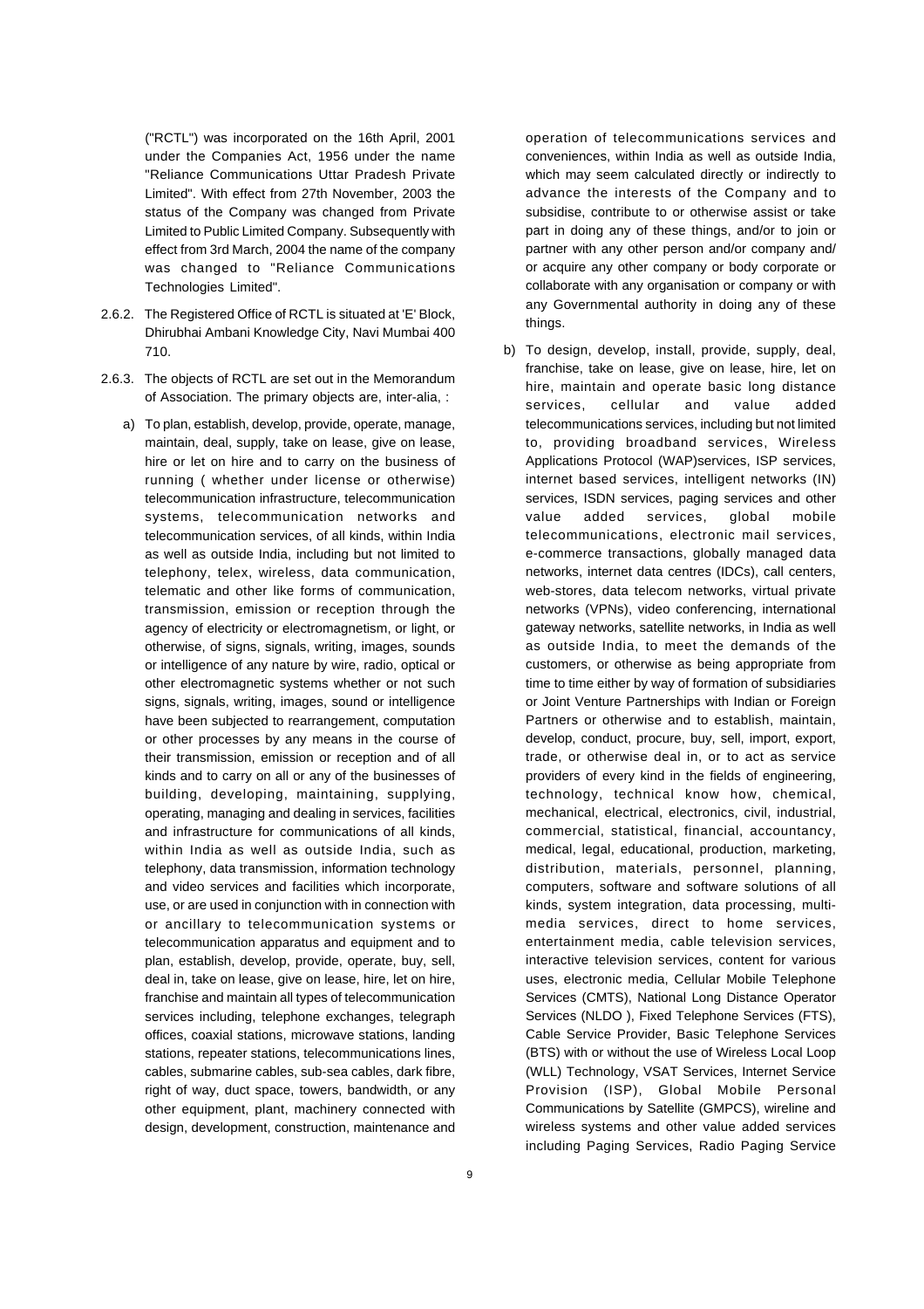("RCTL") was incorporated on the 16th April, 2001 under the Companies Act, 1956 under the name "Reliance Communications Uttar Pradesh Private Limited". With effect from 27th November, 2003 the status of the Company was changed from Private Limited to Public Limited Company. Subsequently with effect from 3rd March, 2004 the name of the company was changed to "Reliance Communications Technologies Limited".

2.6.2. The Registered Office of RCTL is situated at 'E' Block, Dhirubhai Ambani Knowledge City, Navi Mumbai 400 710.

2.6.3. The objects of RCTL are set out in the Memorandum of Association. The primary objects are, inter-alia, :

a) To plan, establish, develop, provide, operate, manage, maintain, deal, supply, take on lease, give on lease, hire or let on hire and to carry on the business of running ( whether under license or otherwise) telecommunication infrastructure, telecommunication systems, telecommunication networks and telecommunication services, of all kinds, within India as well as outside India, including but not limited to telephony, telex, wireless, data communication, telematic and other like forms of communication, transmission, emission or reception through the agency of electricity or electromagnetism, or light, or otherwise, of signs, signals, writing, images, sounds or intelligence of any nature by wire, radio, optical or other electromagnetic systems whether or not such signs, signals, writing, images, sound or intelligence have been subjected to rearrangement, computation or other processes by any means in the course of their transmission, emission or reception and of all kinds and to carry on all or any of the businesses of building, developing, maintaining, supplying, operating, managing and dealing in services, facilities and infrastructure for communications of all kinds, within India as well as outside India, such as telephony, data transmission, information technology and video services and facilities which incorporate, use, or are used in conjunction with in connection with or ancillary to telecommunication systems or telecommunication apparatus and equipment and to plan, establish, develop, provide, operate, buy, sell, deal in, take on lease, give on lease, hire, let on hire, franchise and maintain all types of telecommunication services including, telephone exchanges, telegraph offices, coaxial stations, microwave stations, landing stations, repeater stations, telecommunications lines, cables, submarine cables, sub-sea cables, dark fibre, right of way, duct space, towers, bandwidth, or any other equipment, plant, machinery connected with design, development, construction, maintenance and operation of telecommunications services and conveniences, within India as well as outside India, which may seem calculated directly or indirectly to advance the interests of the Company and to subsidise, contribute to or otherwise assist or take part in doing any of these things, and/or to join or partner with any other person and/or company and/ or acquire any other company or body corporate or collaborate with any organisation or company or with any Governmental authority in doing any of these things.

b) To design, develop, install, provide, supply, deal, franchise, take on lease, give on lease, hire, let on hire, maintain and operate basic long distance services, cellular and value added telecommunications services, including but not limited to, providing broadband services, Wireless Applications Protocol (WAP)services, ISP services, internet based services, intelligent networks (IN) services, ISDN services, paging services and other value added services, global mobile telecommunications, electronic mail services, e-commerce transactions, globally managed data networks, internet data centres (IDCs), call centers, web-stores, data telecom networks, virtual private networks (VPNs), video conferencing, international gateway networks, satellite networks, in India as well as outside India, to meet the demands of the customers, or otherwise as being appropriate from time to time either by way of formation of subsidiaries or Joint Venture Partnerships with Indian or Foreign Partners or otherwise and to establish, maintain, develop, conduct, procure, buy, sell, import, export, trade, or otherwise deal in, or to act as service providers of every kind in the fields of engineering, technology, technical know how, chemical, mechanical, electrical, electronics, civil, industrial, commercial, statistical, financial, accountancy, medical, legal, educational, production, marketing, distribution, materials, personnel, planning, computers, software and software solutions of all kinds, system integration, data processing, multi-media services, direct to home services, entertainment media, cable television services, interactive television services, content for various uses, electronic media, Cellular Mobile Telephone Services (CMTS), National Long Distance Operator Services (NLDO ), Fixed Telephone Services (FTS), Cable Service Provider, Basic Telephone Services (BTS) with or without the use of Wireless Local Loop (WLL) Technology, VSAT Services, Internet Service Provision (ISP), Global Mobile Personal Communications by Satellite (GMPCS), wireline and wireless systems and other value added services including Paging Services, Radio Paging Service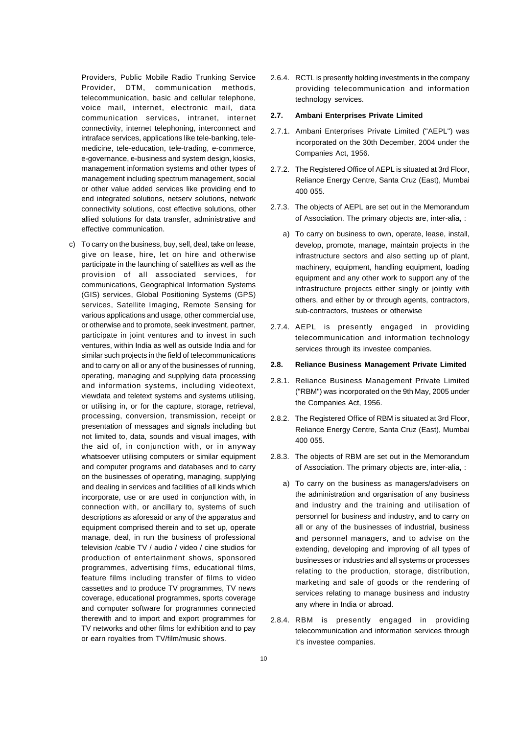Providers, Public Mobile Radio Trunking Service Provider, DTM, communication methods, telecommunication, basic and cellular telephone, voice mail, internet, electronic mail, data communication services, intranet, internet connectivity, internet telephoning, interconnect and intraface services, applications like tele-banking, tele-medicine, tele-education, tele-trading, e-commerce, e-governance, e-business and system design, kiosks, management information systems and other types of management including spectrum management, social or other value added services like providing end to end integrated solutions, netserv solutions, network connectivity solutions, cost effective solutions, other allied solutions for data transfer, administrative and effective communication.

c) To carry on the business, buy, sell, deal, take on lease, give on lease, hire, let on hire and otherwise participate in the launching of satellites as well as the provision of all associated services, for communications, Geographical Information Systems (GIS) services, Global Positioning Systems (GPS) services, Satellite Imaging, Remote Sensing for various applications and usage, other commercial use, or otherwise and to promote, seek investment, partner, participate in joint ventures and to invest in such ventures, within India as well as outside India and for similar such projects in the field of telecommunications and to carry on all or any of the businesses of running, operating, managing and supplying data processing and information systems, including videotext, viewdata and teletext systems and systems utilising, or utilising in, or for the capture, storage, retrieval, processing, conversion, transmission, receipt or presentation of messages and signals including but not limited to, data, sounds and visual images, with the aid of, in conjunction with, or in anyway whatsoever utilising computers or similar equipment and computer programs and databases and to carry on the businesses of operating, managing, supplying and dealing in services and facilities of all kinds which incorporate, use or are used in conjunction with, in connection with, or ancillary to, systems of such descriptions as aforesaid or any of the apparatus and equipment comprised therein and to set up, operate manage, deal, in run the business of professional television /cable TV / audio / video / cine studios for production of entertainment shows, sponsored programmes, advertising films, educational films, feature films including transfer of films to video cassettes and to produce TV programmes, TV news coverage, educational programmes, sports coverage and computer software for programmes connected therewith and to import and export programmes for TV networks and other films for exhibition and to pay or earn royalties from TV/film/music shows.

2.6.4. RCTL is presently holding investments in the company providing telecommunication and information technology services.

**2.7. Ambani Enterprises Private Limited**

2.7.1. Ambani Enterprises Private Limited ("AEPL") was incorporated on the 30th December, 2004 under the Companies Act, 1956.

2.7.2. The Registered Office of AEPL is situated at 3rd Floor, Reliance Energy Centre, Santa Cruz (East), Mumbai 400 055.

2.7.3. The objects of AEPL are set out in the Memorandum of Association. The primary objects are, inter-alia, :

a) To carry on business to own, operate, lease, install, develop, promote, manage, maintain projects in the infrastructure sectors and also setting up of plant, machinery, equipment, handling equipment, loading equipment and any other work to support any of the infrastructure projects either singly or jointly with others, and either by or through agents, contractors, sub-contractors, trustees or otherwise

2.7.4. AEPL is presently engaged in providing telecommunication and information technology services through its investee companies.

**2.8. Reliance Business Management Private Limited**

2.8.1. Reliance Business Management Private Limited ("RBM") was incorporated on the 9th May, 2005 under the Companies Act, 1956.

2.8.2. The Registered Office of RBM is situated at 3rd Floor, Reliance Energy Centre, Santa Cruz (East), Mumbai 400 055.

2.8.3. The objects of RBM are set out in the Memorandum of Association. The primary objects are, inter-alia, :

a) To carry on the business as managers/advisers on the administration and organisation of any business and industry and the training and utilisation of personnel for business and industry, and to carry on all or any of the businesses of industrial, business and personnel managers, and to advise on the extending, developing and improving of all types of businesses or industries and all systems or processes relating to the production, storage, distribution, marketing and sale of goods or the rendering of services relating to manage business and industry any where in India or abroad.

2.8.4. RBM is presently engaged in providing telecommunication and information services through it's investee companies.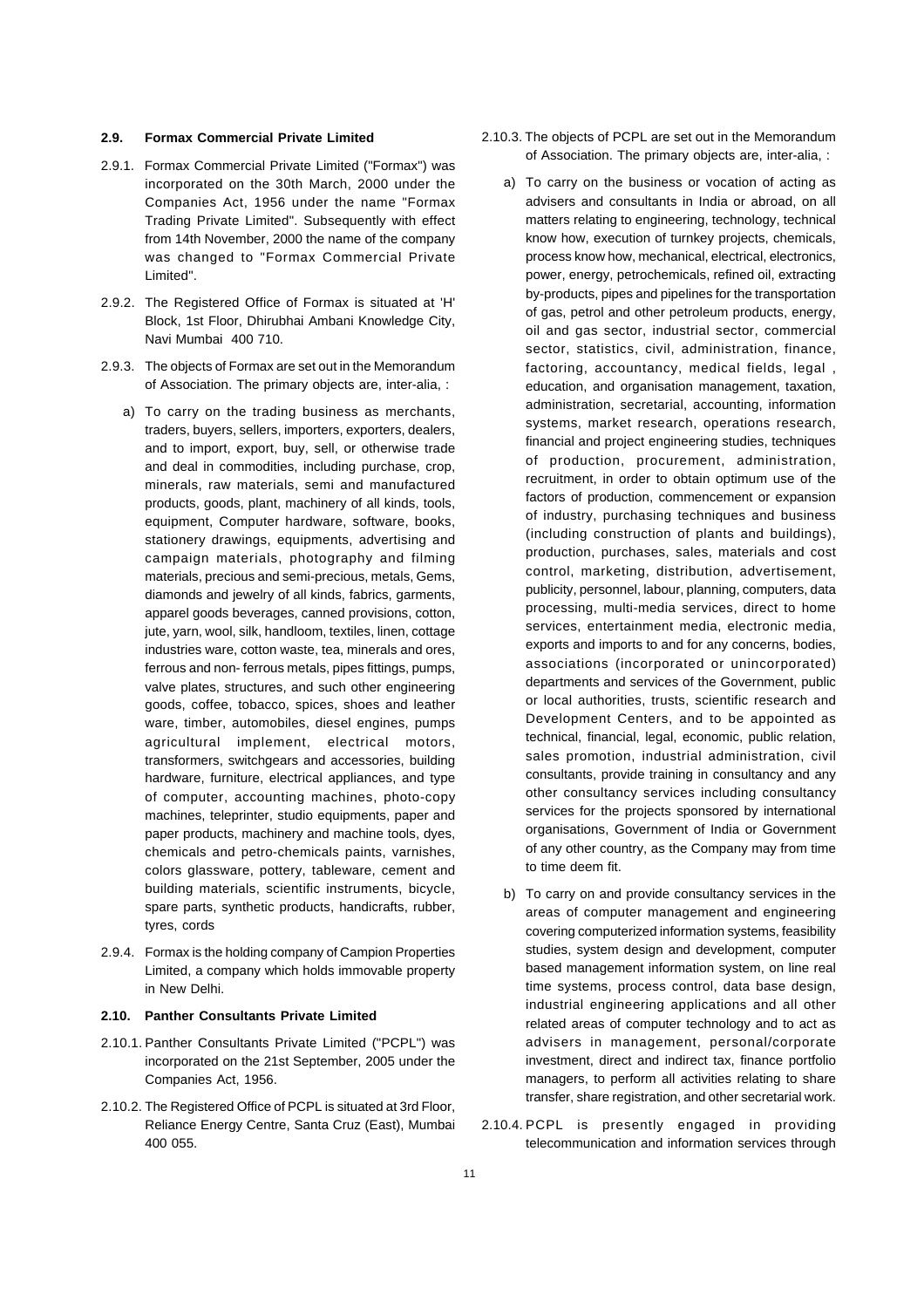### 2.9. Formax Commercial Private Limited

2.9.1. Formax Commercial Private Limited ("Formax") was incorporated on the 30th March, 2000 under the Companies Act, 1956 under the name "Formax Trading Private Limited". Subsequently with effect from 14th November, 2000 the name of the company was changed to "Formax Commercial Private Limited".

2.9.2. The Registered Office of Formax is situated at 'H' Block, 1st Floor, Dhirubhai Ambani Knowledge City, Navi Mumbai 400 710.

2.9.3. The objects of Formax are set out in the Memorandum of Association. The primary objects are, inter-alia, :

a) To carry on the trading business as merchants, traders, buyers, sellers, importers, exporters, dealers, and to import, export, buy, sell, or otherwise trade and deal in commodities, including purchase, crop, minerals, raw materials, semi and manufactured products, goods, plant, machinery of all kinds, tools, equipment, Computer hardware, software, books, stationery drawings, equipments, advertising and campaign materials, photography and filming materials, precious and semi-precious, metals, Gems, diamonds and jewelry of all kinds, fabrics, garments, apparel goods beverages, canned provisions, cotton, jute, yarn, wool, silk, handloom, textiles, linen, cottage industries ware, cotton waste, tea, minerals and ores, ferrous and non- ferrous metals, pipes fittings, pumps, valve plates, structures, and such other engineering goods, coffee, tobacco, spices, shoes and leather ware, timber, automobiles, diesel engines, pumps agricultural implement, electrical motors, transformers, switchgears and accessories, building hardware, furniture, electrical appliances, and type of computer, accounting machines, photo-copy machines, teleprinter, studio equipments, paper and paper products, machinery and machine tools, dyes, chemicals and petro-chemicals paints, varnishes, colors glassware, pottery, tableware, cement and building materials, scientific instruments, bicycle, spare parts, synthetic products, handicrafts, rubber, tyres, cords

2.9.4. Formax is the holding company of Campion Properties Limited, a company which holds immovable property in New Delhi.

### 2.10. Panther Consultants Private Limited

2.10.1. Panther Consultants Private Limited ("PCPL") was incorporated on the 21st September, 2005 under the Companies Act, 1956.

2.10.2. The Registered Office of PCPL is situated at 3rd Floor, Reliance Energy Centre, Santa Cruz (East), Mumbai 400 055.

2.10.3. The objects of PCPL are set out in the Memorandum of Association. The primary objects are, inter-alia, :

a) To carry on the business or vocation of acting as advisers and consultants in India or abroad, on all matters relating to engineering, technology, technical know how, execution of turnkey projects, chemicals, process know how, mechanical, electrical, electronics, power, energy, petrochemicals, refined oil, extracting by-products, pipes and pipelines for the transportation of gas, petrol and other petroleum products, energy, oil and gas sector, industrial sector, commercial sector, statistics, civil, administration, finance, factoring, accountancy, medical fields, legal , education, and organisation management, taxation, administration, secretarial, accounting, information systems, market research, operations research, financial and project engineering studies, techniques of production, procurement, administration, recruitment, in order to obtain optimum use of the factors of production, commencement or expansion of industry, purchasing techniques and business (including construction of plants and buildings), production, purchases, sales, materials and cost control, marketing, distribution, advertisement, publicity, personnel, labour, planning, computers, data processing, multi-media services, direct to home services, entertainment media, electronic media, exports and imports to and for any concerns, bodies, associations (incorporated or unincorporated) departments and services of the Government, public or local authorities, trusts, scientific research and Development Centers, and to be appointed as technical, financial, legal, economic, public relation, sales promotion, industrial administration, civil consultants, provide training in consultancy and any other consultancy services including consultancy services for the projects sponsored by international organisations, Government of India or Government of any other country, as the Company may from time to time deem fit.

b) To carry on and provide consultancy services in the areas of computer management and engineering covering computerized information systems, feasibility studies, system design and development, computer based management information system, on line real time systems, process control, data base design, industrial engineering applications and all other related areas of computer technology and to act as advisers in management, personal/corporate investment, direct and indirect tax, finance portfolio managers, to perform all activities relating to share transfer, share registration, and other secretarial work.

2.10.4. PCPL is presently engaged in providing telecommunication and information services through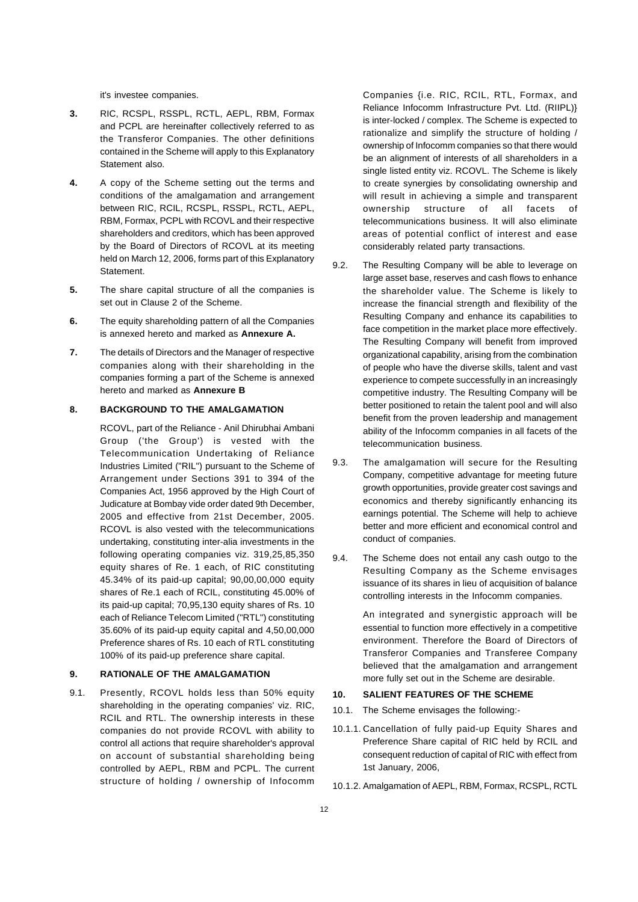it's investee companies.

**3.** RIC, RCSPL, RSSPL, RCTL, AEPL, RBM, Formax and PCPL are hereinafter collectively referred to as the Transferor Companies. The other definitions contained in the Scheme will apply to this Explanatory Statement also.

**4.** A copy of the Scheme setting out the terms and conditions of the amalgamation and arrangement between RIC, RCIL, RCSPL, RSSPL, RCTL, AEPL, RBM, Formax, PCPL with RCOVL and their respective shareholders and creditors, which has been approved by the Board of Directors of RCOVL at its meeting held on March 12, 2006, forms part of this Explanatory Statement.

**5.** The share capital structure of all the companies is set out in Clause 2 of the Scheme.

**6.** The equity shareholding pattern of all the Companies is annexed hereto and marked as **Annexure A.**

**7.** The details of Directors and the Manager of respective companies along with their shareholding in the companies forming a part of the Scheme is annexed hereto and marked as **Annexure B**

## 8. BACKGROUND TO THE AMALGAMATION

RCOVL, part of the Reliance - Anil Dhirubhai Ambani Group ('the Group') is vested with the Telecommunication Undertaking of Reliance Industries Limited ("RIL") pursuant to the Scheme of Arrangement under Sections 391 to 394 of the Companies Act, 1956 approved by the High Court of Judicature at Bombay vide order dated 9th December, 2005 and effective from 21st December, 2005. RCOVL is also vested with the telecommunications undertaking, constituting inter-alia investments in the following operating companies viz. 319,25,85,350 equity shares of Re. 1 each, of RIC constituting 45.34% of its paid-up capital; 90,00,00,000 equity shares of Re.1 each of RCIL, constituting 45.00% of its paid-up capital; 70,95,130 equity shares of Rs. 10 each of Reliance Telecom Limited ("RTL") constituting 35.60% of its paid-up equity capital and 4,50,00,000 Preference shares of Rs. 10 each of RTL constituting 100% of its paid-up preference share capital.

## 9. RATIONALE OF THE AMALGAMATION

9.1. Presently, RCOVL holds less than 50% equity shareholding in the operating companies' viz. RIC, RCIL and RTL. The ownership interests in these companies do not provide RCOVL with ability to control all actions that require shareholder's approval on account of substantial shareholding being controlled by AEPL, RBM and PCPL. The current structure of holding / ownership of Infocomm Companies {i.e. RIC, RCIL, RTL, Formax, and Reliance Infocomm Infrastructure Pvt. Ltd. (RIIPL)} is inter-locked / complex. The Scheme is expected to rationalize and simplify the structure of holding / ownership of Infocomm companies so that there would be an alignment of interests of all shareholders in a single listed entity viz. RCOVL. The Scheme is likely to create synergies by consolidating ownership and will result in achieving a simple and transparent ownership structure of all facets of telecommunications business. It will also eliminate areas of potential conflict of interest and ease considerably related party transactions.

9.2. The Resulting Company will be able to leverage on large asset base, reserves and cash flows to enhance the shareholder value. The Scheme is likely to increase the financial strength and flexibility of the Resulting Company and enhance its capabilities to face competition in the market place more effectively. The Resulting Company will benefit from improved organizational capability, arising from the combination of people who have the diverse skills, talent and vast experience to compete successfully in an increasingly competitive industry. The Resulting Company will be better positioned to retain the talent pool and will also benefit from the proven leadership and management ability of the Infocomm companies in all facets of the telecommunication business.

9.3. The amalgamation will secure for the Resulting Company, competitive advantage for meeting future growth opportunities, provide greater cost savings and economics and thereby significantly enhancing its earnings potential. The Scheme will help to achieve better and more efficient and economical control and conduct of companies.

9.4. The Scheme does not entail any cash outgo to the Resulting Company as the Scheme envisages issuance of its shares in lieu of acquisition of balance controlling interests in the Infocomm companies.

An integrated and synergistic approach will be essential to function more effectively in a competitive environment. Therefore the Board of Directors of Transferor Companies and Transferee Company believed that the amalgamation and arrangement more fully set out in the Scheme are desirable.

## 10. SALIENT FEATURES OF THE SCHEME

10.1. The Scheme envisages the following:-

10.1.1. Cancellation of fully paid-up Equity Shares and Preference Share capital of RIC held by RCIL and consequent reduction of capital of RIC with effect from 1st January, 2006,

10.1.2. Amalgamation of AEPL, RBM, Formax, RCSPL, RCTL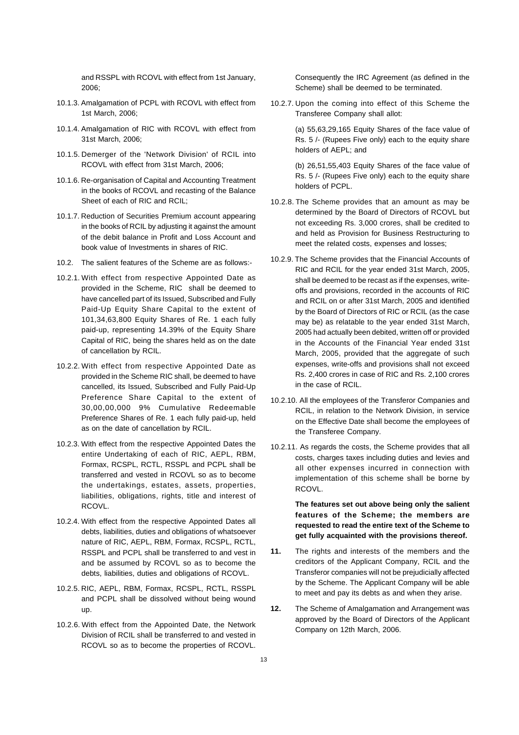and RSSPL with RCOVL with effect from 1st January, 2006;

10.1.3. Amalgamation of PCPL with RCOVL with effect from 1st March, 2006;

10.1.4. Amalgamation of RIC with RCOVL with effect from 31st March, 2006;

10.1.5. Demerger of the 'Network Division' of RCIL into RCOVL with effect from 31st March, 2006;

10.1.6. Re-organisation of Capital and Accounting Treatment in the books of RCOVL and recasting of the Balance Sheet of each of RIC and RCIL;

10.1.7. Reduction of Securities Premium account appearing in the books of RCIL by adjusting it against the amount of the debit balance in Profit and Loss Account and book value of Investments in shares of RIC.

10.2. The salient features of the Scheme are as follows:-

10.2.1. With effect from respective Appointed Date as provided in the Scheme, RIC shall be deemed to have cancelled part of its Issued, Subscribed and Fully Paid-Up Equity Share Capital to the extent of 101,34,63,800 Equity Shares of Re. 1 each fully paid-up, representing 14.39% of the Equity Share Capital of RIC, being the shares held as on the date of cancellation by RCIL.

10.2.2. With effect from respective Appointed Date as provided in the Scheme RIC shall, be deemed to have cancelled, its Issued, Subscribed and Fully Paid-Up Preference Share Capital to the extent of 30,00,00,000 9% Cumulative Redeemable Preference Shares of Re. 1 each fully paid-up, held as on the date of cancellation by RCIL.

10.2.3. With effect from the respective Appointed Dates the entire Undertaking of each of RIC, AEPL, RBM, Formax, RCSPL, RCTL, RSSPL and PCPL shall be transferred and vested in RCOVL so as to become the undertakings, estates, assets, properties, liabilities, obligations, rights, title and interest of RCOVL.

10.2.4. With effect from the respective Appointed Dates all debts, liabilities, duties and obligations of whatsoever nature of RIC, AEPL, RBM, Formax, RCSPL, RCTL, RSSPL and PCPL shall be transferred to and vest in and be assumed by RCOVL so as to become the debts, liabilities, duties and obligations of RCOVL.

10.2.5. RIC, AEPL, RBM, Formax, RCSPL, RCTL, RSSPL and PCPL shall be dissolved without being wound up.

10.2.6. With effect from the Appointed Date, the Network Division of RCIL shall be transferred to and vested in RCOVL so as to become the properties of RCOVL. Consequently the IRC Agreement (as defined in the Scheme) shall be deemed to be terminated.

10.2.7. Upon the coming into effect of this Scheme the Transferee Company shall allot:

(a) 55,63,29,165 Equity Shares of the face value of Rs. 5 /- (Rupees Five only) each to the equity share holders of AEPL; and

(b) 26,51,55,403 Equity Shares of the face value of Rs. 5 /- (Rupees Five only) each to the equity share holders of PCPL.

10.2.8. The Scheme provides that an amount as may be determined by the Board of Directors of RCOVL but not exceeding Rs. 3,000 crores, shall be credited to and held as Provision for Business Restructuring to meet the related costs, expenses and losses;

10.2.9. The Scheme provides that the Financial Accounts of RIC and RCIL for the year ended 31st March, 2005, shall be deemed to be recast as if the expenses, write-offs and provisions, recorded in the accounts of RIC and RCIL on or after 31st March, 2005 and identified by the Board of Directors of RIC or RCIL (as the case may be) as relatable to the year ended 31st March, 2005 had actually been debited, written off or provided in the Accounts of the Financial Year ended 31st March, 2005, provided that the aggregate of such expenses, write-offs and provisions shall not exceed Rs. 2,400 crores in case of RIC and Rs. 2,100 crores in the case of RCIL.

10.2.10. All the employees of the Transferor Companies and RCIL, in relation to the Network Division, in service on the Effective Date shall become the employees of the Transferee Company.

10.2.11. As regards the costs, the Scheme provides that all costs, charges taxes including duties and levies and all other expenses incurred in connection with implementation of this scheme shall be borne by RCOVL.

**The features set out above being only the salient features of the Scheme; the members are requested to read the entire text of the Scheme to get fully acquainted with the provisions thereof.**

**11.** The rights and interests of the members and the creditors of the Applicant Company, RCIL and the Transferor companies will not be prejudicially affected by the Scheme. The Applicant Company will be able to meet and pay its debts as and when they arise.

**12.** The Scheme of Amalgamation and Arrangement was approved by the Board of Directors of the Applicant Company on 12th March, 2006.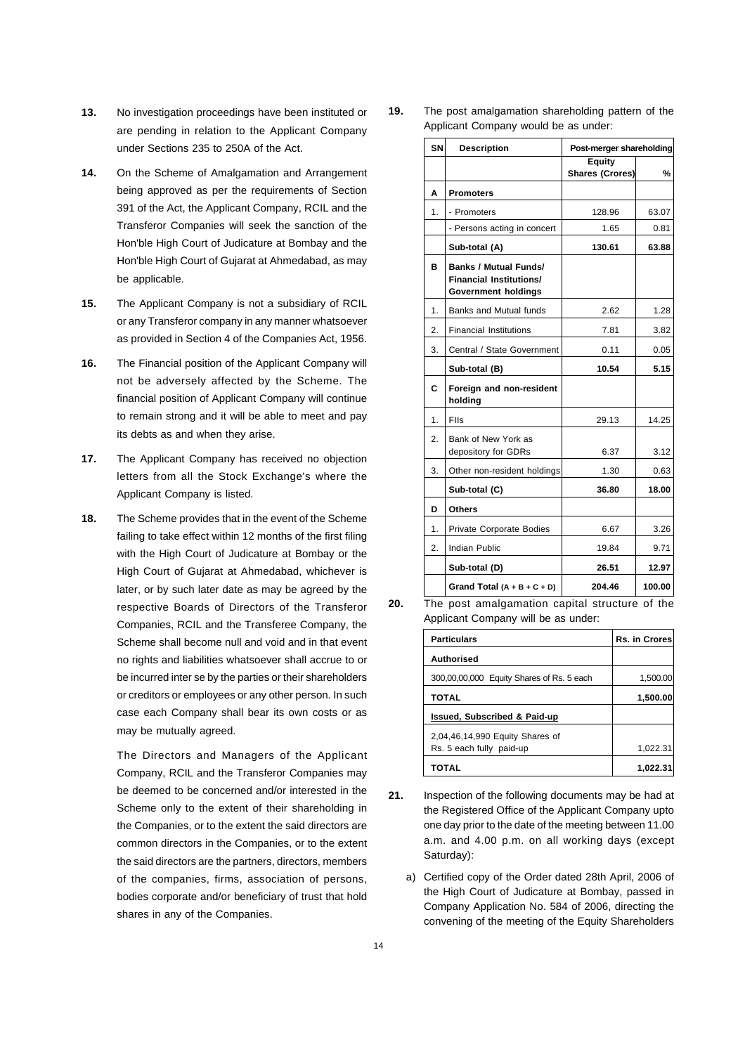**13.** No investigation proceedings have been instituted or are pending in relation to the Applicant Company under Sections 235 to 250A of the Act.

**14.** On the Scheme of Amalgamation and Arrangement being approved as per the requirements of Section 391 of the Act, the Applicant Company, RCIL and the Transferor Companies will seek the sanction of the Hon'ble High Court of Judicature at Bombay and the Hon'ble High Court of Gujarat at Ahmedabad, as may be applicable.

**15.** The Applicant Company is not a subsidiary of RCIL or any Transferor company in any manner whatsoever as provided in Section 4 of the Companies Act, 1956.

**16.** The Financial position of the Applicant Company will not be adversely affected by the Scheme. The financial position of Applicant Company will continue to remain strong and it will be able to meet and pay its debts as and when they arise.

**17.** The Applicant Company has received no objection letters from all the Stock Exchange's where the Applicant Company is listed.

**18.** The Scheme provides that in the event of the Scheme failing to take effect within 12 months of the first filing with the High Court of Judicature at Bombay or the High Court of Gujarat at Ahmedabad, whichever is later, or by such later date as may be agreed by the respective Boards of Directors of the Transferor Companies, RCIL and the Transferee Company, the Scheme shall become null and void and in that event no rights and liabilities whatsoever shall accrue to or be incurred inter se by the parties or their shareholders or creditors or employees or any other person. In such case each Company shall bear its own costs or as may be mutually agreed.

The Directors and Managers of the Applicant Company, RCIL and the Transferor Companies may be deemed to be concerned and/or interested in the Scheme only to the extent of their shareholding in the Companies, or to the extent the said directors are common directors in the Companies, or to the extent the said directors are the partners, directors, members of the companies, firms, association of persons, bodies corporate and/or beneficiary of trust that hold shares in any of the Companies.

**19.** The post amalgamation shareholding pattern of the Applicant Company would be as under:

| SN | Description | Post-merger shareholding | |
|---|---|---|---|
| | | Equity Shares (Crores) | % |
| **A** | **Promoters** | | |
| 1. | - Promoters | 128.96 | 63.07 |
| | - Persons acting in concert | 1.65 | 0.81 |
| | **Sub-total (A)** | **130.61** | **63.88** |
| **B** | **Banks / Mutual Funds/ Financial Institutions/ Government holdings** | | |
| 1. | Banks and Mutual funds | 2.62 | 1.28 |
| 2. | Financial Institutions | 7.81 | 3.82 |
| 3. | Central / State Government | 0.11 | 0.05 |
| | **Sub-total (B)** | **10.54** | **5.15** |
| **C** | **Foreign and non-resident holding** | | |
| 1. | FIIs | 29.13 | 14.25 |
| 2. | Bank of New York as depository for GDRs | 6.37 | 3.12 |
| 3. | Other non-resident holdings | 1.30 | 0.63 |
| | **Sub-total (C)** | **36.80** | **18.00** |
| **D** | **Others** | | |
| 1. | Private Corporate Bodies | 6.67 | 3.26 |
| 2. | Indian Public | 19.84 | 9.71 |
| | **Sub-total (D)** | **26.51** | **12.97** |
| | **Grand Total (A + B + C + D)** | **204.46** | **100.00** |

**20.** The post amalgamation capital structure of the Applicant Company will be as under:

| Particulars | Rs. in Crores |
|---|---|
| **Authorised** | |
| 300,00,00,000 Equity Shares of Rs. 5 each | 1,500.00 |
| **TOTAL** | **1,500.00** |
| **Issued, Subscribed & Paid-up** | |
| 2,04,46,14,990 Equity Shares of Rs. 5 each fully paid-up | 1,022.31 |
| **TOTAL** | **1,022.31** |

**21.** Inspection of the following documents may be had at the Registered Office of the Applicant Company upto one day prior to the date of the meeting between 11.00 a.m. and 4.00 p.m. on all working days (except Saturday):

a) Certified copy of the Order dated 28th April, 2006 of the High Court of Judicature at Bombay, passed in Company Application No. 584 of 2006, directing the convening of the meeting of the Equity Shareholders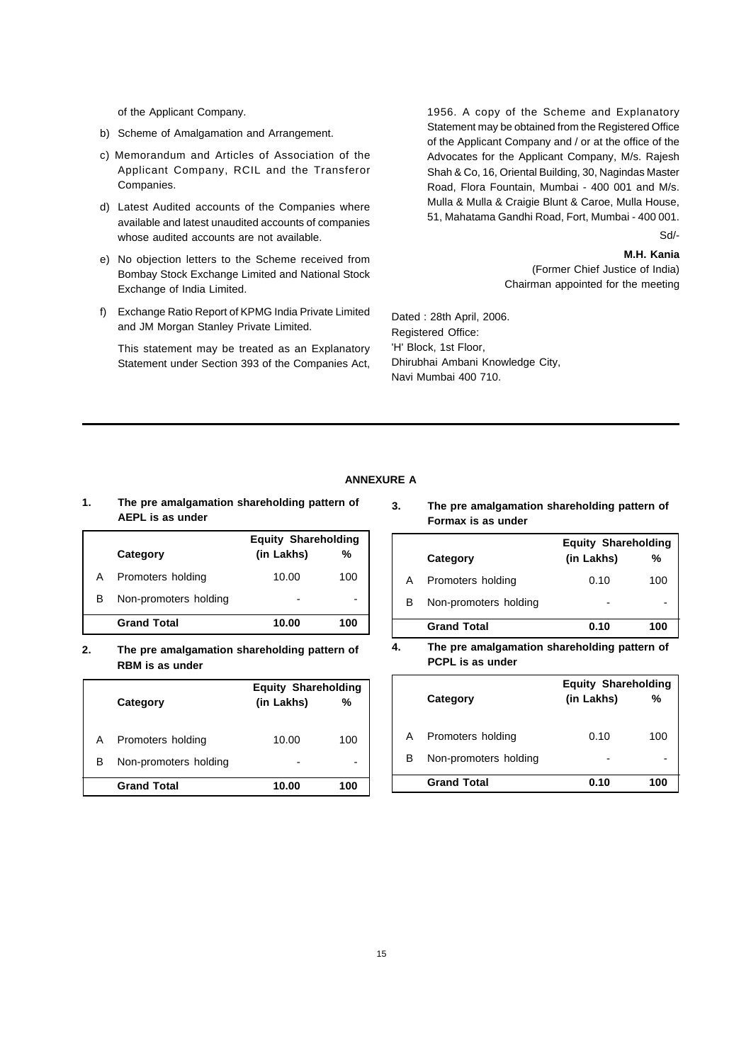of the Applicant Company.

b) Scheme of Amalgamation and Arrangement.

c) Memorandum and Articles of Association of the Applicant Company, RCIL and the Transferor Companies.

d) Latest Audited accounts of the Companies where available and latest unaudited accounts of companies whose audited accounts are not available.

e) No objection letters to the Scheme received from Bombay Stock Exchange Limited and National Stock Exchange of India Limited.

f) Exchange Ratio Report of KPMG India Private Limited and JM Morgan Stanley Private Limited.

This statement may be treated as an Explanatory Statement under Section 393 of the Companies Act, 1956. A copy of the Scheme and Explanatory Statement may be obtained from the Registered Office of the Applicant Company and / or at the office of the Advocates for the Applicant Company, M/s. Rajesh Shah & Co, 16, Oriental Building, 30, Nagindas Master Road, Flora Fountain, Mumbai - 400 001 and M/s. Mulla & Mulla & Craigie Blunt & Caroe, Mulla House, 51, Mahatama Gandhi Road, Fort, Mumbai - 400 001.

Sd/-

**M.H. Kania**
(Former Chief Justice of India)
Chairman appointed for the meeting

Dated : 28th April, 2006.
Registered Office:
'H' Block, 1st Floor,
Dhirubhai Ambani Knowledge City,
Navi Mumbai 400 710.

---

## ANNEXURE A

**1. The pre amalgamation shareholding pattern of AEPL is as under**

| | Category | Equity Shareholding (in Lakhs) | % |
|---|---|---|---|
| A | Promoters holding | 10.00 | 100 |
| B | Non-promoters holding | - | - |
| | **Grand Total** | **10.00** | **100** |

**2. The pre amalgamation shareholding pattern of RBM is as under**

| | Category | Equity Shareholding (in Lakhs) | % |
|---|---|---|---|
| A | Promoters holding | 10.00 | 100 |
| B | Non-promoters holding | - | - |
| | **Grand Total** | **10.00** | **100** |

**3. The pre amalgamation shareholding pattern of Formax is as under**

| | Category | Equity Shareholding (in Lakhs) | % |
|---|---|---|---|
| A | Promoters holding | 0.10 | 100 |
| B | Non-promoters holding | - | - |
| | **Grand Total** | **0.10** | **100** |

**4. The pre amalgamation shareholding pattern of PCPL is as under**

| | Category | Equity Shareholding (in Lakhs) | % |
|---|---|---|---|
| A | Promoters holding | 0.10 | 100 |
| B | Non-promoters holding | - | - |
| | **Grand Total** | **0.10** | **100** |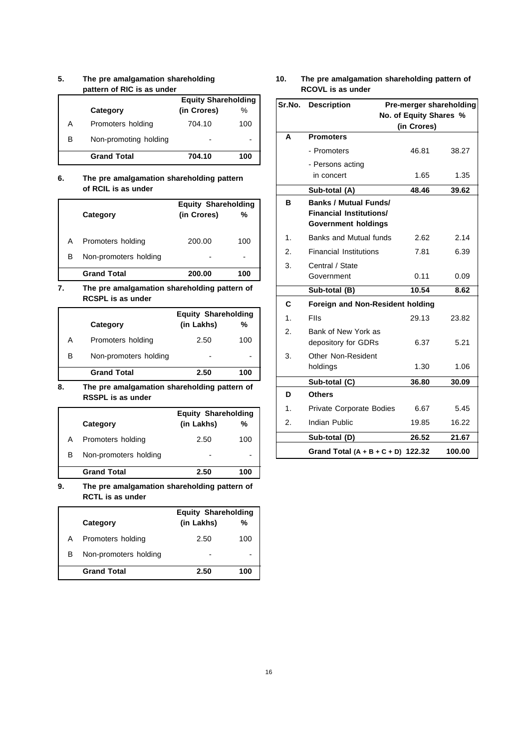**5. The pre amalgamation shareholding pattern of RIC is as under**

| | Category | Equity Shareholding | |
|---|---|---|---|
| | | (in Crores) | % |
| A | Promoters holding | 704.10 | 100 |
| B | Non-promoting holding | - | - |
| | **Grand Total** | **704.10** | **100** |

**6. The pre amalgamation shareholding pattern of RCIL is as under**

| | Category | Equity Shareholding | |
|---|---|---|---|
| | | (in Crores) | % |
| A | Promoters holding | 200.00 | 100 |
| B | Non-promoters holding | - | - |
| | **Grand Total** | **200.00** | **100** |

**7. The pre amalgamation shareholding pattern of RCSPL is as under**

| | Category | Equity Shareholding | |
|---|---|---|---|
| | | (in Lakhs) | % |
| A | Promoters holding | 2.50 | 100 |
| B | Non-promoters holding | - | - |
| | **Grand Total** | **2.50** | **100** |

**8. The pre amalgamation shareholding pattern of RSSPL is as under**

| | Category | Equity Shareholding | |
|---|---|---|---|
| | | (in Lakhs) | % |
| A | Promoters holding | 2.50 | 100 |
| B | Non-promoters holding | - | - |
| | **Grand Total** | **2.50** | **100** |

**9. The pre amalgamation shareholding pattern of RCTL is as under**

| | Category | Equity Shareholding | |
|---|---|---|---|
| | | (in Lakhs) | % |
| A | Promoters holding | 2.50 | 100 |
| B | Non-promoters holding | - | - |
| | **Grand Total** | **2.50** | **100** |

**10. The pre amalgamation shareholding pattern of RCOVL is as under**

| Sr.No. | Description | Pre-merger shareholding | |
|---|---|---|---|
| | | No. of Equity Shares (in Crores) | % |
| **A** | **Promoters** | | |
| | - Promoters | 46.81 | 38.27 |
| | - Persons acting in concert | 1.65 | 1.35 |
| | **Sub-total (A)** | **48.46** | **39.62** |
| **B** | **Banks / Mutual Funds/ Financial Institutions/ Government holdings** | | |
| 1. | Banks and Mutual funds | 2.62 | 2.14 |
| 2. | Financial Institutions | 7.81 | 6.39 |
| 3. | Central / State Government | 0.11 | 0.09 |
| | **Sub-total (B)** | **10.54** | **8.62** |
| **C** | **Foreign and Non-Resident holding** | | |
| 1. | FIIs | 29.13 | 23.82 |
| 2. | Bank of New York as depository for GDRs | 6.37 | 5.21 |
| 3. | Other Non-Resident holdings | 1.30 | 1.06 |
| | **Sub-total (C)** | **36.80** | **30.09** |
| **D** | **Others** | | |
| 1. | Private Corporate Bodies | 6.67 | 5.45 |
| 2. | Indian Public | 19.85 | 16.22 |
| | **Sub-total (D)** | **26.52** | **21.67** |
| | **Grand Total (A + B + C + D)** | **122.32** | **100.00** |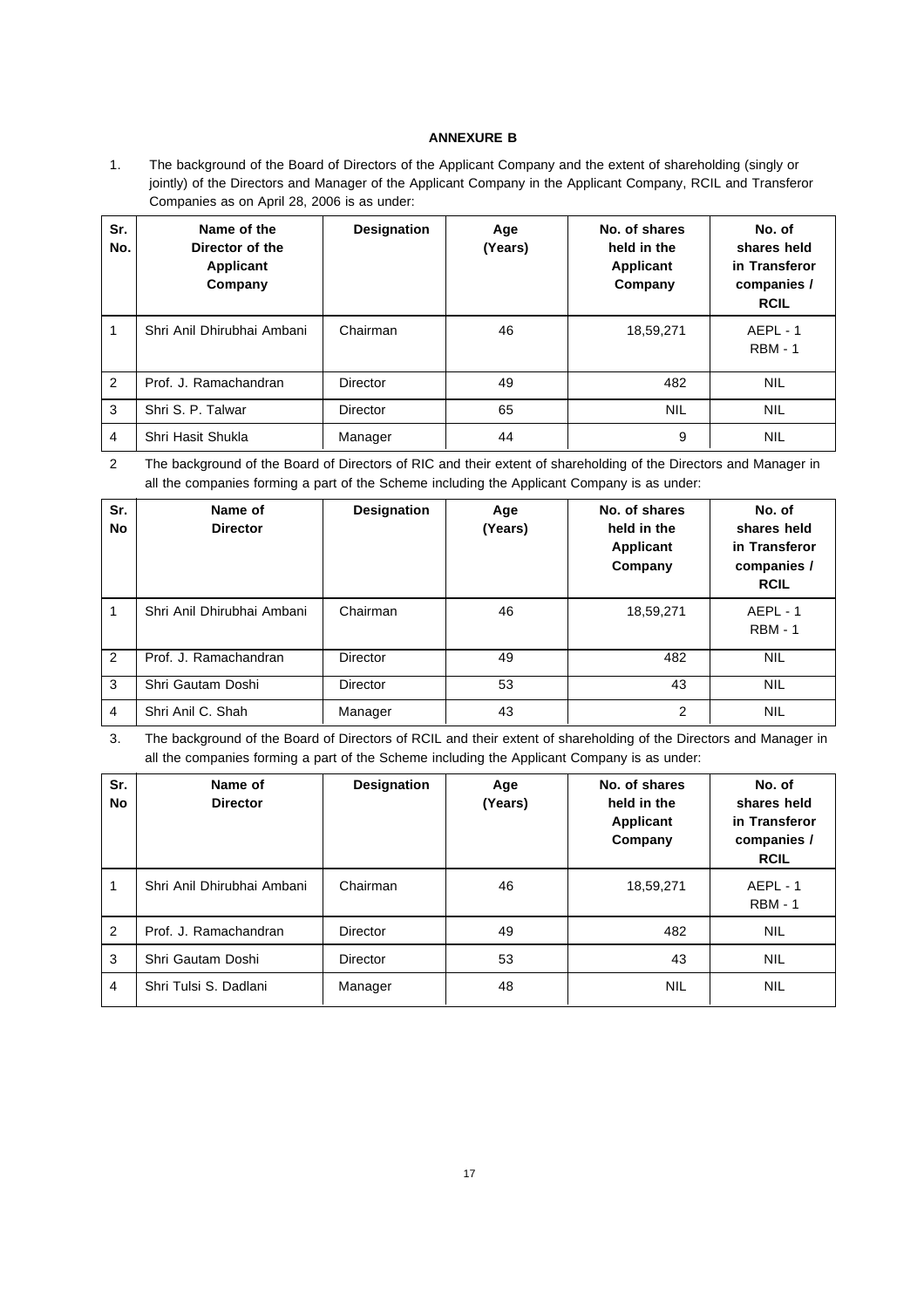## ANNEXURE B

1. The background of the Board of Directors of the Applicant Company and the extent of shareholding (singly or jointly) of the Directors and Manager of the Applicant Company in the Applicant Company, RCIL and Transferor Companies as on April 28, 2006 is as under:

| Sr. No. | Name of the Director of the Applicant Company | Designation | Age (Years) | No. of shares held in the Applicant Company | No. of shares held in Transferor companies / RCIL |
|---|---|---|---|---|---|
| 1 | Shri Anil Dhirubhai Ambani | Chairman | 46 | 18,59,271 | AEPL - 1<br>RBM - 1 |
| 2 | Prof. J. Ramachandran | Director | 49 | 482 | NIL |
| 3 | Shri S. P. Talwar | Director | 65 | NIL | NIL |
| 4 | Shri Hasit Shukla | Manager | 44 | 9 | NIL |

2 The background of the Board of Directors of RIC and their extent of shareholding of the Directors and Manager in all the companies forming a part of the Scheme including the Applicant Company is as under:

| Sr. No | Name of Director | Designation | Age (Years) | No. of shares held in the Applicant Company | No. of shares held in Transferor companies / RCIL |
|---|---|---|---|---|---|
| 1 | Shri Anil Dhirubhai Ambani | Chairman | 46 | 18,59,271 | AEPL - 1<br>RBM - 1 |
| 2 | Prof. J. Ramachandran | Director | 49 | 482 | NIL |
| 3 | Shri Gautam Doshi | Director | 53 | 43 | NIL |
| 4 | Shri Anil C. Shah | Manager | 43 | 2 | NIL |

3. The background of the Board of Directors of RCIL and their extent of shareholding of the Directors and Manager in all the companies forming a part of the Scheme including the Applicant Company is as under:

| Sr. No | Name of Director | Designation | Age (Years) | No. of shares held in the Applicant Company | No. of shares held in Transferor companies / RCIL |
|---|---|---|---|---|---|
| 1 | Shri Anil Dhirubhai Ambani | Chairman | 46 | 18,59,271 | AEPL - 1<br>RBM - 1 |
| 2 | Prof. J. Ramachandran | Director | 49 | 482 | NIL |
| 3 | Shri Gautam Doshi | Director | 53 | 43 | NIL |
| 4 | Shri Tulsi S. Dadlani | Manager | 48 | NIL | NIL |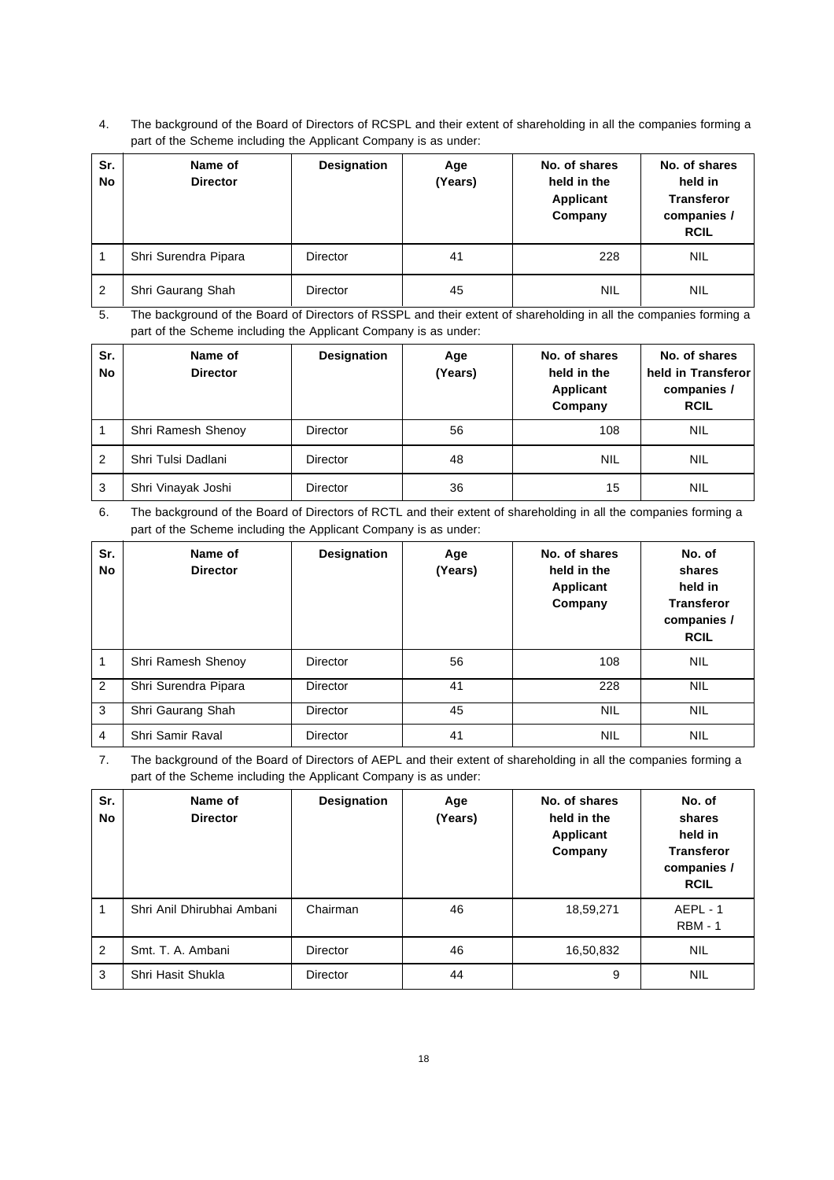4. The background of the Board of Directors of RCSPL and their extent of shareholding in all the companies forming a part of the Scheme including the Applicant Company is as under:

| Sr. No | Name of Director | Designation | Age (Years) | No. of shares held in the Applicant Company | No. of shares held in Transferor companies / RCIL |
|---|---|---|---|---|---|
| 1 | Shri Surendra Pipara | Director | 41 | 228 | NIL |
| 2 | Shri Gaurang Shah | Director | 45 | NIL | NIL |

5. The background of the Board of Directors of RSSPL and their extent of shareholding in all the companies forming a part of the Scheme including the Applicant Company is as under:

| Sr. No | Name of Director | Designation | Age (Years) | No. of shares held in the Applicant Company | No. of shares held in Transferor companies / RCIL |
|---|---|---|---|---|---|
| 1 | Shri Ramesh Shenoy | Director | 56 | 108 | NIL |
| 2 | Shri Tulsi Dadlani | Director | 48 | NIL | NIL |
| 3 | Shri Vinayak Joshi | Director | 36 | 15 | NIL |

6. The background of the Board of Directors of RCTL and their extent of shareholding in all the companies forming a part of the Scheme including the Applicant Company is as under:

| Sr. No | Name of Director | Designation | Age (Years) | No. of shares held in the Applicant Company | No. of shares held in Transferor companies / RCIL |
|---|---|---|---|---|---|
| 1 | Shri Ramesh Shenoy | Director | 56 | 108 | NIL |
| 2 | Shri Surendra Pipara | Director | 41 | 228 | NIL |
| 3 | Shri Gaurang Shah | Director | 45 | NIL | NIL |
| 4 | Shri Samir Raval | Director | 41 | NIL | NIL |

7. The background of the Board of Directors of AEPL and their extent of shareholding in all the companies forming a part of the Scheme including the Applicant Company is as under:

| Sr. No | Name of Director | Designation | Age (Years) | No. of shares held in the Applicant Company | No. of shares held in Transferor companies / RCIL |
|---|---|---|---|---|---|
| 1 | Shri Anil Dhirubhai Ambani | Chairman | 46 | 18,59,271 | AEPL - 1<br>RBM - 1 |
| 2 | Smt. T. A. Ambani | Director | 46 | 16,50,832 | NIL |
| 3 | Shri Hasit Shukla | Director | 44 | 9 | NIL |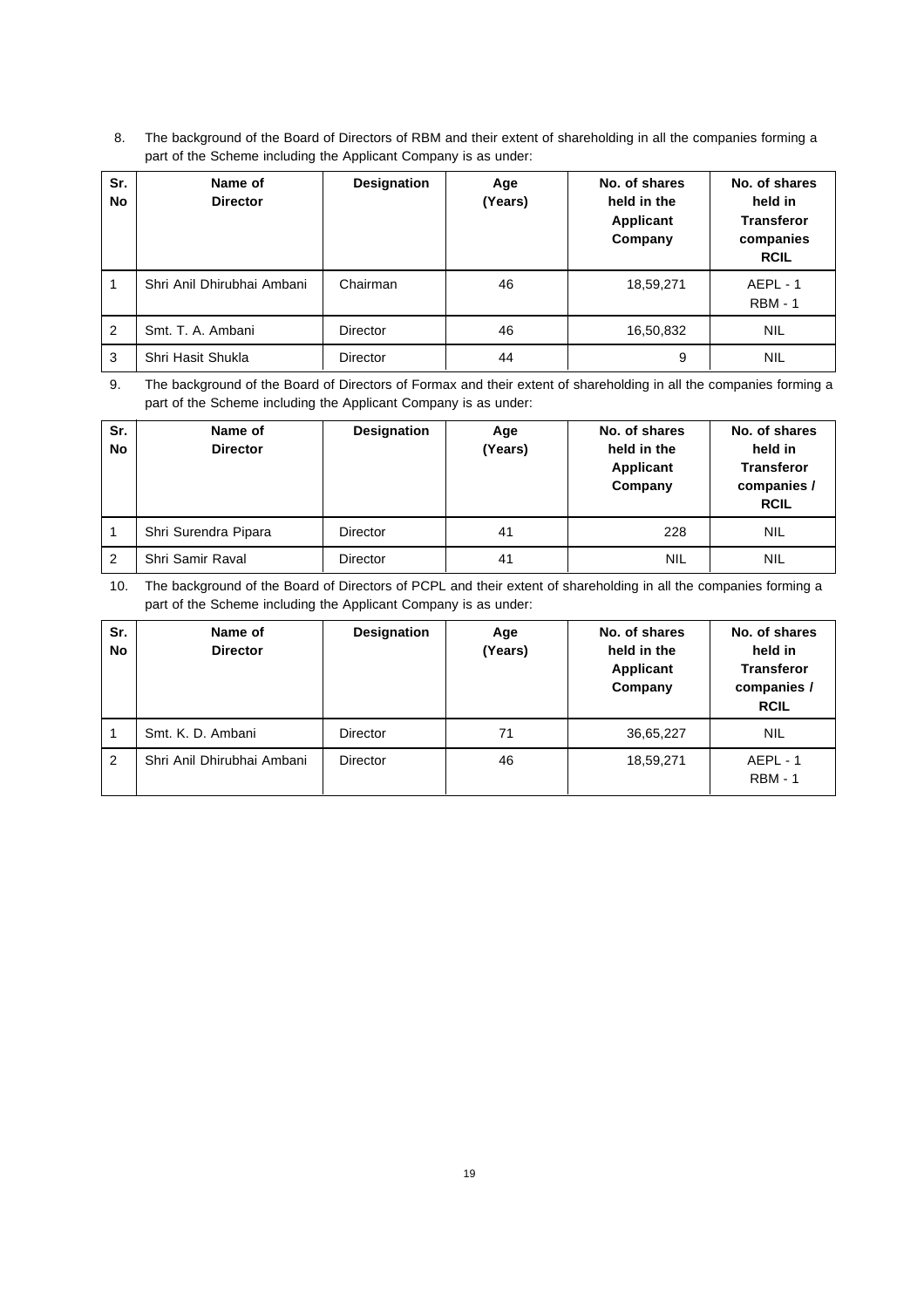8. The background of the Board of Directors of RBM and their extent of shareholding in all the companies forming a part of the Scheme including the Applicant Company is as under:

| Sr. No | Name of Director | Designation | Age (Years) | No. of shares held in the Applicant Company | No. of shares held in Transferor companies RCIL |
|---|---|---|---|---|---|
| 1 | Shri Anil Dhirubhai Ambani | Chairman | 46 | 18,59,271 | AEPL - 1 RBM - 1 |
| 2 | Smt. T. A. Ambani | Director | 46 | 16,50,832 | NIL |
| 3 | Shri Hasit Shukla | Director | 44 | 9 | NIL |

9. The background of the Board of Directors of Formax and their extent of shareholding in all the companies forming a part of the Scheme including the Applicant Company is as under:

| Sr. No | Name of Director | Designation | Age (Years) | No. of shares held in the Applicant Company | No. of shares held in Transferor companies / RCIL |
|---|---|---|---|---|---|
| 1 | Shri Surendra Pipara | Director | 41 | 228 | NIL |
| 2 | Shri Samir Raval | Director | 41 | NIL | NIL |

10. The background of the Board of Directors of PCPL and their extent of shareholding in all the companies forming a part of the Scheme including the Applicant Company is as under:

| Sr. No | Name of Director | Designation | Age (Years) | No. of shares held in the Applicant Company | No. of shares held in Transferor companies / RCIL |
|---|---|---|---|---|---|
| 1 | Smt. K. D. Ambani | Director | 71 | 36,65,227 | NIL |
| 2 | Shri Anil Dhirubhai Ambani | Director | 46 | 18,59,271 | AEPL - 1 RBM - 1 |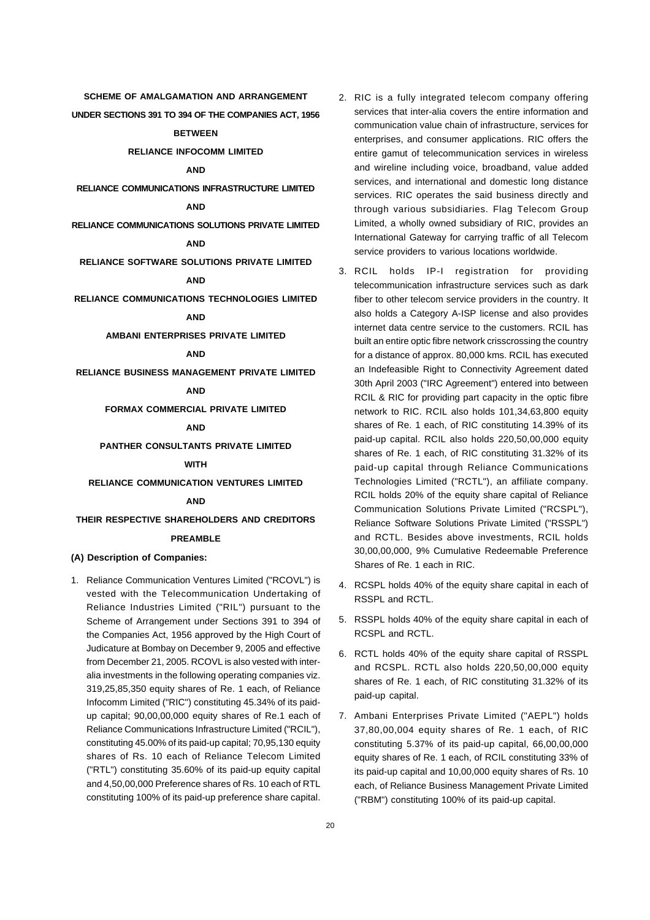**SCHEME OF AMALGAMATION AND ARRANGEMENT**

**UNDER SECTIONS 391 TO 394 OF THE COMPANIES ACT, 1956**

**BETWEEN**

**RELIANCE INFOCOMM LIMITED**

**AND**

**RELIANCE COMMUNICATIONS INFRASTRUCTURE LIMITED**

**AND**

**RELIANCE COMMUNICATIONS SOLUTIONS PRIVATE LIMITED**

**AND**

**RELIANCE SOFTWARE SOLUTIONS PRIVATE LIMITED**

**AND**

**RELIANCE COMMUNICATIONS TECHNOLOGIES LIMITED**

**AND**

**AMBANI ENTERPRISES PRIVATE LIMITED**

**AND**

**RELIANCE BUSINESS MANAGEMENT PRIVATE LIMITED**

**AND**

**FORMAX COMMERCIAL PRIVATE LIMITED**

**AND**

**PANTHER CONSULTANTS PRIVATE LIMITED**

**WITH**

**RELIANCE COMMUNICATION VENTURES LIMITED**

**AND**

**THEIR RESPECTIVE SHAREHOLDERS AND CREDITORS**

## PREAMBLE

### (A) Description of Companies:

1. Reliance Communication Ventures Limited ("RCOVL") is vested with the Telecommunication Undertaking of Reliance Industries Limited ("RIL") pursuant to the Scheme of Arrangement under Sections 391 to 394 of the Companies Act, 1956 approved by the High Court of Judicature at Bombay on December 9, 2005 and effective from December 21, 2005. RCOVL is also vested with inter-alia investments in the following operating companies viz. 319,25,85,350 equity shares of Re. 1 each, of Reliance Infocomm Limited ("RIC") constituting 45.34% of its paid-up capital; 90,00,00,000 equity shares of Re.1 each of Reliance Communications Infrastructure Limited ("RCIL"), constituting 45.00% of its paid-up capital; 70,95,130 equity shares of Rs. 10 each of Reliance Telecom Limited ("RTL") constituting 35.60% of its paid-up equity capital and 4,50,00,000 Preference shares of Rs. 10 each of RTL constituting 100% of its paid-up preference share capital.

2. RIC is a fully integrated telecom company offering services that inter-alia covers the entire information and communication value chain of infrastructure, services for enterprises, and consumer applications. RIC offers the entire gamut of telecommunication services in wireless and wireline including voice, broadband, value added services, and international and domestic long distance services. RIC operates the said business directly and through various subsidiaries. Flag Telecom Group Limited, a wholly owned subsidiary of RIC, provides an International Gateway for carrying traffic of all Telecom service providers to various locations worldwide.

3. RCIL holds IP-I registration for providing telecommunication infrastructure services such as dark fiber to other telecom service providers in the country. It also holds a Category A-ISP license and also provides internet data centre service to the customers. RCIL has built an entire optic fibre network crisscrossing the country for a distance of approx. 80,000 kms. RCIL has executed an Indefeasible Right to Connectivity Agreement dated 30th April 2003 ("IRC Agreement") entered into between RCIL & RIC for providing part capacity in the optic fibre network to RIC. RCIL also holds 101,34,63,800 equity shares of Re. 1 each, of RIC constituting 14.39% of its paid-up capital. RCIL also holds 220,50,00,000 equity shares of Re. 1 each, of RIC constituting 31.32% of its paid-up capital through Reliance Communications Technologies Limited ("RCTL"), an affiliate company. RCIL holds 20% of the equity share capital of Reliance Communication Solutions Private Limited ("RCSPL"), Reliance Software Solutions Private Limited ("RSSPL") and RCTL. Besides above investments, RCIL holds 30,00,00,000, 9% Cumulative Redeemable Preference Shares of Re. 1 each in RIC.

4. RCSPL holds 40% of the equity share capital in each of RSSPL and RCTL.

5. RSSPL holds 40% of the equity share capital in each of RCSPL and RCTL.

6. RCTL holds 40% of the equity share capital of RSSPL and RCSPL. RCTL also holds 220,50,00,000 equity shares of Re. 1 each, of RIC constituting 31.32% of its paid-up capital.

7. Ambani Enterprises Private Limited ("AEPL") holds 37,80,00,004 equity shares of Re. 1 each, of RIC constituting 5.37% of its paid-up capital, 66,00,00,000 equity shares of Re. 1 each, of RCIL constituting 33% of its paid-up capital and 10,00,000 equity shares of Rs. 10 each, of Reliance Business Management Private Limited ("RBM") constituting 100% of its paid-up capital.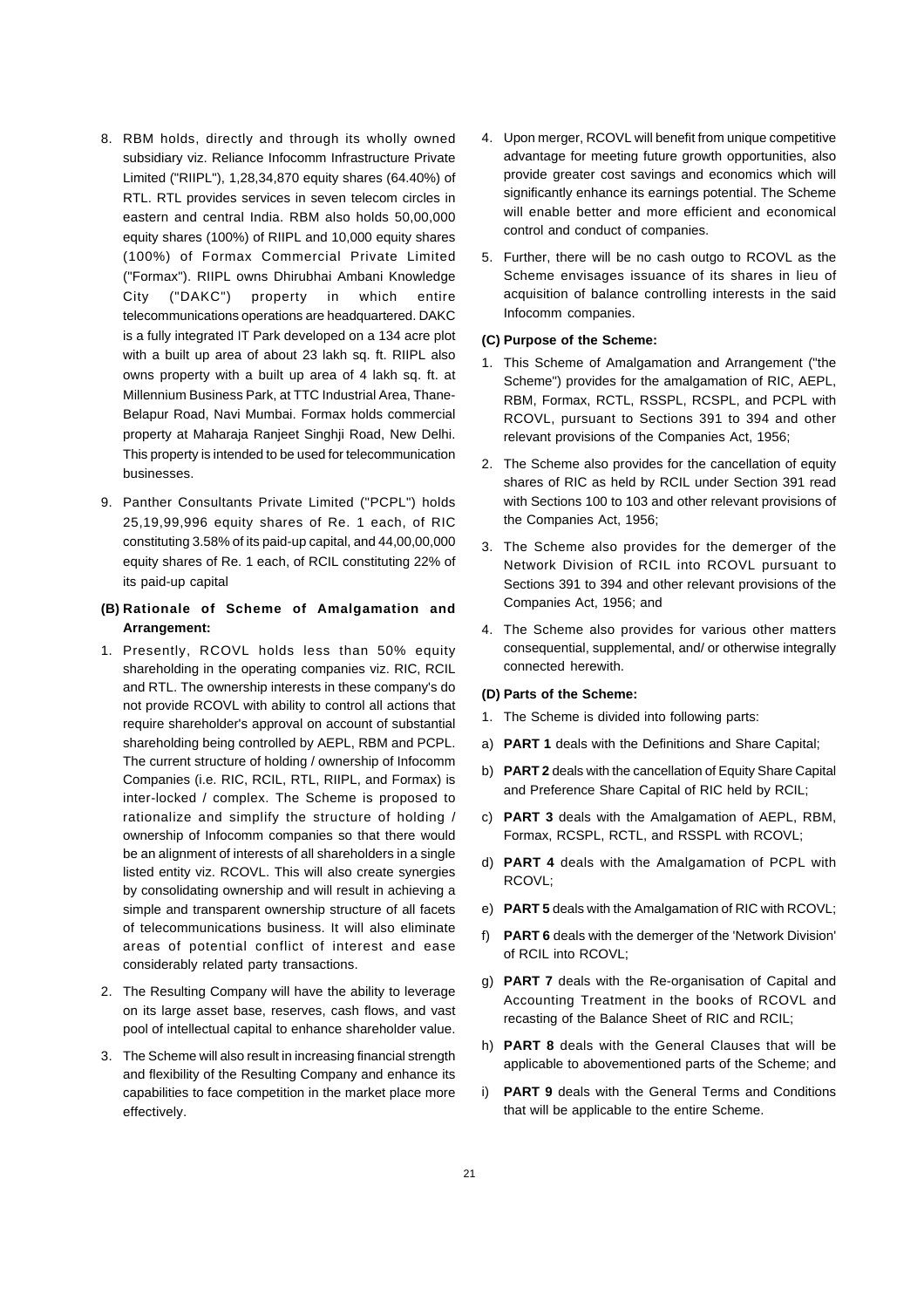8. RBM holds, directly and through its wholly owned subsidiary viz. Reliance Infocomm Infrastructure Private Limited ("RIIPL"), 1,28,34,870 equity shares (64.40%) of RTL. RTL provides services in seven telecom circles in eastern and central India. RBM also holds 50,00,000 equity shares (100%) of RIIPL and 10,000 equity shares (100%) of Formax Commercial Private Limited ("Formax"). RIIPL owns Dhirubhai Ambani Knowledge City ("DAKC") property in which entire telecommunications operations are headquartered. DAKC is a fully integrated IT Park developed on a 134 acre plot with a built up area of about 23 lakh sq. ft. RIIPL also owns property with a built up area of 4 lakh sq. ft. at Millennium Business Park, at TTC Industrial Area, Thane-Belapur Road, Navi Mumbai. Formax holds commercial property at Maharaja Ranjeet Singhji Road, New Delhi. This property is intended to be used for telecommunication businesses.

9. Panther Consultants Private Limited ("PCPL") holds 25,19,99,996 equity shares of Re. 1 each, of RIC constituting 3.58% of its paid-up capital, and 44,00,00,000 equity shares of Re. 1 each, of RCIL constituting 22% of its paid-up capital

**(B) Rationale of Scheme of Amalgamation and Arrangement:**

1. Presently, RCOVL holds less than 50% equity shareholding in the operating companies viz. RIC, RCIL and RTL. The ownership interests in these company's do not provide RCOVL with ability to control all actions that require shareholder's approval on account of substantial shareholding being controlled by AEPL, RBM and PCPL. The current structure of holding / ownership of Infocomm Companies (i.e. RIC, RCIL, RTL, RIIPL, and Formax) is inter-locked / complex. The Scheme is proposed to rationalize and simplify the structure of holding / ownership of Infocomm companies so that there would be an alignment of interests of all shareholders in a single listed entity viz. RCOVL. This will also create synergies by consolidating ownership and will result in achieving a simple and transparent ownership structure of all facets of telecommunications business. It will also eliminate areas of potential conflict of interest and ease considerably related party transactions.

2. The Resulting Company will have the ability to leverage on its large asset base, reserves, cash flows, and vast pool of intellectual capital to enhance shareholder value.

3. The Scheme will also result in increasing financial strength and flexibility of the Resulting Company and enhance its capabilities to face competition in the market place more effectively.

4. Upon merger, RCOVL will benefit from unique competitive advantage for meeting future growth opportunities, also provide greater cost savings and economics which will significantly enhance its earnings potential. The Scheme will enable better and more efficient and economical control and conduct of companies.

5. Further, there will be no cash outgo to RCOVL as the Scheme envisages issuance of its shares in lieu of acquisition of balance controlling interests in the said Infocomm companies.

**(C) Purpose of the Scheme:**

1. This Scheme of Amalgamation and Arrangement ("the Scheme") provides for the amalgamation of RIC, AEPL, RBM, Formax, RCTL, RSSPL, RCSPL, and PCPL with RCOVL, pursuant to Sections 391 to 394 and other relevant provisions of the Companies Act, 1956;

2. The Scheme also provides for the cancellation of equity shares of RIC as held by RCIL under Section 391 read with Sections 100 to 103 and other relevant provisions of the Companies Act, 1956;

3. The Scheme also provides for the demerger of the Network Division of RCIL into RCOVL pursuant to Sections 391 to 394 and other relevant provisions of the Companies Act, 1956; and

4. The Scheme also provides for various other matters consequential, supplemental, and/ or otherwise integrally connected herewith.

**(D) Parts of the Scheme:**

1. The Scheme is divided into following parts:

a) **PART 1** deals with the Definitions and Share Capital;

b) **PART 2** deals with the cancellation of Equity Share Capital and Preference Share Capital of RIC held by RCIL;

c) **PART 3** deals with the Amalgamation of AEPL, RBM, Formax, RCSPL, RCTL, and RSSPL with RCOVL;

d) **PART 4** deals with the Amalgamation of PCPL with RCOVL;

e) **PART 5** deals with the Amalgamation of RIC with RCOVL;

f) **PART 6** deals with the demerger of the 'Network Division' of RCIL into RCOVL;

g) **PART 7** deals with the Re-organisation of Capital and Accounting Treatment in the books of RCOVL and recasting of the Balance Sheet of RIC and RCIL;

h) **PART 8** deals with the General Clauses that will be applicable to abovementioned parts of the Scheme; and

i) **PART 9** deals with the General Terms and Conditions that will be applicable to the entire Scheme.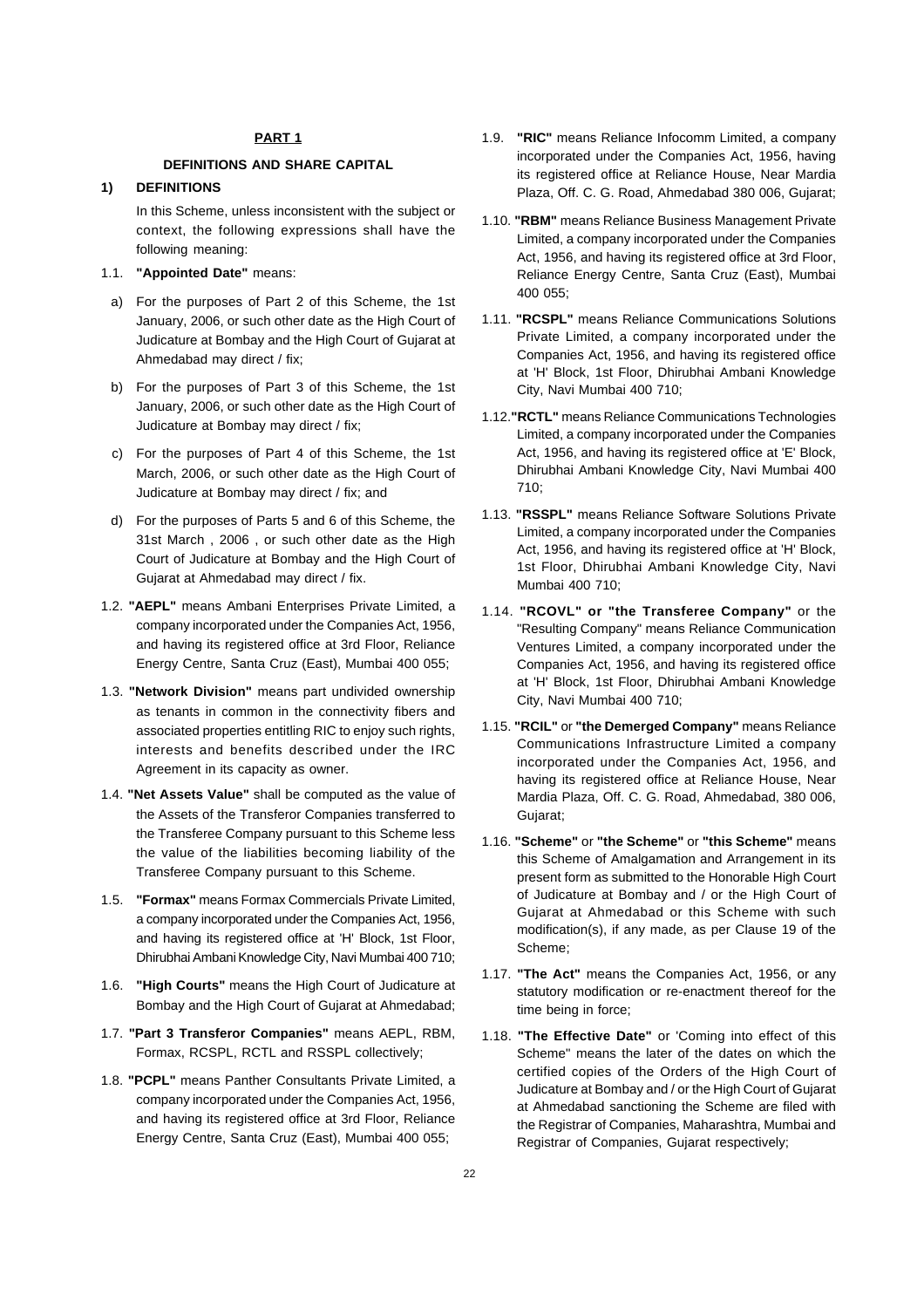## PART 1

### DEFINITIONS AND SHARE CAPITAL

**1) DEFINITIONS**

In this Scheme, unless inconsistent with the subject or context, the following expressions shall have the following meaning:

1.1. **"Appointed Date"** means:

a) For the purposes of Part 2 of this Scheme, the 1st January, 2006, or such other date as the High Court of Judicature at Bombay and the High Court of Gujarat at Ahmedabad may direct / fix;

b) For the purposes of Part 3 of this Scheme, the 1st January, 2006, or such other date as the High Court of Judicature at Bombay may direct / fix;

c) For the purposes of Part 4 of this Scheme, the 1st March, 2006, or such other date as the High Court of Judicature at Bombay may direct / fix; and

d) For the purposes of Parts 5 and 6 of this Scheme, the 31st March , 2006 , or such other date as the High Court of Judicature at Bombay and the High Court of Gujarat at Ahmedabad may direct / fix.

1.2. **"AEPL"** means Ambani Enterprises Private Limited, a company incorporated under the Companies Act, 1956, and having its registered office at 3rd Floor, Reliance Energy Centre, Santa Cruz (East), Mumbai 400 055;

1.3. **"Network Division"** means part undivided ownership as tenants in common in the connectivity fibers and associated properties entitling RIC to enjoy such rights, interests and benefits described under the IRC Agreement in its capacity as owner.

1.4. **"Net Assets Value"** shall be computed as the value of the Assets of the Transferor Companies transferred to the Transferee Company pursuant to this Scheme less the value of the liabilities becoming liability of the Transferee Company pursuant to this Scheme.

1.5. **"Formax"** means Formax Commercials Private Limited, a company incorporated under the Companies Act, 1956, and having its registered office at 'H' Block, 1st Floor, Dhirubhai Ambani Knowledge City, Navi Mumbai 400 710;

1.6. **"High Courts"** means the High Court of Judicature at Bombay and the High Court of Gujarat at Ahmedabad;

1.7. **"Part 3 Transferor Companies"** means AEPL, RBM, Formax, RCSPL, RCTL and RSSPL collectively;

1.8. **"PCPL"** means Panther Consultants Private Limited, a company incorporated under the Companies Act, 1956, and having its registered office at 3rd Floor, Reliance Energy Centre, Santa Cruz (East), Mumbai 400 055;

1.9. **"RIC"** means Reliance Infocomm Limited, a company incorporated under the Companies Act, 1956, having its registered office at Reliance House, Near Mardia Plaza, Off. C. G. Road, Ahmedabad 380 006, Gujarat;

1.10. **"RBM"** means Reliance Business Management Private Limited, a company incorporated under the Companies Act, 1956, and having its registered office at 3rd Floor, Reliance Energy Centre, Santa Cruz (East), Mumbai 400 055;

1.11. **"RCSPL"** means Reliance Communications Solutions Private Limited, a company incorporated under the Companies Act, 1956, and having its registered office at 'H' Block, 1st Floor, Dhirubhai Ambani Knowledge City, Navi Mumbai 400 710;

1.12. **"RCTL"** means Reliance Communications Technologies Limited, a company incorporated under the Companies Act, 1956, and having its registered office at 'E' Block, Dhirubhai Ambani Knowledge City, Navi Mumbai 400 710;

1.13. **"RSSPL"** means Reliance Software Solutions Private Limited, a company incorporated under the Companies Act, 1956, and having its registered office at 'H' Block, 1st Floor, Dhirubhai Ambani Knowledge City, Navi Mumbai 400 710;

1.14. **"RCOVL" or "the Transferee Company"** or the "Resulting Company" means Reliance Communication Ventures Limited, a company incorporated under the Companies Act, 1956, and having its registered office at 'H' Block, 1st Floor, Dhirubhai Ambani Knowledge City, Navi Mumbai 400 710;

1.15. **"RCIL"** or **"the Demerged Company"** means Reliance Communications Infrastructure Limited a company incorporated under the Companies Act, 1956, and having its registered office at Reliance House, Near Mardia Plaza, Off. C. G. Road, Ahmedabad, 380 006, Gujarat;

1.16. **"Scheme"** or **"the Scheme"** or **"this Scheme"** means this Scheme of Amalgamation and Arrangement in its present form as submitted to the Honorable High Court of Judicature at Bombay and / or the High Court of Gujarat at Ahmedabad or this Scheme with such modification(s), if any made, as per Clause 19 of the Scheme;

1.17. **"The Act"** means the Companies Act, 1956, or any statutory modification or re-enactment thereof for the time being in force;

1.18. **"The Effective Date"** or 'Coming into effect of this Scheme" means the later of the dates on which the certified copies of the Orders of the High Court of Judicature at Bombay and / or the High Court of Gujarat at Ahmedabad sanctioning the Scheme are filed with the Registrar of Companies, Maharashtra, Mumbai and Registrar of Companies, Gujarat respectively;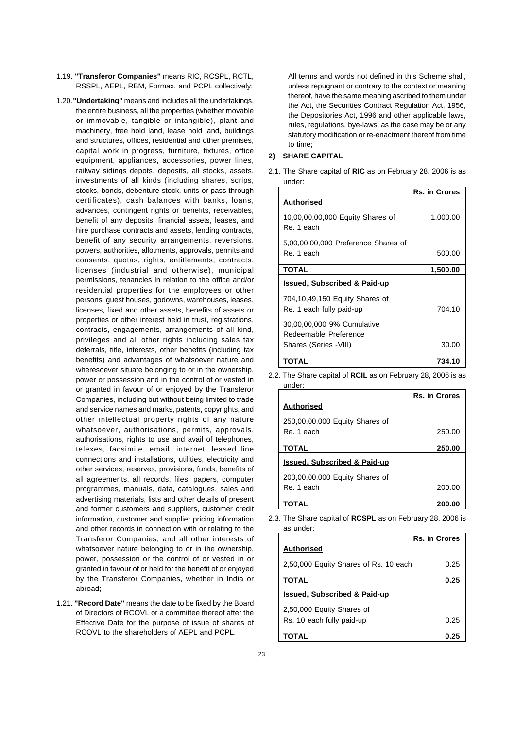1.19. **"Transferor Companies"** means RIC, RCSPL, RCTL, RSSPL, AEPL, RBM, Formax, and PCPL collectively;

1.20. **"Undertaking"** means and includes all the undertakings, the entire business, all the properties (whether movable or immovable, tangible or intangible), plant and machinery, free hold land, lease hold land, buildings and structures, offices, residential and other premises, capital work in progress, furniture, fixtures, office equipment, appliances, accessories, power lines, railway sidings depots, deposits, all stocks, assets, investments of all kinds (including shares, scrips, stocks, bonds, debenture stock, units or pass through certificates), cash balances with banks, loans, advances, contingent rights or benefits, receivables, benefit of any deposits, financial assets, leases, and hire purchase contracts and assets, lending contracts, benefit of any security arrangements, reversions, powers, authorities, allotments, approvals, permits and consents, quotas, rights, entitlements, contracts, licenses (industrial and otherwise), municipal permissions, tenancies in relation to the office and/or residential properties for the employees or other persons, guest houses, godowns, warehouses, leases, licenses, fixed and other assets, benefits of assets or properties or other interest held in trust, registrations, contracts, engagements, arrangements of all kind, privileges and all other rights including sales tax deferrals, title, interests, other benefits (including tax benefits) and advantages of whatsoever nature and wheresoever situate belonging to or in the ownership, power or possession and in the control of or vested in or granted in favour of or enjoyed by the Transferor Companies, including but without being limited to trade and service names and marks, patents, copyrights, and other intellectual property rights of any nature whatsoever, authorisations, permits, approvals, authorisations, rights to use and avail of telephones, telexes, facsimile, email, internet, leased line connections and installations, utilities, electricity and other services, reserves, provisions, funds, benefits of all agreements, all records, files, papers, computer programmes, manuals, data, catalogues, sales and advertising materials, lists and other details of present and former customers and suppliers, customer credit information, customer and supplier pricing information and other records in connection with or relating to the Transferor Companies, and all other interests of whatsoever nature belonging to or in the ownership, power, possession or the control of or vested in or granted in favour of or held for the benefit of or enjoyed by the Transferor Companies, whether in India or abroad;

1.21. **"Record Date"** means the date to be fixed by the Board of Directors of RCOVL or a committee thereof after the Effective Date for the purpose of issue of shares of RCOVL to the shareholders of AEPL and PCPL.

All terms and words not defined in this Scheme shall, unless repugnant or contrary to the context or meaning thereof, have the same meaning ascribed to them under the Act, the Securities Contract Regulation Act, 1956, the Depositories Act, 1996 and other applicable laws, rules, regulations, bye-laws, as the case may be or any statutory modification or re-enactment thereof from time to time;

## 2) SHARE CAPITAL

2.1. The Share capital of **RIC** as on February 28, 2006 is as under:

| | Rs. in Crores |
|---|---|
| **Authorised** | |
| 10,00,00,00,000 Equity Shares of Re. 1 each | 1,000.00 |
| 5,00,00,00,000 Preference Shares of Re. 1 each | 500.00 |
| **TOTAL** | **1,500.00** |
| **Issued, Subscribed & Paid-up** | |
| 704,10,49,150 Equity Shares of Re. 1 each fully paid-up | 704.10 |
| 30,00,00,000 9% Cumulative Redeemable Preference Shares (Series -VIII) | 30.00 |
| **TOTAL** | **734.10** |

2.2. The Share capital of **RCIL** as on February 28, 2006 is as under:

| | Rs. in Crores |
|---|---|
| **Authorised** | |
| 250,00,00,000 Equity Shares of Re. 1 each | 250.00 |
| **TOTAL** | **250.00** |
| **Issued, Subscribed & Paid-up** | |
| 200,00,00,000 Equity Shares of Re. 1 each | 200.00 |
| **TOTAL** | **200.00** |

2.3. The Share capital of **RCSPL** as on February 28, 2006 is as under:

| | Rs. in Crores |
|---|---|
| **Authorised** | |
| 2,50,000 Equity Shares of Rs. 10 each | 0.25 |
| **TOTAL** | **0.25** |
| **Issued, Subscribed & Paid-up** | |
| 2,50,000 Equity Shares of Rs. 10 each fully paid-up | 0.25 |
| **TOTAL** | **0.25** |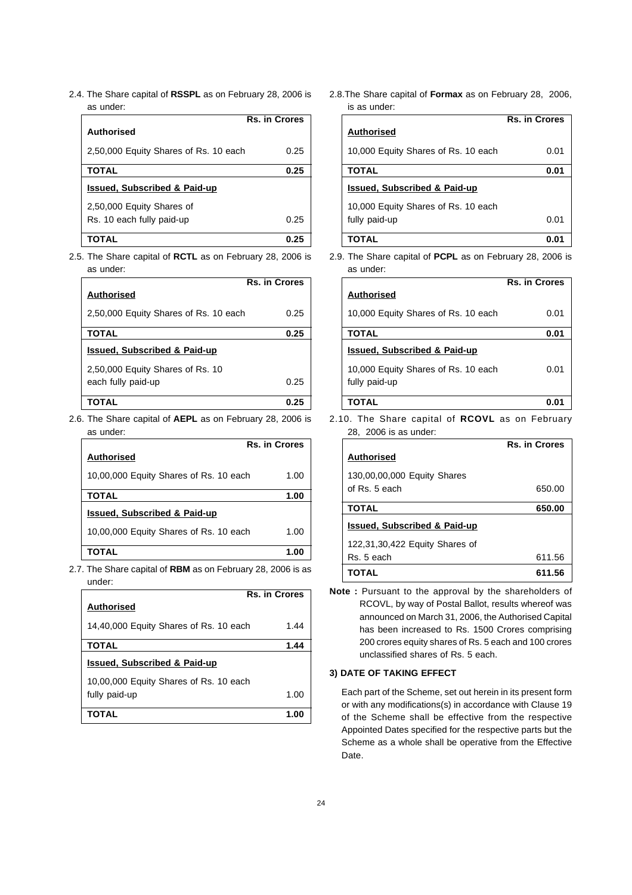2.4. The Share capital of **RSSPL** as on February 28, 2006 is as under:

| | Rs. in Crores |
|---|---|
| **Authorised** | |
| 2,50,000 Equity Shares of Rs. 10 each | 0.25 |
| **TOTAL** | **0.25** |
| **Issued, Subscribed & Paid-up** | |
| 2,50,000 Equity Shares of Rs. 10 each fully paid-up | 0.25 |
| **TOTAL** | **0.25** |

2.5. The Share capital of **RCTL** as on February 28, 2006 is as under:

| | Rs. in Crores |
|---|---|
| **Authorised** | |
| 2,50,000 Equity Shares of Rs. 10 each | 0.25 |
| **TOTAL** | **0.25** |
| **Issued, Subscribed & Paid-up** | |
| 2,50,000 Equity Shares of Rs. 10 each fully paid-up | 0.25 |
| **TOTAL** | **0.25** |

2.6. The Share capital of **AEPL** as on February 28, 2006 is as under:

| | Rs. in Crores |
|---|---|
| **Authorised** | |
| 10,00,000 Equity Shares of Rs. 10 each | 1.00 |
| **TOTAL** | **1.00** |
| **Issued, Subscribed & Paid-up** | |
| 10,00,000 Equity Shares of Rs. 10 each | 1.00 |
| **TOTAL** | **1.00** |

2.7. The Share capital of **RBM** as on February 28, 2006 is as under:

| | Rs. in Crores |
|---|---|
| **Authorised** | |
| 14,40,000 Equity Shares of Rs. 10 each | 1.44 |
| **TOTAL** | **1.44** |
| **Issued, Subscribed & Paid-up** | |
| 10,00,000 Equity Shares of Rs. 10 each fully paid-up | 1.00 |
| **TOTAL** | **1.00** |

2.8. The Share capital of **Formax** as on February 28, 2006, is as under:

| | Rs. in Crores |
|---|---|
| **Authorised** | |
| 10,000 Equity Shares of Rs. 10 each | 0.01 |
| **TOTAL** | **0.01** |
| **Issued, Subscribed & Paid-up** | |
| 10,000 Equity Shares of Rs. 10 each fully paid-up | 0.01 |
| **TOTAL** | **0.01** |

2.9. The Share capital of **PCPL** as on February 28, 2006 is as under:

| | Rs. in Crores |
|---|---|
| **Authorised** | |
| 10,000 Equity Shares of Rs. 10 each | 0.01 |
| **TOTAL** | **0.01** |
| **Issued, Subscribed & Paid-up** | |
| 10,000 Equity Shares of Rs. 10 each fully paid-up | 0.01 |
| **TOTAL** | **0.01** |

2.10. The Share capital of **RCOVL** as on February 28, 2006 is as under:

| | Rs. in Crores |
|---|---|
| **Authorised** | |
| 130,00,00,000 Equity Shares of Rs. 5 each | 650.00 |
| **TOTAL** | **650.00** |
| **Issued, Subscribed & Paid-up** | |
| 122,31,30,422 Equity Shares of Rs. 5 each | 611.56 |
| **TOTAL** | **611.56** |

**Note :** Pursuant to the approval by the shareholders of RCOVL, by way of Postal Ballot, results whereof was announced on March 31, 2006, the Authorised Capital has been increased to Rs. 1500 Crores comprising 200 crores equity shares of Rs. 5 each and 100 crores unclassified shares of Rs. 5 each.

### 3) DATE OF TAKING EFFECT

Each part of the Scheme, set out herein in its present form or with any modifications(s) in accordance with Clause 19 of the Scheme shall be effective from the respective Appointed Dates specified for the respective parts but the Scheme as a whole shall be operative from the Effective Date.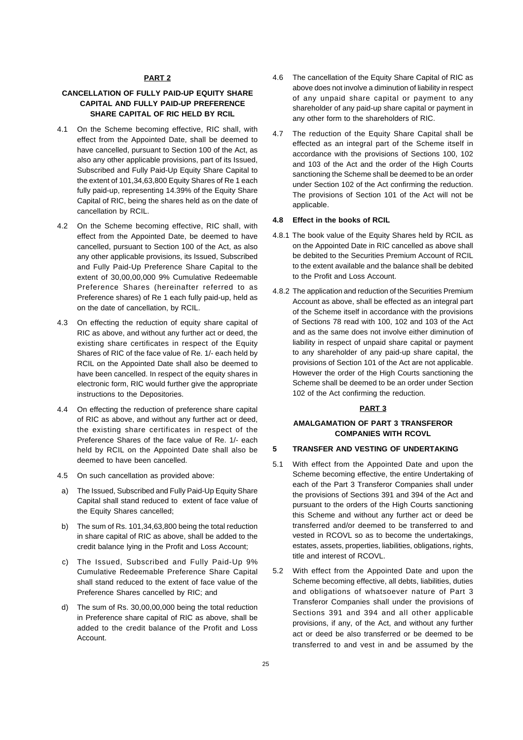## PART 2

### CANCELLATION OF FULLY PAID-UP EQUITY SHARE CAPITAL AND FULLY PAID-UP PREFERENCE SHARE CAPITAL OF RIC HELD BY RCIL

4.1 On the Scheme becoming effective, RIC shall, with effect from the Appointed Date, shall be deemed to have cancelled, pursuant to Section 100 of the Act, as also any other applicable provisions, part of its Issued, Subscribed and Fully Paid-Up Equity Share Capital to the extent of 101,34,63,800 Equity Shares of Re 1 each fully paid-up, representing 14.39% of the Equity Share Capital of RIC, being the shares held as on the date of cancellation by RCIL.

4.2 On the Scheme becoming effective, RIC shall, with effect from the Appointed Date, be deemed to have cancelled, pursuant to Section 100 of the Act, as also any other applicable provisions, its Issued, Subscribed and Fully Paid-Up Preference Share Capital to the extent of 30,00,00,000 9% Cumulative Redeemable Preference Shares (hereinafter referred to as Preference shares) of Re 1 each fully paid-up, held as on the date of cancellation, by RCIL.

4.3 On effecting the reduction of equity share capital of RIC as above, and without any further act or deed, the existing share certificates in respect of the Equity Shares of RIC of the face value of Re. 1/- each held by RCIL on the Appointed Date shall also be deemed to have been cancelled. In respect of the equity shares in electronic form, RIC would further give the appropriate instructions to the Depositories.

4.4 On effecting the reduction of preference share capital of RIC as above, and without any further act or deed, the existing share certificates in respect of the Preference Shares of the face value of Re. 1/- each held by RCIL on the Appointed Date shall also be deemed to have been cancelled.

4.5 On such cancellation as provided above:

a) The Issued, Subscribed and Fully Paid-Up Equity Share Capital shall stand reduced to extent of face value of the Equity Shares cancelled;

b) The sum of Rs. 101,34,63,800 being the total reduction in share capital of RIC as above, shall be added to the credit balance lying in the Profit and Loss Account;

c) The Issued, Subscribed and Fully Paid-Up 9% Cumulative Redeemable Preference Share Capital shall stand reduced to the extent of face value of the Preference Shares cancelled by RIC; and

d) The sum of Rs. 30,00,00,000 being the total reduction in Preference share capital of RIC as above, shall be added to the credit balance of the Profit and Loss Account.

4.6 The cancellation of the Equity Share Capital of RIC as above does not involve a diminution of liability in respect of any unpaid share capital or payment to any shareholder of any paid-up share capital or payment in any other form to the shareholders of RIC.

4.7 The reduction of the Equity Share Capital shall be effected as an integral part of the Scheme itself in accordance with the provisions of Sections 100, 102 and 103 of the Act and the order of the High Courts sanctioning the Scheme shall be deemed to be an order under Section 102 of the Act confirming the reduction. The provisions of Section 101 of the Act will not be applicable.

**4.8 Effect in the books of RCIL**

4.8.1 The book value of the Equity Shares held by RCIL as on the Appointed Date in RIC cancelled as above shall be debited to the Securities Premium Account of RCIL to the extent available and the balance shall be debited to the Profit and Loss Account.

4.8.2 The application and reduction of the Securities Premium Account as above, shall be effected as an integral part of the Scheme itself in accordance with the provisions of Sections 78 read with 100, 102 and 103 of the Act and as the same does not involve either diminution of liability in respect of unpaid share capital or payment to any shareholder of any paid-up share capital, the provisions of Section 101 of the Act are not applicable. However the order of the High Courts sanctioning the Scheme shall be deemed to be an order under Section 102 of the Act confirming the reduction.

## PART 3

### AMALGAMATION OF PART 3 TRANSFEROR COMPANIES WITH RCOVL

**5 TRANSFER AND VESTING OF UNDERTAKING**

5.1 With effect from the Appointed Date and upon the Scheme becoming effective, the entire Undertaking of each of the Part 3 Transferor Companies shall under the provisions of Sections 391 and 394 of the Act and pursuant to the orders of the High Courts sanctioning this Scheme and without any further act or deed be transferred and/or deemed to be transferred to and vested in RCOVL so as to become the undertakings, estates, assets, properties, liabilities, obligations, rights, title and interest of RCOVL.

5.2 With effect from the Appointed Date and upon the Scheme becoming effective, all debts, liabilities, duties and obligations of whatsoever nature of Part 3 Transferor Companies shall under the provisions of Sections 391 and 394 and all other applicable provisions, if any, of the Act, and without any further act or deed be also transferred or be deemed to be transferred to and vest in and be assumed by the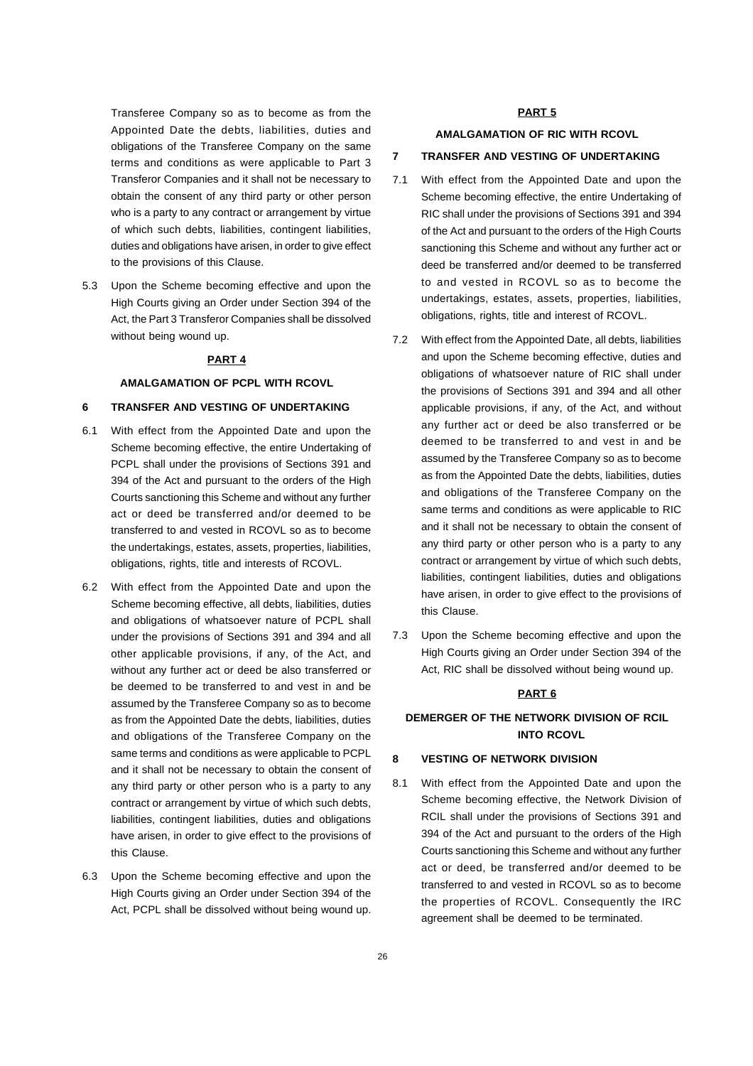Transferee Company so as to become as from the Appointed Date the debts, liabilities, duties and obligations of the Transferee Company on the same terms and conditions as were applicable to Part 3 Transferor Companies and it shall not be necessary to obtain the consent of any third party or other person who is a party to any contract or arrangement by virtue of which such debts, liabilities, contingent liabilities, duties and obligations have arisen, in order to give effect to the provisions of this Clause.

5.3 Upon the Scheme becoming effective and upon the High Courts giving an Order under Section 394 of the Act, the Part 3 Transferor Companies shall be dissolved without being wound up.

**PART 4**

**AMALGAMATION OF PCPL WITH RCOVL**

**6 TRANSFER AND VESTING OF UNDERTAKING**

6.1 With effect from the Appointed Date and upon the Scheme becoming effective, the entire Undertaking of PCPL shall under the provisions of Sections 391 and 394 of the Act and pursuant to the orders of the High Courts sanctioning this Scheme and without any further act or deed be transferred and/or deemed to be transferred to and vested in RCOVL so as to become the undertakings, estates, assets, properties, liabilities, obligations, rights, title and interests of RCOVL.

6.2 With effect from the Appointed Date and upon the Scheme becoming effective, all debts, liabilities, duties and obligations of whatsoever nature of PCPL shall under the provisions of Sections 391 and 394 and all other applicable provisions, if any, of the Act, and without any further act or deed be also transferred or be deemed to be transferred to and vest in and be assumed by the Transferee Company so as to become as from the Appointed Date the debts, liabilities, duties and obligations of the Transferee Company on the same terms and conditions as were applicable to PCPL and it shall not be necessary to obtain the consent of any third party or other person who is a party to any contract or arrangement by virtue of which such debts, liabilities, contingent liabilities, duties and obligations have arisen, in order to give effect to the provisions of this Clause.

6.3 Upon the Scheme becoming effective and upon the High Courts giving an Order under Section 394 of the Act, PCPL shall be dissolved without being wound up.

**PART 5**

**AMALGAMATION OF RIC WITH RCOVL**

**7 TRANSFER AND VESTING OF UNDERTAKING**

7.1 With effect from the Appointed Date and upon the Scheme becoming effective, the entire Undertaking of RIC shall under the provisions of Sections 391 and 394 of the Act and pursuant to the orders of the High Courts sanctioning this Scheme and without any further act or deed be transferred and/or deemed to be transferred to and vested in RCOVL so as to become the undertakings, estates, assets, properties, liabilities, obligations, rights, title and interest of RCOVL.

7.2 With effect from the Appointed Date, all debts, liabilities and upon the Scheme becoming effective, duties and obligations of whatsoever nature of RIC shall under the provisions of Sections 391 and 394 and all other applicable provisions, if any, of the Act, and without any further act or deed be also transferred or be deemed to be transferred to and vest in and be assumed by the Transferee Company so as to become as from the Appointed Date the debts, liabilities, duties and obligations of the Transferee Company on the same terms and conditions as were applicable to RIC and it shall not be necessary to obtain the consent of any third party or other person who is a party to any contract or arrangement by virtue of which such debts, liabilities, contingent liabilities, duties and obligations have arisen, in order to give effect to the provisions of this Clause.

7.3 Upon the Scheme becoming effective and upon the High Courts giving an Order under Section 394 of the Act, RIC shall be dissolved without being wound up.

**PART 6**

**DEMERGER OF THE NETWORK DIVISION OF RCIL INTO RCOVL**

**8 VESTING OF NETWORK DIVISION**

8.1 With effect from the Appointed Date and upon the Scheme becoming effective, the Network Division of RCIL shall under the provisions of Sections 391 and 394 of the Act and pursuant to the orders of the High Courts sanctioning this Scheme and without any further act or deed, be transferred and/or deemed to be transferred to and vested in RCOVL so as to become the properties of RCOVL. Consequently the IRC agreement shall be deemed to be terminated.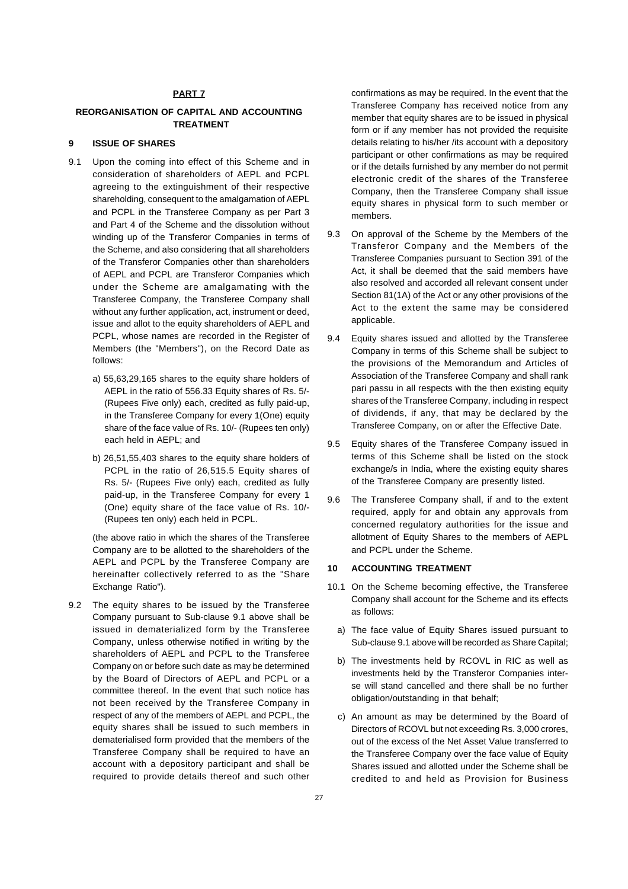**PART 7**

**REORGANISATION OF CAPITAL AND ACCOUNTING TREATMENT**

**9 ISSUE OF SHARES**

9.1 Upon the coming into effect of this Scheme and in consideration of shareholders of AEPL and PCPL agreeing to the extinguishment of their respective shareholding, consequent to the amalgamation of AEPL and PCPL in the Transferee Company as per Part 3 and Part 4 of the Scheme and the dissolution without winding up of the Transferor Companies in terms of the Scheme, and also considering that all shareholders of the Transferor Companies other than shareholders of AEPL and PCPL are Transferor Companies which under the Scheme are amalgamating with the Transferee Company, the Transferee Company shall without any further application, act, instrument or deed, issue and allot to the equity shareholders of AEPL and PCPL, whose names are recorded in the Register of Members (the "Members"), on the Record Date as follows:

a) 55,63,29,165 shares to the equity share holders of AEPL in the ratio of 556.33 Equity shares of Rs. 5/- (Rupees Five only) each, credited as fully paid-up, in the Transferee Company for every 1(One) equity share of the face value of Rs. 10/- (Rupees ten only) each held in AEPL; and

b) 26,51,55,403 shares to the equity share holders of PCPL in the ratio of 26,515.5 Equity shares of Rs. 5/- (Rupees Five only) each, credited as fully paid-up, in the Transferee Company for every 1 (One) equity share of the face value of Rs. 10/- (Rupees ten only) each held in PCPL.

(the above ratio in which the shares of the Transferee Company are to be allotted to the shareholders of the AEPL and PCPL by the Transferee Company are hereinafter collectively referred to as the "Share Exchange Ratio").

9.2 The equity shares to be issued by the Transferee Company pursuant to Sub-clause 9.1 above shall be issued in dematerialized form by the Transferee Company, unless otherwise notified in writing by the shareholders of AEPL and PCPL to the Transferee Company on or before such date as may be determined by the Board of Directors of AEPL and PCPL or a committee thereof. In the event that such notice has not been received by the Transferee Company in respect of any of the members of AEPL and PCPL, the equity shares shall be issued to such members in dematerialised form provided that the members of the Transferee Company shall be required to have an account with a depository participant and shall be required to provide details thereof and such other confirmations as may be required. In the event that the Transferee Company has received notice from any member that equity shares are to be issued in physical form or if any member has not provided the requisite details relating to his/her /its account with a depository participant or other confirmations as may be required or if the details furnished by any member do not permit electronic credit of the shares of the Transferee Company, then the Transferee Company shall issue equity shares in physical form to such member or members.

9.3 On approval of the Scheme by the Members of the Transferor Company and the Members of the Transferee Companies pursuant to Section 391 of the Act, it shall be deemed that the said members have also resolved and accorded all relevant consent under Section 81(1A) of the Act or any other provisions of the Act to the extent the same may be considered applicable.

9.4 Equity shares issued and allotted by the Transferee Company in terms of this Scheme shall be subject to the provisions of the Memorandum and Articles of Association of the Transferee Company and shall rank pari passu in all respects with the then existing equity shares of the Transferee Company, including in respect of dividends, if any, that may be declared by the Transferee Company, on or after the Effective Date.

9.5 Equity shares of the Transferee Company issued in terms of this Scheme shall be listed on the stock exchange/s in India, where the existing equity shares of the Transferee Company are presently listed.

9.6 The Transferee Company shall, if and to the extent required, apply for and obtain any approvals from concerned regulatory authorities for the issue and allotment of Equity Shares to the members of AEPL and PCPL under the Scheme.

**10 ACCOUNTING TREATMENT**

10.1 On the Scheme becoming effective, the Transferee Company shall account for the Scheme and its effects as follows:

a) The face value of Equity Shares issued pursuant to Sub-clause 9.1 above will be recorded as Share Capital;

b) The investments held by RCOVL in RIC as well as investments held by the Transferor Companies inter-se will stand cancelled and there shall be no further obligation/outstanding in that behalf;

c) An amount as may be determined by the Board of Directors of RCOVL but not exceeding Rs. 3,000 crores, out of the excess of the Net Asset Value transferred to the Transferee Company over the face value of Equity Shares issued and allotted under the Scheme shall be credited to and held as Provision for Business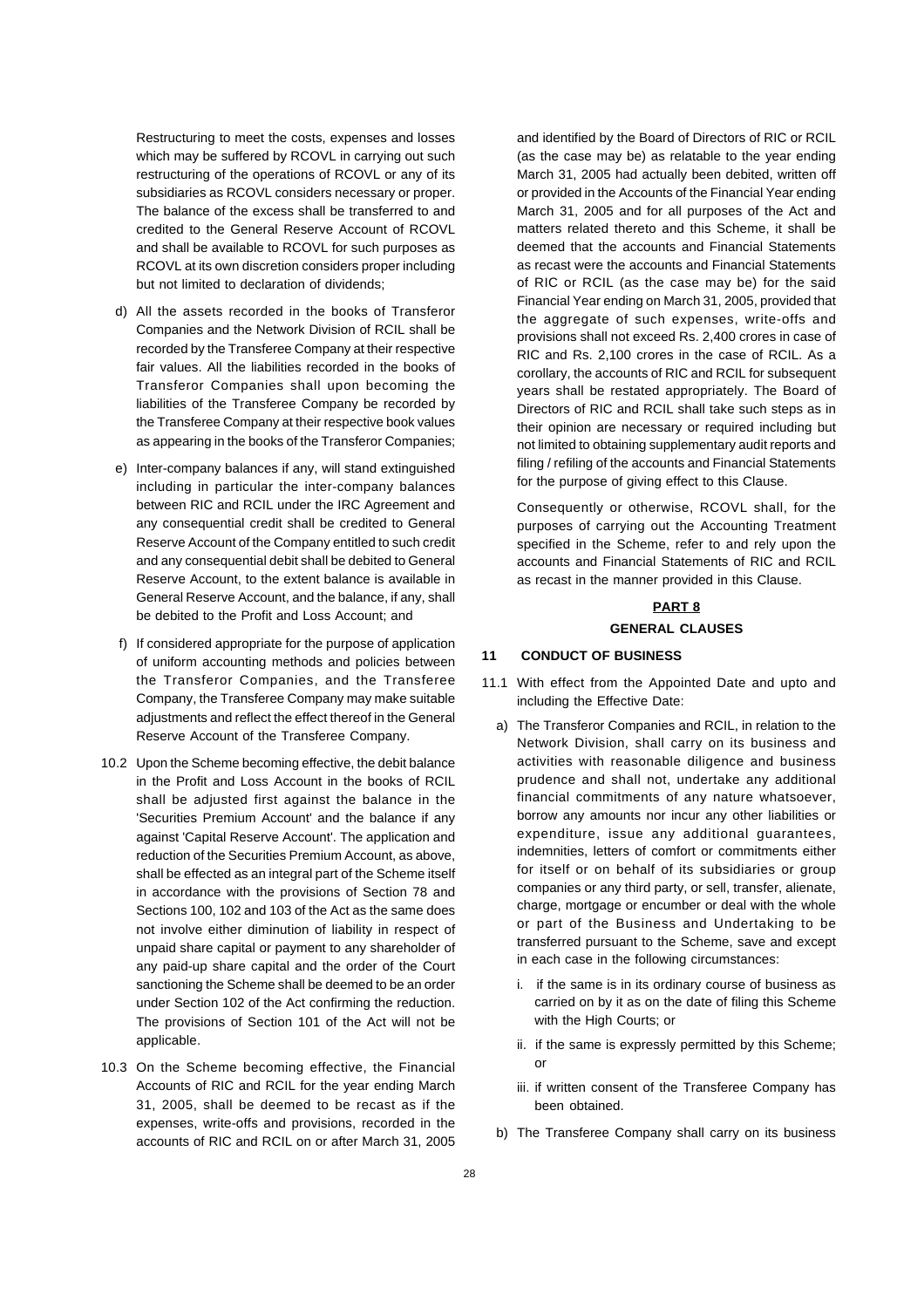Restructuring to meet the costs, expenses and losses which may be suffered by RCOVL in carrying out such restructuring of the operations of RCOVL or any of its subsidiaries as RCOVL considers necessary or proper. The balance of the excess shall be transferred to and credited to the General Reserve Account of RCOVL and shall be available to RCOVL for such purposes as RCOVL at its own discretion considers proper including but not limited to declaration of dividends;

d) All the assets recorded in the books of Transferor Companies and the Network Division of RCIL shall be recorded by the Transferee Company at their respective fair values. All the liabilities recorded in the books of Transferor Companies shall upon becoming the liabilities of the Transferee Company be recorded by the Transferee Company at their respective book values as appearing in the books of the Transferor Companies;

e) Inter-company balances if any, will stand extinguished including in particular the inter-company balances between RIC and RCIL under the IRC Agreement and any consequential credit shall be credited to General Reserve Account of the Company entitled to such credit and any consequential debit shall be debited to General Reserve Account, to the extent balance is available in General Reserve Account, and the balance, if any, shall be debited to the Profit and Loss Account; and

f) If considered appropriate for the purpose of application of uniform accounting methods and policies between the Transferor Companies, and the Transferee Company, the Transferee Company may make suitable adjustments and reflect the effect thereof in the General Reserve Account of the Transferee Company.

10.2 Upon the Scheme becoming effective, the debit balance in the Profit and Loss Account in the books of RCIL shall be adjusted first against the balance in the 'Securities Premium Account' and the balance if any against 'Capital Reserve Account'. The application and reduction of the Securities Premium Account, as above, shall be effected as an integral part of the Scheme itself in accordance with the provisions of Section 78 and Sections 100, 102 and 103 of the Act as the same does not involve either diminution of liability in respect of unpaid share capital or payment to any shareholder of any paid-up share capital and the order of the Court sanctioning the Scheme shall be deemed to be an order under Section 102 of the Act confirming the reduction. The provisions of Section 101 of the Act will not be applicable.

10.3 On the Scheme becoming effective, the Financial Accounts of RIC and RCIL for the year ending March 31, 2005, shall be deemed to be recast as if the expenses, write-offs and provisions, recorded in the accounts of RIC and RCIL on or after March 31, 2005 and identified by the Board of Directors of RIC or RCIL (as the case may be) as relatable to the year ending March 31, 2005 had actually been debited, written off or provided in the Accounts of the Financial Year ending March 31, 2005 and for all purposes of the Act and matters related thereto and this Scheme, it shall be deemed that the accounts and Financial Statements as recast were the accounts and Financial Statements of RIC or RCIL (as the case may be) for the said Financial Year ending on March 31, 2005, provided that the aggregate of such expenses, write-offs and provisions shall not exceed Rs. 2,400 crores in case of RIC and Rs. 2,100 crores in the case of RCIL. As a corollary, the accounts of RIC and RCIL for subsequent years shall be restated appropriately. The Board of Directors of RIC and RCIL shall take such steps as in their opinion are necessary or required including but not limited to obtaining supplementary audit reports and filing / refiling of the accounts and Financial Statements for the purpose of giving effect to this Clause.

Consequently or otherwise, RCOVL shall, for the purposes of carrying out the Accounting Treatment specified in the Scheme, refer to and rely upon the accounts and Financial Statements of RIC and RCIL as recast in the manner provided in this Clause.

## PART 8

## GENERAL CLAUSES

### 11 CONDUCT OF BUSINESS

11.1 With effect from the Appointed Date and upto and including the Effective Date:

a) The Transferor Companies and RCIL, in relation to the Network Division, shall carry on its business and activities with reasonable diligence and business prudence and shall not, undertake any additional financial commitments of any nature whatsoever, borrow any amounts nor incur any other liabilities or expenditure, issue any additional guarantees, indemnities, letters of comfort or commitments either for itself or on behalf of its subsidiaries or group companies or any third party, or sell, transfer, alienate, charge, mortgage or encumber or deal with the whole or part of the Business and Undertaking to be transferred pursuant to the Scheme, save and except in each case in the following circumstances:

   i. if the same is in its ordinary course of business as carried on by it as on the date of filing this Scheme with the High Courts; or

   ii. if the same is expressly permitted by this Scheme; or

   iii. if written consent of the Transferee Company has been obtained.

b) The Transferee Company shall carry on its business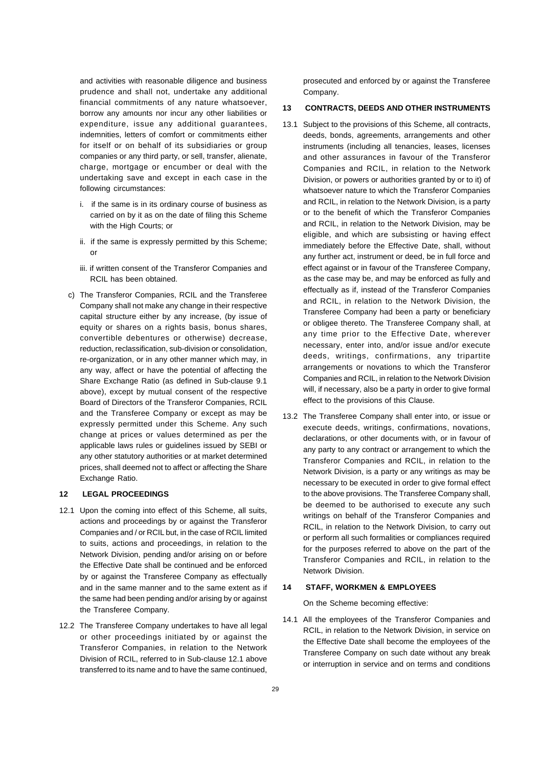and activities with reasonable diligence and business prudence and shall not, undertake any additional financial commitments of any nature whatsoever, borrow any amounts nor incur any other liabilities or expenditure, issue any additional guarantees, indemnities, letters of comfort or commitments either for itself or on behalf of its subsidiaries or group companies or any third party, or sell, transfer, alienate, charge, mortgage or encumber or deal with the undertaking save and except in each case in the following circumstances:

i. if the same is in its ordinary course of business as carried on by it as on the date of filing this Scheme with the High Courts; or

ii. if the same is expressly permitted by this Scheme; or

iii. if written consent of the Transferor Companies and RCIL has been obtained.

c) The Transferor Companies, RCIL and the Transferee Company shall not make any change in their respective capital structure either by any increase, (by issue of equity or shares on a rights basis, bonus shares, convertible debentures or otherwise) decrease, reduction, reclassification, sub-division or consolidation, re-organization, or in any other manner which may, in any way, affect or have the potential of affecting the Share Exchange Ratio (as defined in Sub-clause 9.1 above), except by mutual consent of the respective Board of Directors of the Transferor Companies, RCIL and the Transferee Company or except as may be expressly permitted under this Scheme. Any such change at prices or values determined as per the applicable laws rules or guidelines issued by SEBI or any other statutory authorities or at market determined prices, shall deemed not to affect or affecting the Share Exchange Ratio.

## 12 LEGAL PROCEEDINGS

12.1 Upon the coming into effect of this Scheme, all suits, actions and proceedings by or against the Transferor Companies and / or RCIL but, in the case of RCIL limited to suits, actions and proceedings, in relation to the Network Division, pending and/or arising on or before the Effective Date shall be continued and be enforced by or against the Transferee Company as effectually and in the same manner and to the same extent as if the same had been pending and/or arising by or against the Transferee Company.

12.2 The Transferee Company undertakes to have all legal or other proceedings initiated by or against the Transferor Companies, in relation to the Network Division of RCIL, referred to in Sub-clause 12.1 above transferred to its name and to have the same continued, prosecuted and enforced by or against the Transferee Company.

## 13 CONTRACTS, DEEDS AND OTHER INSTRUMENTS

13.1 Subject to the provisions of this Scheme, all contracts, deeds, bonds, agreements, arrangements and other instruments (including all tenancies, leases, licenses and other assurances in favour of the Transferor Companies and RCIL, in relation to the Network Division, or powers or authorities granted by or to it) of whatsoever nature to which the Transferor Companies and RCIL, in relation to the Network Division, is a party or to the benefit of which the Transferor Companies and RCIL, in relation to the Network Division, may be eligible, and which are subsisting or having effect immediately before the Effective Date, shall, without any further act, instrument or deed, be in full force and effect against or in favour of the Transferee Company, as the case may be, and may be enforced as fully and effectually as if, instead of the Transferor Companies and RCIL, in relation to the Network Division, the Transferee Company had been a party or beneficiary or obligee thereto. The Transferee Company shall, at any time prior to the Effective Date, wherever necessary, enter into, and/or issue and/or execute deeds, writings, confirmations, any tripartite arrangements or novations to which the Transferor Companies and RCIL, in relation to the Network Division will, if necessary, also be a party in order to give formal effect to the provisions of this Clause.

13.2 The Transferee Company shall enter into, or issue or execute deeds, writings, confirmations, novations, declarations, or other documents with, or in favour of any party to any contract or arrangement to which the Transferor Companies and RCIL, in relation to the Network Division, is a party or any writings as may be necessary to be executed in order to give formal effect to the above provisions. The Transferee Company shall, be deemed to be authorised to execute any such writings on behalf of the Transferor Companies and RCIL, in relation to the Network Division, to carry out or perform all such formalities or compliances required for the purposes referred to above on the part of the Transferor Companies and RCIL, in relation to the Network Division.

## 14 STAFF, WORKMEN & EMPLOYEES

On the Scheme becoming effective:

14.1 All the employees of the Transferor Companies and RCIL, in relation to the Network Division, in service on the Effective Date shall become the employees of the Transferee Company on such date without any break or interruption in service and on terms and conditions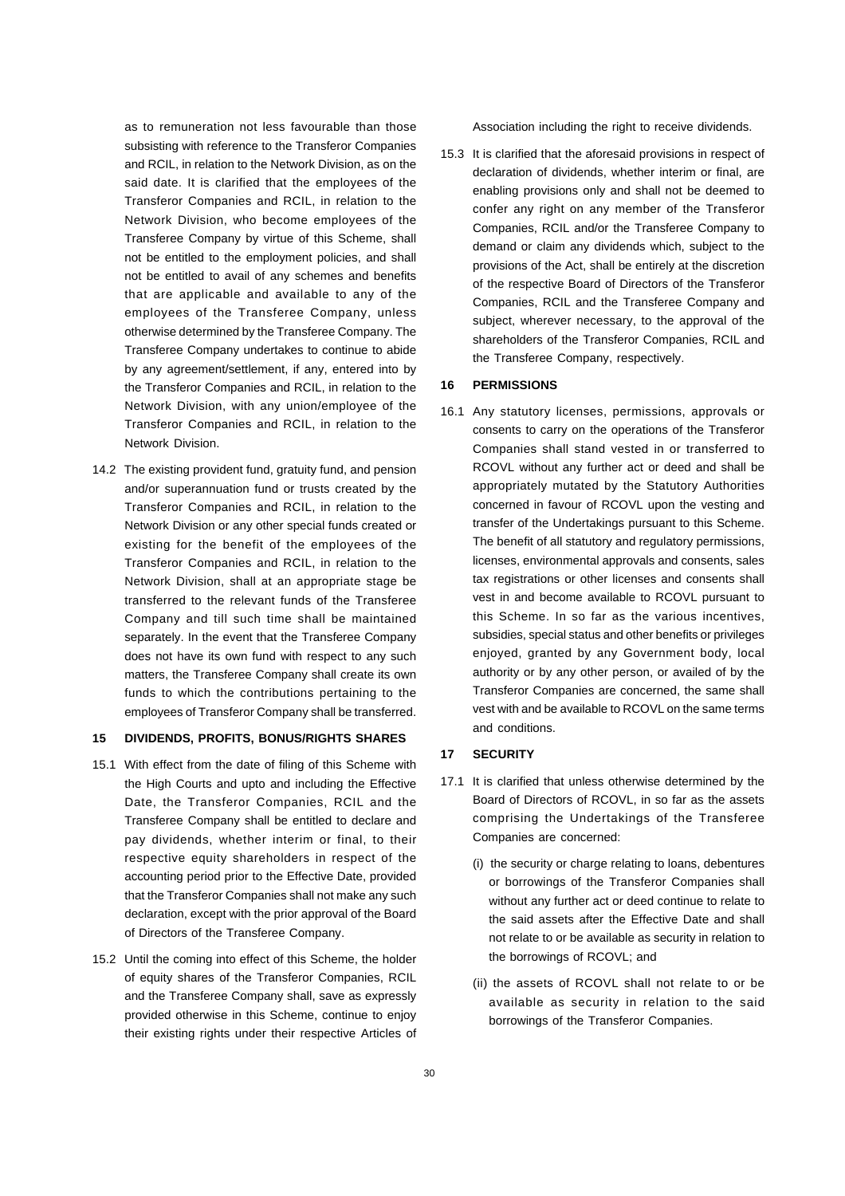as to remuneration not less favourable than those subsisting with reference to the Transferor Companies and RCIL, in relation to the Network Division, as on the said date. It is clarified that the employees of the Transferor Companies and RCIL, in relation to the Network Division, who become employees of the Transferee Company by virtue of this Scheme, shall not be entitled to the employment policies, and shall not be entitled to avail of any schemes and benefits that are applicable and available to any of the employees of the Transferee Company, unless otherwise determined by the Transferee Company. The Transferee Company undertakes to continue to abide by any agreement/settlement, if any, entered into by the Transferor Companies and RCIL, in relation to the Network Division, with any union/employee of the Transferor Companies and RCIL, in relation to the Network Division.

14.2 The existing provident fund, gratuity fund, and pension and/or superannuation fund or trusts created by the Transferor Companies and RCIL, in relation to the Network Division or any other special funds created or existing for the benefit of the employees of the Transferor Companies and RCIL, in relation to the Network Division, shall at an appropriate stage be transferred to the relevant funds of the Transferee Company and till such time shall be maintained separately. In the event that the Transferee Company does not have its own fund with respect to any such matters, the Transferee Company shall create its own funds to which the contributions pertaining to the employees of Transferor Company shall be transferred.

## 15 DIVIDENDS, PROFITS, BONUS/RIGHTS SHARES

15.1 With effect from the date of filing of this Scheme with the High Courts and upto and including the Effective Date, the Transferor Companies, RCIL and the Transferee Company shall be entitled to declare and pay dividends, whether interim or final, to their respective equity shareholders in respect of the accounting period prior to the Effective Date, provided that the Transferor Companies shall not make any such declaration, except with the prior approval of the Board of Directors of the Transferee Company.

15.2 Until the coming into effect of this Scheme, the holder of equity shares of the Transferor Companies, RCIL and the Transferee Company shall, save as expressly provided otherwise in this Scheme, continue to enjoy their existing rights under their respective Articles of Association including the right to receive dividends.

15.3 It is clarified that the aforesaid provisions in respect of declaration of dividends, whether interim or final, are enabling provisions only and shall not be deemed to confer any right on any member of the Transferor Companies, RCIL and/or the Transferee Company to demand or claim any dividends which, subject to the provisions of the Act, shall be entirely at the discretion of the respective Board of Directors of the Transferor Companies, RCIL and the Transferee Company and subject, wherever necessary, to the approval of the shareholders of the Transferor Companies, RCIL and the Transferee Company, respectively.

## 16 PERMISSIONS

16.1 Any statutory licenses, permissions, approvals or consents to carry on the operations of the Transferor Companies shall stand vested in or transferred to RCOVL without any further act or deed and shall be appropriately mutated by the Statutory Authorities concerned in favour of RCOVL upon the vesting and transfer of the Undertakings pursuant to this Scheme. The benefit of all statutory and regulatory permissions, licenses, environmental approvals and consents, sales tax registrations or other licenses and consents shall vest in and become available to RCOVL pursuant to this Scheme. In so far as the various incentives, subsidies, special status and other benefits or privileges enjoyed, granted by any Government body, local authority or by any other person, or availed of by the Transferor Companies are concerned, the same shall vest with and be available to RCOVL on the same terms and conditions.

## 17 SECURITY

17.1 It is clarified that unless otherwise determined by the Board of Directors of RCOVL, in so far as the assets comprising the Undertakings of the Transferee Companies are concerned:

(i) the security or charge relating to loans, debentures or borrowings of the Transferor Companies shall without any further act or deed continue to relate to the said assets after the Effective Date and shall not relate to or be available as security in relation to the borrowings of RCOVL; and

(ii) the assets of RCOVL shall not relate to or be available as security in relation to the said borrowings of the Transferor Companies.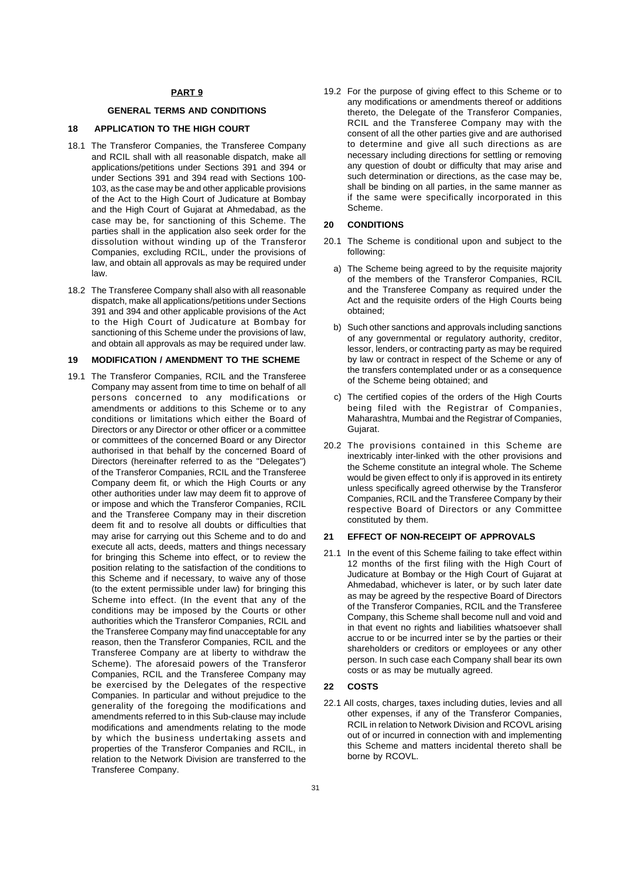## PART 9

### GENERAL TERMS AND CONDITIONS

### 18 APPLICATION TO THE HIGH COURT

18.1 The Transferor Companies, the Transferee Company and RCIL shall with all reasonable dispatch, make all applications/petitions under Sections 391 and 394 or under Sections 391 and 394 read with Sections 100-103, as the case may be and other applicable provisions of the Act to the High Court of Judicature at Bombay and the High Court of Gujarat at Ahmedabad, as the case may be, for sanctioning of this Scheme. The parties shall in the application also seek order for the dissolution without winding up of the Transferor Companies, excluding RCIL, under the provisions of law, and obtain all approvals as may be required under law.

18.2 The Transferee Company shall also with all reasonable dispatch, make all applications/petitions under Sections 391 and 394 and other applicable provisions of the Act to the High Court of Judicature at Bombay for sanctioning of this Scheme under the provisions of law, and obtain all approvals as may be required under law.

### 19 MODIFICATION / AMENDMENT TO THE SCHEME

19.1 The Transferor Companies, RCIL and the Transferee Company may assent from time to time on behalf of all persons concerned to any modifications or amendments or additions to this Scheme or to any conditions or limitations which either the Board of Directors or any Director or other officer or a committee or committees of the concerned Board or any Director authorised in that behalf by the concerned Board of Directors (hereinafter referred to as the "Delegates") of the Transferor Companies, RCIL and the Transferee Company deem fit, or which the High Courts or any other authorities under law may deem fit to approve of or impose and which the Transferor Companies, RCIL and the Transferee Company may in their discretion deem fit and to resolve all doubts or difficulties that may arise for carrying out this Scheme and to do and execute all acts, deeds, matters and things necessary for bringing this Scheme into effect, or to review the position relating to the satisfaction of the conditions to this Scheme and if necessary, to waive any of those (to the extent permissible under law) for bringing this Scheme into effect. (In the event that any of the conditions may be imposed by the Courts or other authorities which the Transferor Companies, RCIL and the Transferee Company may find unacceptable for any reason, then the Transferor Companies, RCIL and the Transferee Company are at liberty to withdraw the Scheme). The aforesaid powers of the Transferor Companies, RCIL and the Transferee Company may be exercised by the Delegates of the respective Companies. In particular and without prejudice to the generality of the foregoing the modifications and amendments referred to in this Sub-clause may include modifications and amendments relating to the mode by which the business undertaking assets and properties of the Transferor Companies and RCIL, in relation to the Network Division are transferred to the Transferee Company.

19.2 For the purpose of giving effect to this Scheme or to any modifications or amendments thereof or additions thereto, the Delegate of the Transferor Companies, RCIL and the Transferee Company may with the consent of all the other parties give and are authorised to determine and give all such directions as are necessary including directions for settling or removing any question of doubt or difficulty that may arise and such determination or directions, as the case may be, shall be binding on all parties, in the same manner as if the same were specifically incorporated in this Scheme.

### 20 CONDITIONS

20.1 The Scheme is conditional upon and subject to the following:

a) The Scheme being agreed to by the requisite majority of the members of the Transferor Companies, RCIL and the Transferee Company as required under the Act and the requisite orders of the High Courts being obtained;

b) Such other sanctions and approvals including sanctions of any governmental or regulatory authority, creditor, lessor, lenders, or contracting party as may be required by law or contract in respect of the Scheme or any of the transfers contemplated under or as a consequence of the Scheme being obtained; and

c) The certified copies of the orders of the High Courts being filed with the Registrar of Companies, Maharashtra, Mumbai and the Registrar of Companies, Gujarat.

20.2 The provisions contained in this Scheme are inextricably inter-linked with the other provisions and the Scheme constitute an integral whole. The Scheme would be given effect to only if is approved in its entirety unless specifically agreed otherwise by the Transferor Companies, RCIL and the Transferee Company by their respective Board of Directors or any Committee constituted by them.

### 21 EFFECT OF NON-RECEIPT OF APPROVALS

21.1 In the event of this Scheme failing to take effect within 12 months of the first filing with the High Court of Judicature at Bombay or the High Court of Gujarat at Ahmedabad, whichever is later, or by such later date as may be agreed by the respective Board of Directors of the Transferor Companies, RCIL and the Transferee Company, this Scheme shall become null and void and in that event no rights and liabilities whatsoever shall accrue to or be incurred inter se by the parties or their shareholders or creditors or employees or any other person. In such case each Company shall bear its own costs or as may be mutually agreed.

### 22 COSTS

22.1 All costs, charges, taxes including duties, levies and all other expenses, if any of the Transferor Companies, RCIL in relation to Network Division and RCOVL arising out of or incurred in connection with and implementing this Scheme and matters incidental thereto shall be borne by RCOVL.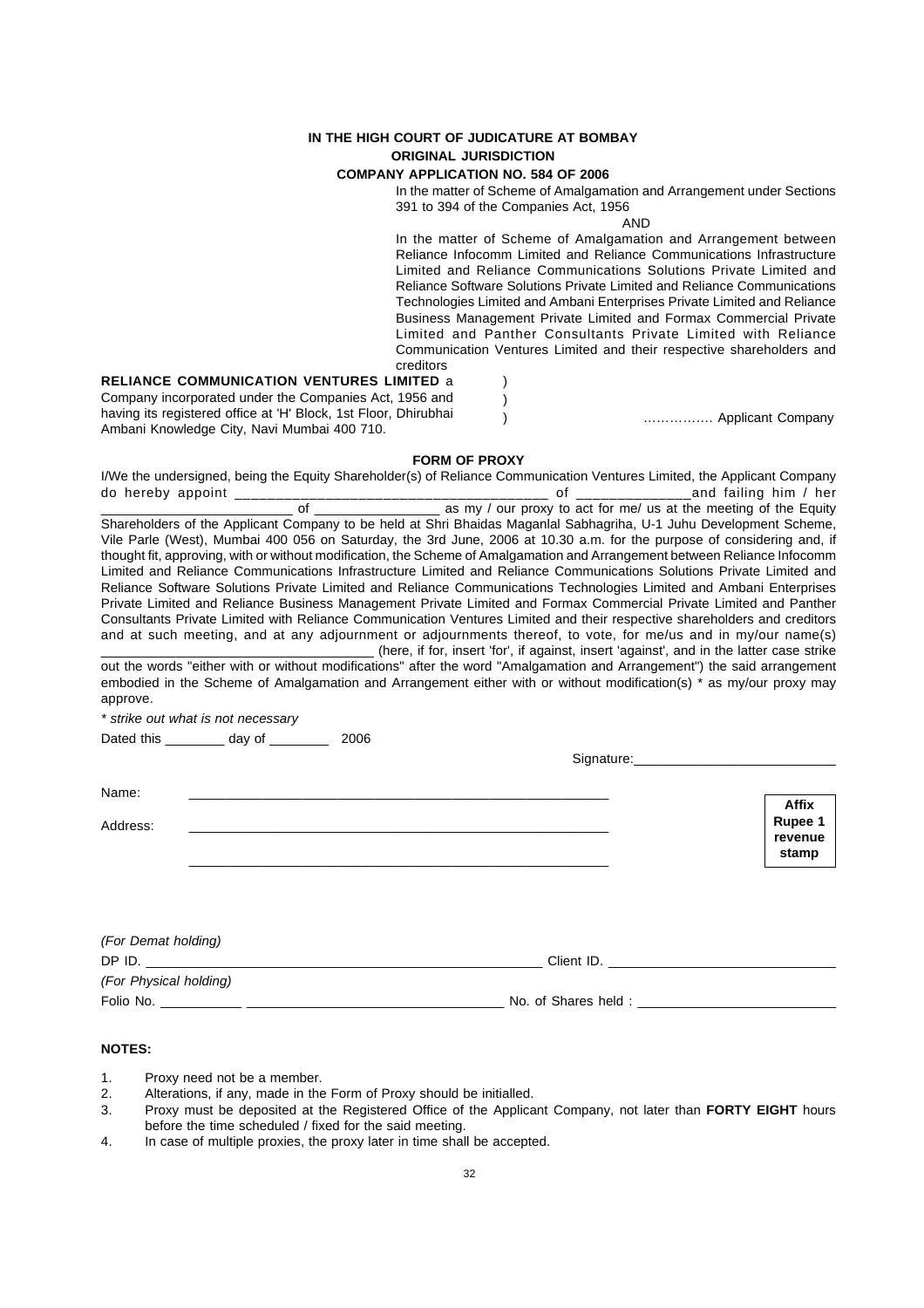**IN THE HIGH COURT OF JUDICATURE AT BOMBAY**

**ORIGINAL JURISDICTION**

**COMPANY APPLICATION NO. 584 OF 2006**

In the matter of Scheme of Amalgamation and Arrangement under Sections 391 to 394 of the Companies Act, 1956

AND

In the matter of Scheme of Amalgamation and Arrangement between Reliance Infocomm Limited and Reliance Communications Infrastructure Limited and Reliance Communications Solutions Private Limited and Reliance Software Solutions Private Limited and Reliance Communications Technologies Limited and Ambani Enterprises Private Limited and Reliance Business Management Private Limited and Formax Commercial Private Limited and Panther Consultants Private Limited with Reliance Communication Ventures Limited and their respective shareholders and creditors

**RELIANCE COMMUNICATION VENTURES LIMITED** a Company incorporated under the Companies Act, 1956 and having its registered office at 'H' Block, 1st Floor, Dhirubhai Ambani Knowledge City, Navi Mumbai 400 710. ) ) ) …………… Applicant Company

**FORM OF PROXY**

I/We the undersigned, being the Equity Shareholder(s) of Reliance Communication Ventures Limited, the Applicant Company do hereby appoint ______________________________________ of ______________and failing him / her _________________________ of ________________ as my / our proxy to act for me/ us at the meeting of the Equity Shareholders of the Applicant Company to be held at Shri Bhaidas Maganlal Sabhagriha, U-1 Juhu Development Scheme, Vile Parle (West), Mumbai 400 056 on Saturday, the 3rd June, 2006 at 10.30 a.m. for the purpose of considering and, if thought fit, approving, with or without modification, the Scheme of Amalgamation and Arrangement between Reliance Infocomm Limited and Reliance Communications Infrastructure Limited and Reliance Communications Solutions Private Limited and Reliance Software Solutions Private Limited and Reliance Communications Technologies Limited and Ambani Enterprises Private Limited and Reliance Business Management Private Limited and Formax Commercial Private Limited and Panther Consultants Private Limited with Reliance Communication Ventures Limited and their respective shareholders and creditors and at such meeting, and at any adjournment or adjournments thereof, to vote, for me/us and in my/our name(s) ___________________________________ (here, if for, insert 'for', if against, insert 'against', and in the latter case strike out the words "either with or without modifications" after the word "Amalgamation and Arrangement") the said arrangement embodied in the Scheme of Amalgamation and Arrangement either with or without modification(s) * as my/our proxy may approve.

*\* strike out what is not necessary*

Dated this ________ day of ________ 2006

Signature:__________________________

Name: _______________________________________________________

Address: _______________________________________________________

_______________________________________________________

| **Affix Rupee 1 revenue stamp** |
|---|

*(For Demat holding)*

DP ID. ______________________________________________________ Client ID. _____________________________

*(For Physical holding)*

Folio No. __________ _________________________________ No. of Shares held : _________________________

**NOTES:**

1. Proxy need not be a member.
2. Alterations, if any, made in the Form of Proxy should be initialled.
3. Proxy must be deposited at the Registered Office of the Applicant Company, not later than **FORTY EIGHT** hours before the time scheduled / fixed for the said meeting.
4. In case of multiple proxies, the proxy later in time shall be accepted.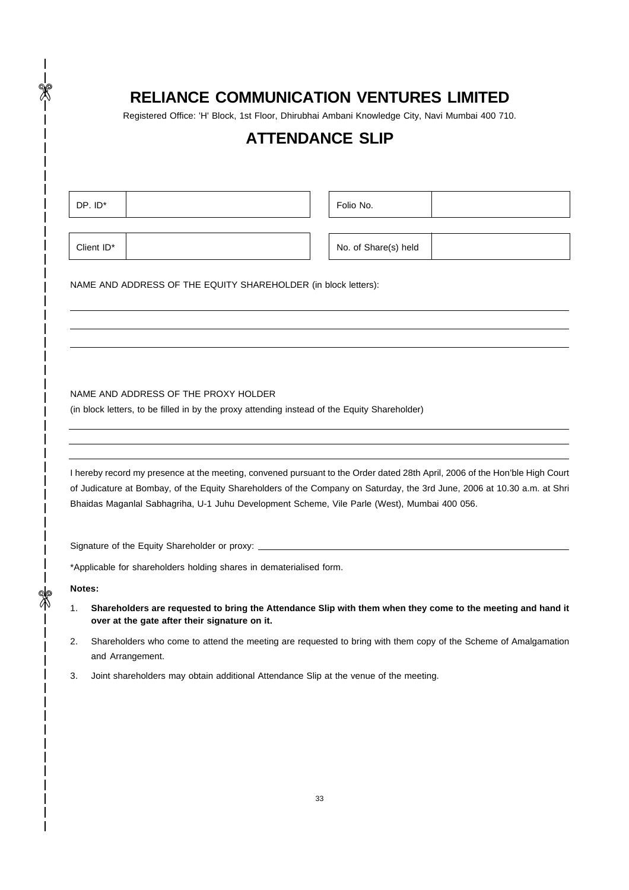# RELIANCE COMMUNICATION VENTURES LIMITED

Registered Office: 'H' Block, 1st Floor, Dhirubhai Ambani Knowledge City, Navi Mumbai 400 710.

## ATTENDANCE SLIP

| DP. ID* | | Folio No. | |
|---|---|---|---|
| Client ID* | | No. of Share(s) held | |

NAME AND ADDRESS OF THE EQUITY SHAREHOLDER (in block letters):

\_\_\_\_\_\_\_\_\_\_\_\_\_\_\_\_\_\_\_\_\_\_\_\_\_\_\_\_\_\_\_\_\_\_\_\_\_\_\_\_\_\_\_\_\_\_\_\_

\_\_\_\_\_\_\_\_\_\_\_\_\_\_\_\_\_\_\_\_\_\_\_\_\_\_\_\_\_\_\_\_\_\_\_\_\_\_\_\_\_\_\_\_\_\_\_\_

\_\_\_\_\_\_\_\_\_\_\_\_\_\_\_\_\_\_\_\_\_\_\_\_\_\_\_\_\_\_\_\_\_\_\_\_\_\_\_\_\_\_\_\_\_\_\_\_

NAME AND ADDRESS OF THE PROXY HOLDER

(in block letters, to be filled in by the proxy attending instead of the Equity Shareholder)

\_\_\_\_\_\_\_\_\_\_\_\_\_\_\_\_\_\_\_\_\_\_\_\_\_\_\_\_\_\_\_\_\_\_\_\_\_\_\_\_\_\_\_\_\_\_\_\_

\_\_\_\_\_\_\_\_\_\_\_\_\_\_\_\_\_\_\_\_\_\_\_\_\_\_\_\_\_\_\_\_\_\_\_\_\_\_\_\_\_\_\_\_\_\_\_\_

\_\_\_\_\_\_\_\_\_\_\_\_\_\_\_\_\_\_\_\_\_\_\_\_\_\_\_\_\_\_\_\_\_\_\_\_\_\_\_\_\_\_\_\_\_\_\_\_

I hereby record my presence at the meeting, convened pursuant to the Order dated 28th April, 2006 of the Hon'ble High Court of Judicature at Bombay, of the Equity Shareholders of the Company on Saturday, the 3rd June, 2006 at 10.30 a.m. at Shri Bhaidas Maganlal Sabhagriha, U-1 Juhu Development Scheme, Vile Parle (West), Mumbai 400 056.

Signature of the Equity Shareholder or proxy: \_\_\_\_\_\_\_\_\_\_\_\_\_\_\_\_\_\_\_\_\_\_\_\_\_\_\_\_\_\_

*Applicable for shareholders holding shares in dematerialised form.

**Notes:**

1. **Shareholders are requested to bring the Attendance Slip with them when they come to the meeting and hand it over at the gate after their signature on it.**
2. Shareholders who come to attend the meeting are requested to bring with them copy of the Scheme of Amalgamation and Arrangement.
3. Joint shareholders may obtain additional Attendance Slip at the venue of the meeting.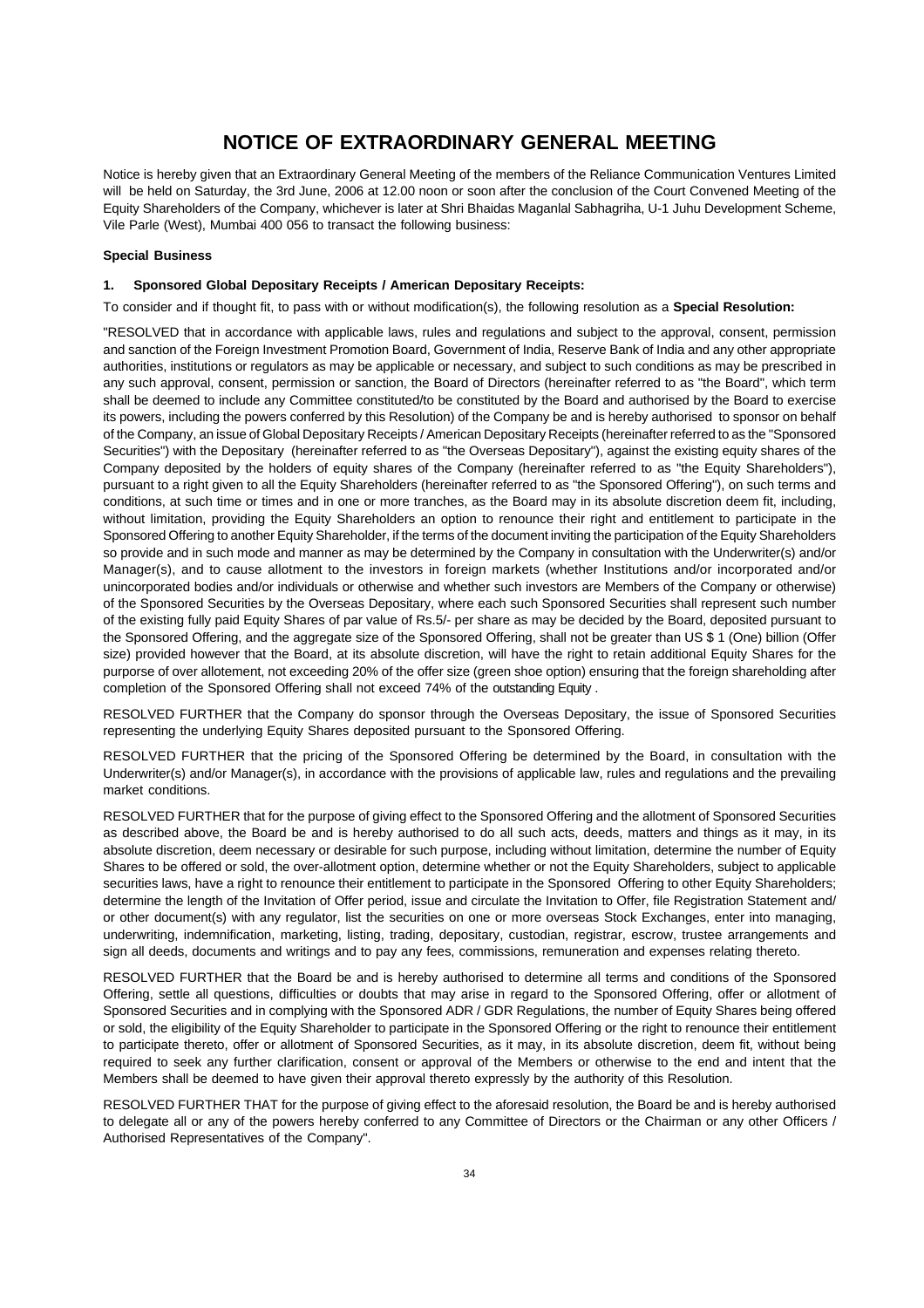# NOTICE OF EXTRAORDINARY GENERAL MEETING

Notice is hereby given that an Extraordinary General Meeting of the members of the Reliance Communication Ventures Limited will be held on Saturday, the 3rd June, 2006 at 12.00 noon or soon after the conclusion of the Court Convened Meeting of the Equity Shareholders of the Company, whichever is later at Shri Bhaidas Maganlal Sabhagriha, U-1 Juhu Development Scheme, Vile Parle (West), Mumbai 400 056 to transact the following business:

**Special Business**

**1. Sponsored Global Depositary Receipts / American Depositary Receipts:**

To consider and if thought fit, to pass with or without modification(s), the following resolution as a **Special Resolution:**

"RESOLVED that in accordance with applicable laws, rules and regulations and subject to the approval, consent, permission and sanction of the Foreign Investment Promotion Board, Government of India, Reserve Bank of India and any other appropriate authorities, institutions or regulators as may be applicable or necessary, and subject to such conditions as may be prescribed in any such approval, consent, permission or sanction, the Board of Directors (hereinafter referred to as "the Board", which term shall be deemed to include any Committee constituted/to be constituted by the Board and authorised by the Board to exercise its powers, including the powers conferred by this Resolution) of the Company be and is hereby authorised to sponsor on behalf of the Company, an issue of Global Depositary Receipts / American Depositary Receipts (hereinafter referred to as the "Sponsored Securities") with the Depositary (hereinafter referred to as "the Overseas Depositary"), against the existing equity shares of the Company deposited by the holders of equity shares of the Company (hereinafter referred to as "the Equity Shareholders"), pursuant to a right given to all the Equity Shareholders (hereinafter referred to as "the Sponsored Offering"), on such terms and conditions, at such time or times and in one or more tranches, as the Board may in its absolute discretion deem fit, including, without limitation, providing the Equity Shareholders an option to renounce their right and entitlement to participate in the Sponsored Offering to another Equity Shareholder, if the terms of the document inviting the participation of the Equity Shareholders so provide and in such mode and manner as may be determined by the Company in consultation with the Underwriter(s) and/or Manager(s), and to cause allotment to the investors in foreign markets (whether Institutions and/or incorporated and/or unincorporated bodies and/or individuals or otherwise and whether such investors are Members of the Company or otherwise) of the Sponsored Securities by the Overseas Depositary, where each such Sponsored Securities shall represent such number of the existing fully paid Equity Shares of par value of Rs.5/- per share as may be decided by the Board, deposited pursuant to the Sponsored Offering, and the aggregate size of the Sponsored Offering, shall not be greater than US $ 1 (One) billion (Offer size) provided however that the Board, at its absolute discretion, will have the right to retain additional Equity Shares for the purpose of over allotement, not exceeding 20% of the offer size (green shoe option) ensuring that the foreign shareholding after completion of the Sponsored Offering shall not exceed 74% of the outstanding Equity .

RESOLVED FURTHER that the Company do sponsor through the Overseas Depositary, the issue of Sponsored Securities representing the underlying Equity Shares deposited pursuant to the Sponsored Offering.

RESOLVED FURTHER that the pricing of the Sponsored Offering be determined by the Board, in consultation with the Underwriter(s) and/or Manager(s), in accordance with the provisions of applicable law, rules and regulations and the prevailing market conditions.

RESOLVED FURTHER that for the purpose of giving effect to the Sponsored Offering and the allotment of Sponsored Securities as described above, the Board be and is hereby authorised to do all such acts, deeds, matters and things as it may, in its absolute discretion, deem necessary or desirable for such purpose, including without limitation, determine the number of Equity Shares to be offered or sold, the over-allotment option, determine whether or not the Equity Shareholders, subject to applicable securities laws, have a right to renounce their entitlement to participate in the Sponsored Offering to other Equity Shareholders; determine the length of the Invitation of Offer period, issue and circulate the Invitation to Offer, file Registration Statement and/ or other document(s) with any regulator, list the securities on one or more overseas Stock Exchanges, enter into managing, underwriting, indemnification, marketing, listing, trading, depositary, custodian, registrar, escrow, trustee arrangements and sign all deeds, documents and writings and to pay any fees, commissions, remuneration and expenses relating thereto.

RESOLVED FURTHER that the Board be and is hereby authorised to determine all terms and conditions of the Sponsored Offering, settle all questions, difficulties or doubts that may arise in regard to the Sponsored Offering, offer or allotment of Sponsored Securities and in complying with the Sponsored ADR / GDR Regulations, the number of Equity Shares being offered or sold, the eligibility of the Equity Shareholder to participate in the Sponsored Offering or the right to renounce their entitlement to participate thereto, offer or allotment of Sponsored Securities, as it may, in its absolute discretion, deem fit, without being required to seek any further clarification, consent or approval of the Members or otherwise to the end and intent that the Members shall be deemed to have given their approval thereto expressly by the authority of this Resolution.

RESOLVED FURTHER THAT for the purpose of giving effect to the aforesaid resolution, the Board be and is hereby authorised to delegate all or any of the powers hereby conferred to any Committee of Directors or the Chairman or any other Officers / Authorised Representatives of the Company".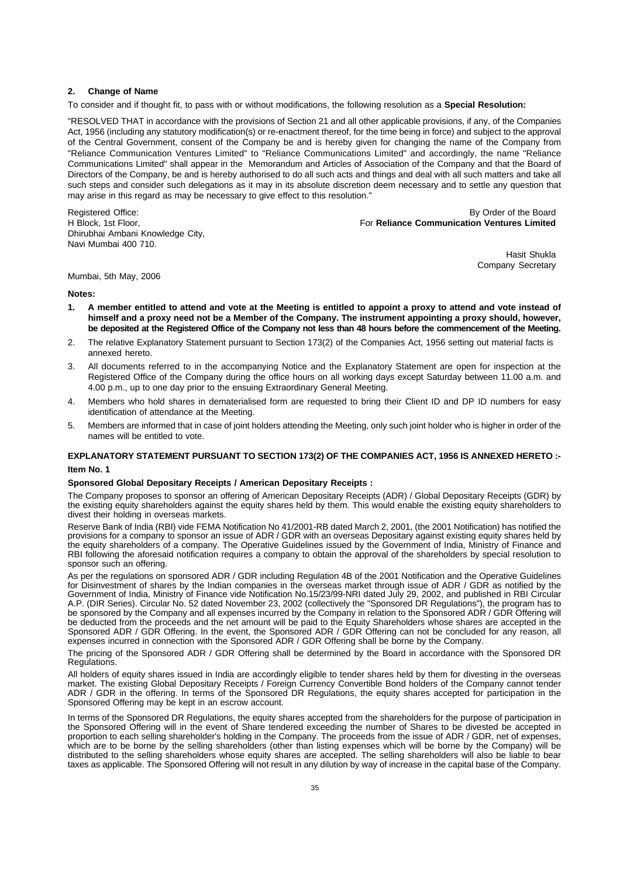## 2. Change of Name

To consider and if thought fit, to pass with or without modifications, the following resolution as a **Special Resolution:**

"RESOLVED THAT in accordance with the provisions of Section 21 and all other applicable provisions, if any, of the Companies Act, 1956 (including any statutory modification(s) or re-enactment thereof, for the time being in force) and subject to the approval of the Central Government, consent of the Company be and is hereby given for changing the name of the Company from "Reliance Communication Ventures Limited" to "Reliance Communications Limited" and accordingly, the name "Reliance Communications Limited" shall appear in the Memorandum and Articles of Association of the Company and that the Board of Directors of the Company, be and is hereby authorised to do all such acts and things and deal with all such matters and take all such steps and consider such delegations as it may in its absolute discretion deem necessary and to settle any question that may arise in this regard as may be necessary to give effect to this resolution."

Registered Office:
H Block, 1st Floor,
Dhirubhai Ambani Knowledge City,
Navi Mumbai 400 710.

By Order of the Board
For **Reliance Communication Ventures Limited**

Hasit Shukla
Company Secretary

Mumbai, 5th May, 2006

**Notes:**

1. **A member entitled to attend and vote at the Meeting is entitled to appoint a proxy to attend and vote instead of himself and a proxy need not be a Member of the Company. The instrument appointing a proxy should, however, be deposited at the Registered Office of the Company not less than 48 hours before the commencement of the Meeting.**
2. The relative Explanatory Statement pursuant to Section 173(2) of the Companies Act, 1956 setting out material facts is annexed hereto.
3. All documents referred to in the accompanying Notice and the Explanatory Statement are open for inspection at the Registered Office of the Company during the office hours on all working days except Saturday between 11.00 a.m. and 4.00 p.m., up to one day prior to the ensuing Extraordinary General Meeting.
4. Members who hold shares in dematerialised form are requested to bring their Client ID and DP ID numbers for easy identification of attendance at the Meeting.
5. Members are informed that in case of joint holders attending the Meeting, only such joint holder who is higher in order of the names will be entitled to vote.

**EXPLANATORY STATEMENT PURSUANT TO SECTION 173(2) OF THE COMPANIES ACT, 1956 IS ANNEXED HERETO :-**

**Item No. 1**

**Sponsored Global Depositary Receipts / American Depositary Receipts :**

The Company proposes to sponsor an offering of American Depositary Receipts (ADR) / Global Depositary Receipts (GDR) by the existing equity shareholders against the equity shares held by them. This would enable the existing equity shareholders to divest their holding in overseas markets.

Reserve Bank of India (RBI) vide FEMA Notification No 41/2001-RB dated March 2, 2001, (the 2001 Notification) has notified the provisions for a company to sponsor an issue of ADR / GDR with an overseas Depositary against existing equity shares held by the equity shareholders of a company. The Operative Guidelines issued by the Government of India, Ministry of Finance and RBI following the aforesaid notification requires a company to obtain the approval of the shareholders by special resolution to sponsor such an offering.

As per the regulations on sponsored ADR / GDR including Regulation 4B of the 2001 Notification and the Operative Guidelines for Disinvestment of shares by the Indian companies in the overseas market through issue of ADR / GDR as notified by the Government of India, Ministry of Finance vide Notification No.15/23/99-NRI dated July 29, 2002, and published in RBI Circular A.P. (DIR Series). Circular No. 52 dated November 23, 2002 (collectively the "Sponsored DR Regulations"), the program has to be sponsored by the Company and all expenses incurred by the Company in relation to the Sponsored ADR / GDR Offering will be deducted from the proceeds and the net amount will be paid to the Equity Shareholders whose shares are accepted in the Sponsored ADR / GDR Offering. In the event, the Sponsored ADR / GDR Offering can not be concluded for any reason, all expenses incurred in connection with the Sponsored ADR / GDR Offering shall be borne by the Company.

The pricing of the Sponsored ADR / GDR Offering shall be determined by the Board in accordance with the Sponsored DR Regulations.

All holders of equity shares issued in India are accordingly eligible to tender shares held by them for divesting in the overseas market. The existing Global Depositary Receipts / Foreign Currency Convertible Bond holders of the Company cannot tender ADR / GDR in the offering. In terms of the Sponsored DR Regulations, the equity shares accepted for participation in the Sponsored Offering may be kept in an escrow account.

In terms of the Sponsored DR Regulations, the equity shares accepted from the shareholders for the purpose of participation in the Sponsored Offering will in the event of Share tendered exceeding the number of Shares to be divested be accepted in proportion to each selling shareholder's holding in the Company. The proceeds from the issue of ADR / GDR, net of expenses, which are to be borne by the selling shareholders (other than listing expenses which will be borne by the Company) will be distributed to the selling shareholders whose equity shares are accepted. The selling shareholders will also be liable to bear taxes as applicable. The Sponsored Offering will not result in any dilution by way of increase in the capital base of the Company.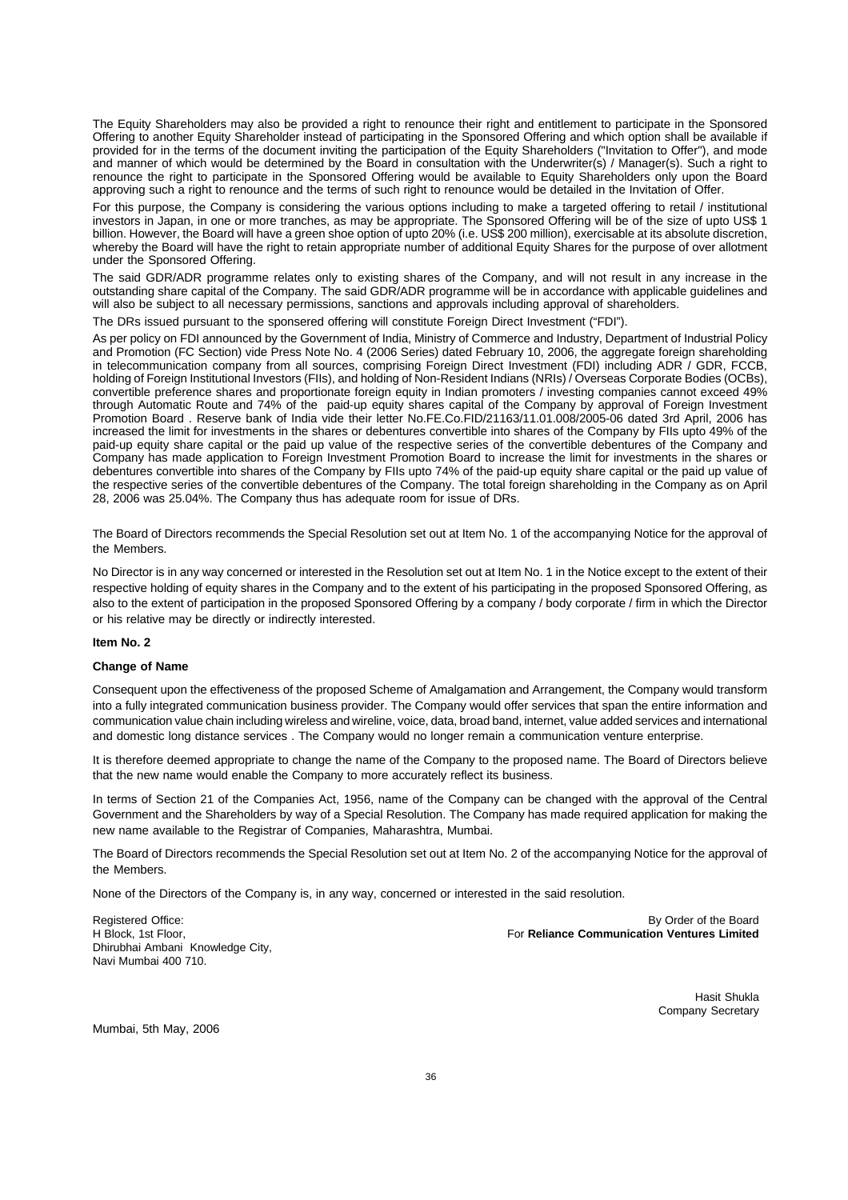The Equity Shareholders may also be provided a right to renounce their right and entitlement to participate in the Sponsored Offering to another Equity Shareholder instead of participating in the Sponsored Offering and which option shall be available if provided for in the terms of the document inviting the participation of the Equity Shareholders ("Invitation to Offer"), and mode and manner of which would be determined by the Board in consultation with the Underwriter(s) / Manager(s). Such a right to renounce the right to participate in the Sponsored Offering would be available to Equity Shareholders only upon the Board approving such a right to renounce and the terms of such right to renounce would be detailed in the Invitation of Offer.

For this purpose, the Company is considering the various options including to make a targeted offering to retail / institutional investors in Japan, in one or more tranches, as may be appropriate. The Sponsored Offering will be of the size of upto US$ 1 billion. However, the Board will have a green shoe option of upto 20% (i.e. US$ 200 million), exercisable at its absolute discretion, whereby the Board will have the right to retain appropriate number of additional Equity Shares for the purpose of over allotment under the Sponsored Offering.

The said GDR/ADR programme relates only to existing shares of the Company, and will not result in any increase in the outstanding share capital of the Company. The said GDR/ADR programme will be in accordance with applicable guidelines and will also be subject to all necessary permissions, sanctions and approvals including approval of shareholders.

The DRs issued pursuant to the sponsered offering will constitute Foreign Direct Investment ("FDI").

As per policy on FDI announced by the Government of India, Ministry of Commerce and Industry, Department of Industrial Policy and Promotion (FC Section) vide Press Note No. 4 (2006 Series) dated February 10, 2006, the aggregate foreign shareholding in telecommunication company from all sources, comprising Foreign Direct Investment (FDI) including ADR / GDR, FCCB, holding of Foreign Institutional Investors (FIIs), and holding of Non-Resident Indians (NRIs) / Overseas Corporate Bodies (OCBs), convertible preference shares and proportionate foreign equity in Indian promoters / investing companies cannot exceed 49% through Automatic Route and 74% of the paid-up equity shares capital of the Company by approval of Foreign Investment Promotion Board . Reserve bank of India vide their letter No.FE.Co.FID/21163/11.01.008/2005-06 dated 3rd April, 2006 has increased the limit for investments in the shares or debentures convertible into shares of the Company by FIIs upto 49% of the paid-up equity share capital or the paid up value of the respective series of the convertible debentures of the Company and Company has made application to Foreign Investment Promotion Board to increase the limit for investments in the shares or debentures convertible into shares of the Company by FIIs upto 74% of the paid-up equity share capital or the paid up value of the respective series of the convertible debentures of the Company. The total foreign shareholding in the Company as on April 28, 2006 was 25.04%. The Company thus has adequate room for issue of DRs.

The Board of Directors recommends the Special Resolution set out at Item No. 1 of the accompanying Notice for the approval of the Members.

No Director is in any way concerned or interested in the Resolution set out at Item No. 1 in the Notice except to the extent of their respective holding of equity shares in the Company and to the extent of his participating in the proposed Sponsored Offering, as also to the extent of participation in the proposed Sponsored Offering by a company / body corporate / firm in which the Director or his relative may be directly or indirectly interested.

**Item No. 2**

**Change of Name**

Consequent upon the effectiveness of the proposed Scheme of Amalgamation and Arrangement, the Company would transform into a fully integrated communication business provider. The Company would offer services that span the entire information and communication value chain including wireless and wireline, voice, data, broad band, internet, value added services and international and domestic long distance services . The Company would no longer remain a communication venture enterprise.

It is therefore deemed appropriate to change the name of the Company to the proposed name. The Board of Directors believe that the new name would enable the Company to more accurately reflect its business.

In terms of Section 21 of the Companies Act, 1956, name of the Company can be changed with the approval of the Central Government and the Shareholders by way of a Special Resolution. The Company has made required application for making the new name available to the Registrar of Companies, Maharashtra, Mumbai.

The Board of Directors recommends the Special Resolution set out at Item No. 2 of the accompanying Notice for the approval of the Members.

None of the Directors of the Company is, in any way, concerned or interested in the said resolution.

Registered Office:
H Block, 1st Floor,
Dhirubhai Ambani Knowledge City,
Navi Mumbai 400 710.

By Order of the Board
For **Reliance Communication Ventures Limited**

Hasit Shukla
Company Secretary

Mumbai, 5th May, 2006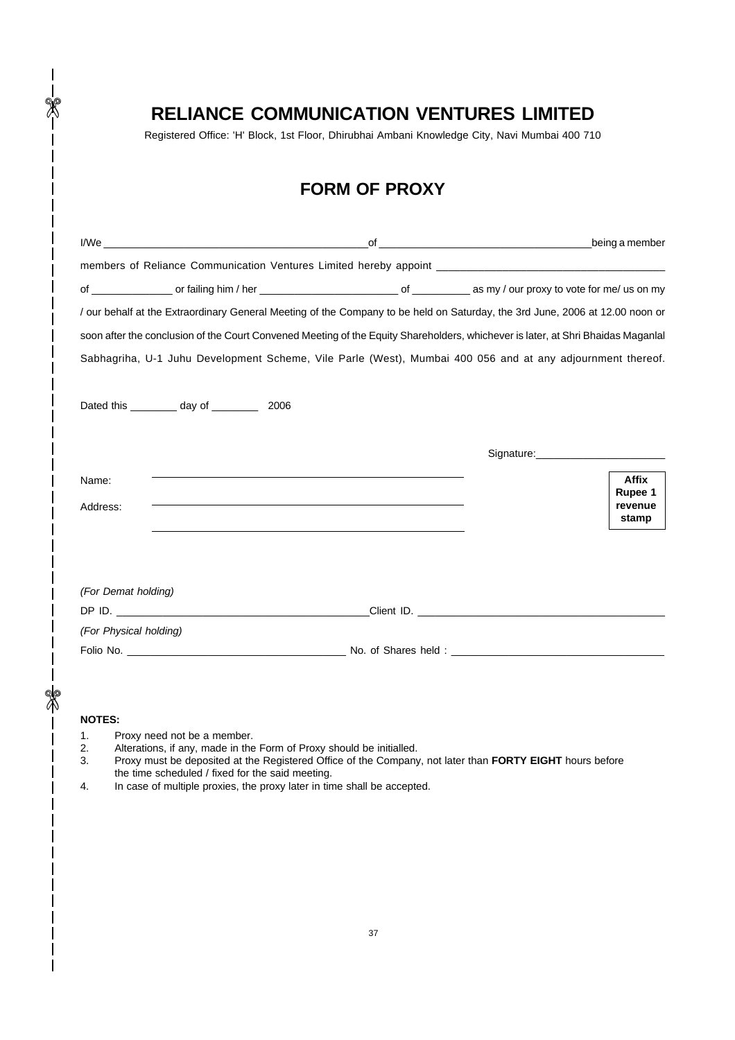# RELIANCE COMMUNICATION VENTURES LIMITED

Registered Office: 'H' Block, 1st Floor, Dhirubhai Ambani Knowledge City, Navi Mumbai 400 710

## FORM OF PROXY

I/We ______________________________ of ______________________________ being a member members of Reliance Communication Ventures Limited hereby appoint ______________________________ of ______________ or failing him / her ______________________ of __________ as my / our proxy to vote for me/ us on my / our behalf at the Extraordinary General Meeting of the Company to be held on Saturday, the 3rd June, 2006 at 12.00 noon or soon after the conclusion of the Court Convened Meeting of the Equity Shareholders, whichever is later, at Shri Bhaidas Maganlal Sabhagriha, U-1 Juhu Development Scheme, Vile Parle (West), Mumbai 400 056 and at any adjournment thereof.

Dated this ________ day of ________ 2006

Signature: ______________________

Name: ______________________________

Address: ______________________________

______________________________

**Affix Rupee 1 revenue stamp**

*(For Demat holding)*

DP ID. ______________________________ Client ID. ______________________________

*(For Physical holding)*

Folio No. ______________________________ No. of Shares held : ______________________________

**NOTES:**

1. Proxy need not be a member.
2. Alterations, if any, made in the Form of Proxy should be initialled.
3. Proxy must be deposited at the Registered Office of the Company, not later than **FORTY EIGHT** hours before the time scheduled / fixed for the said meeting.
4. In case of multiple proxies, the proxy later in time shall be accepted.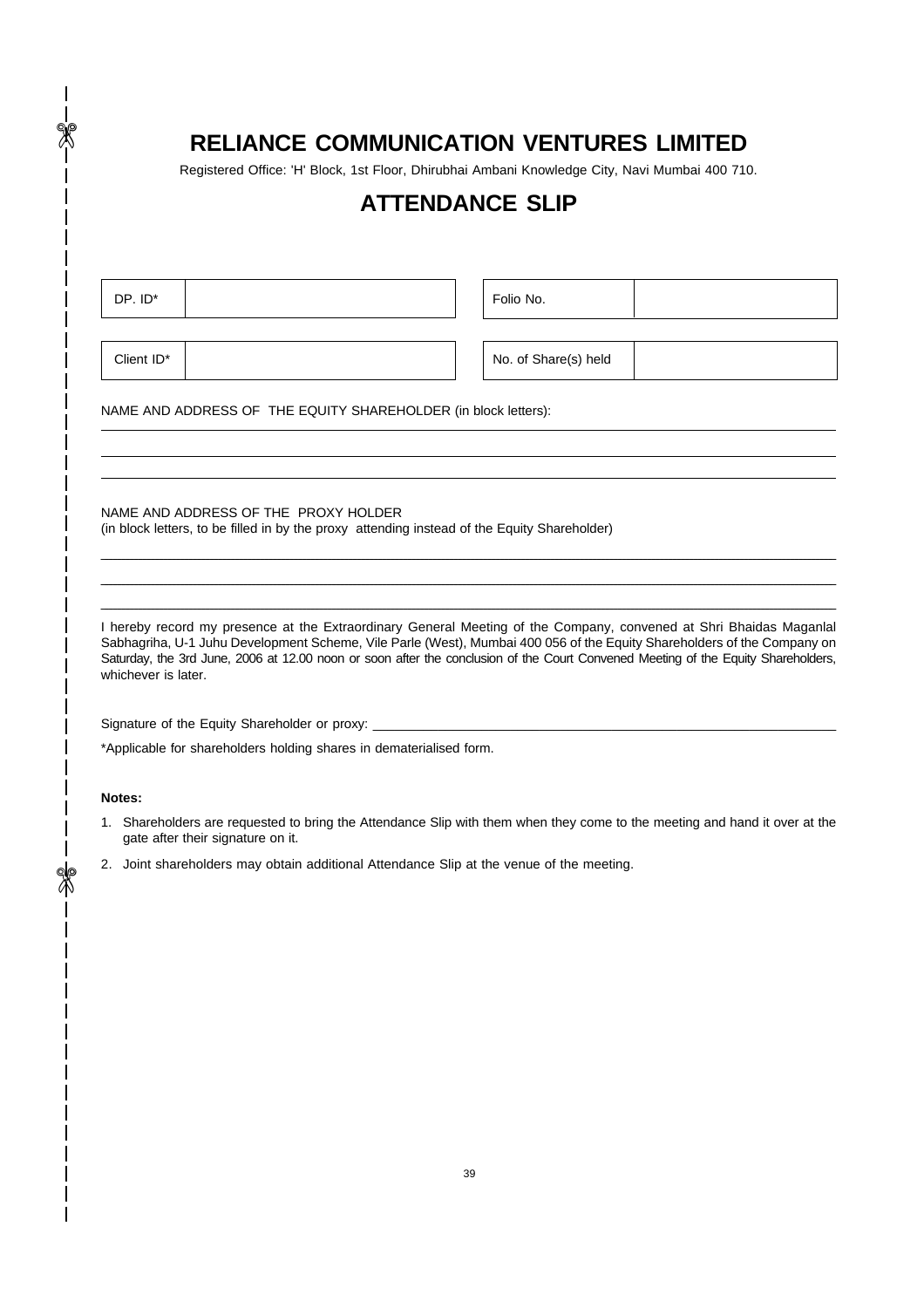# RELIANCE COMMUNICATION VENTURES LIMITED

Registered Office: 'H' Block, 1st Floor, Dhirubhai Ambani Knowledge City, Navi Mumbai 400 710.

## ATTENDANCE SLIP

| DP. ID* | | Folio No. | |
|---|---|---|---|
| Client ID* | | No. of Share(s) held | |

NAME AND ADDRESS OF THE EQUITY SHAREHOLDER (in block letters):

\_\_\_\_\_\_\_\_\_\_\_\_\_\_\_\_\_\_\_\_\_\_\_\_\_\_\_\_\_\_\_\_\_\_\_\_\_\_\_\_\_\_\_\_\_\_\_\_\_\_\_\_\_\_\_\_\_\_\_\_

\_\_\_\_\_\_\_\_\_\_\_\_\_\_\_\_\_\_\_\_\_\_\_\_\_\_\_\_\_\_\_\_\_\_\_\_\_\_\_\_\_\_\_\_\_\_\_\_\_\_\_\_\_\_\_\_\_\_\_\_

\_\_\_\_\_\_\_\_\_\_\_\_\_\_\_\_\_\_\_\_\_\_\_\_\_\_\_\_\_\_\_\_\_\_\_\_\_\_\_\_\_\_\_\_\_\_\_\_\_\_\_\_\_\_\_\_\_\_\_\_

NAME AND ADDRESS OF THE PROXY HOLDER
(in block letters, to be filled in by the proxy attending instead of the Equity Shareholder)

\_\_\_\_\_\_\_\_\_\_\_\_\_\_\_\_\_\_\_\_\_\_\_\_\_\_\_\_\_\_\_\_\_\_\_\_\_\_\_\_\_\_\_\_\_\_\_\_\_\_\_\_\_\_\_\_\_\_\_\_

\_\_\_\_\_\_\_\_\_\_\_\_\_\_\_\_\_\_\_\_\_\_\_\_\_\_\_\_\_\_\_\_\_\_\_\_\_\_\_\_\_\_\_\_\_\_\_\_\_\_\_\_\_\_\_\_\_\_\_\_

\_\_\_\_\_\_\_\_\_\_\_\_\_\_\_\_\_\_\_\_\_\_\_\_\_\_\_\_\_\_\_\_\_\_\_\_\_\_\_\_\_\_\_\_\_\_\_\_\_\_\_\_\_\_\_\_\_\_\_\_

I hereby record my presence at the Extraordinary General Meeting of the Company, convened at Shri Bhaidas Maganlal Sabhagriha, U-1 Juhu Development Scheme, Vile Parle (West), Mumbai 400 056 of the Equity Shareholders of the Company on Saturday, the 3rd June, 2006 at 12.00 noon or soon after the conclusion of the Court Convened Meeting of the Equity Shareholders, whichever is later.

Signature of the Equity Shareholder or proxy: \_\_\_\_\_\_\_\_\_\_\_\_\_\_\_\_\_\_\_\_\_\_\_\_\_\_\_\_\_\_\_\_\_\_\_\_

*Applicable for shareholders holding shares in dematerialised form.

**Notes:**

1. Shareholders are requested to bring the Attendance Slip with them when they come to the meeting and hand it over at the gate after their signature on it.
2. Joint shareholders may obtain additional Attendance Slip at the venue of the meeting.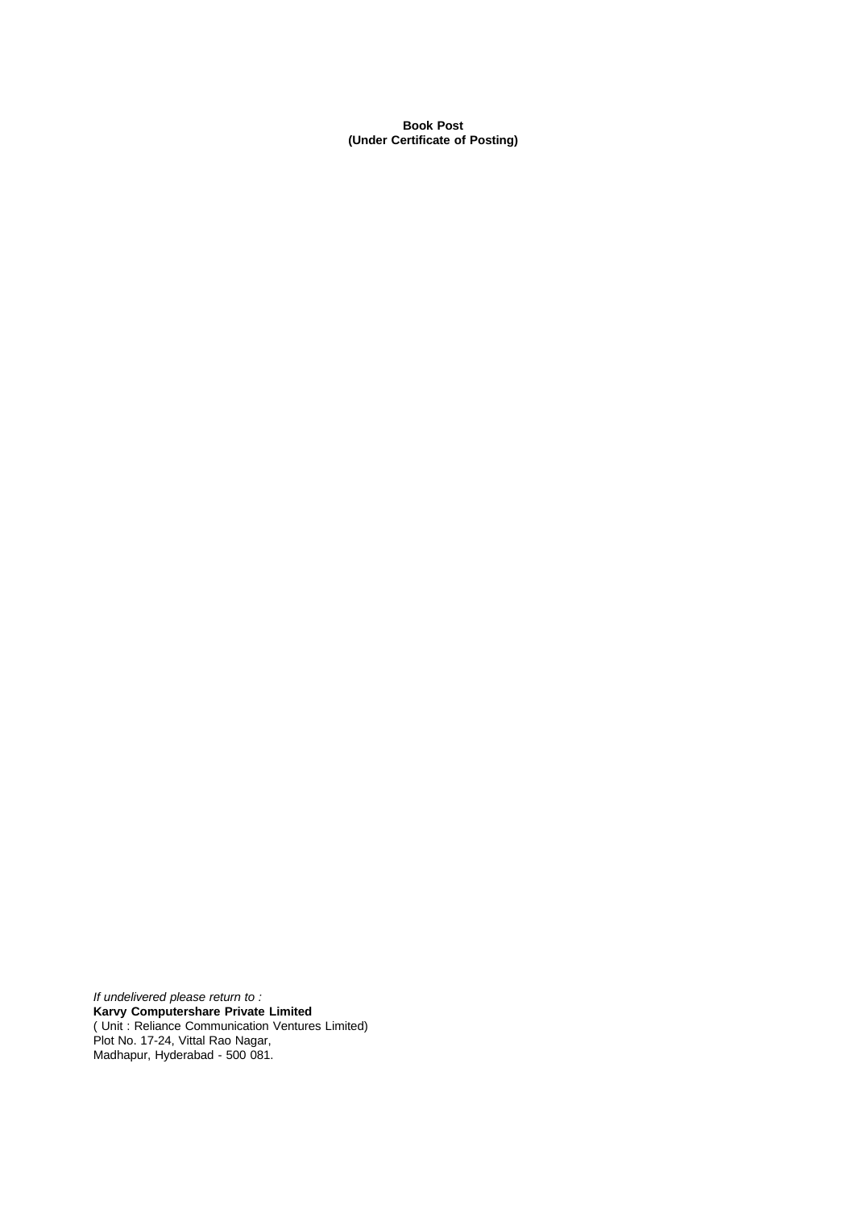**Book Post**
**(Under Certificate of Posting)**

*If undelivered please return to :*
**Karvy Computershare Private Limited**
( Unit : Reliance Communication Ventures Limited)
Plot No. 17-24, Vittal Rao Nagar,
Madhapur, Hyderabad - 500 081.